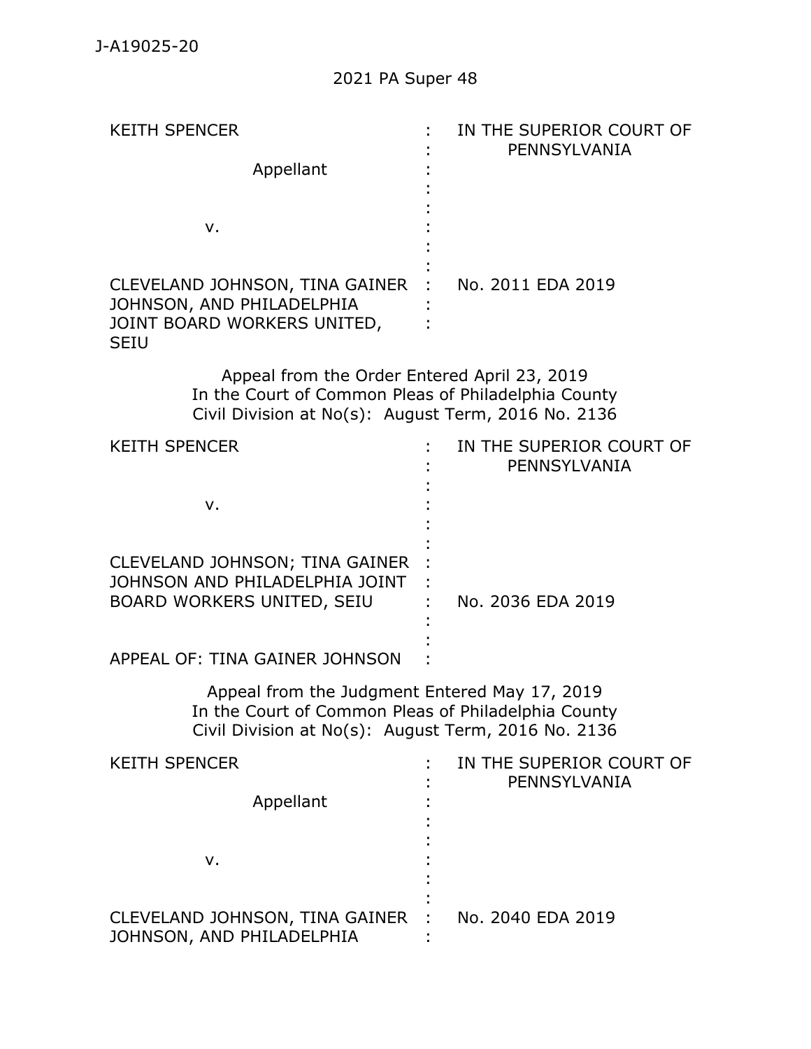J-A19025-20

2021 PA Super 48

| | | |
|---|---|---|
| KEITH SPENCER<br><br>Appellant<br><br>v.<br><br>CLEVELAND JOHNSON, TINA GAINER JOHNSON, AND PHILADELPHIA JOINT BOARD WORKERS UNITED, SEIU | : | IN THE SUPERIOR COURT OF PENNSYLVANIA<br><br><br><br><br><br>No. 2011 EDA 2019 |

Appeal from the Order Entered April 23, 2019
In the Court of Common Pleas of Philadelphia County
Civil Division at No(s): August Term, 2016 No. 2136

| | | |
|---|---|---|
| KEITH SPENCER<br><br>v.<br><br>CLEVELAND JOHNSON; TINA GAINER JOHNSON AND PHILADELPHIA JOINT BOARD WORKERS UNITED, SEIU<br><br>APPEAL OF: TINA GAINER JOHNSON | : | IN THE SUPERIOR COURT OF PENNSYLVANIA<br><br><br><br>No. 2036 EDA 2019 |

Appeal from the Judgment Entered May 17, 2019
In the Court of Common Pleas of Philadelphia County
Civil Division at No(s): August Term, 2016 No. 2136

| | | |
|---|---|---|
| KEITH SPENCER<br><br>Appellant<br><br>v.<br><br>CLEVELAND JOHNSON, TINA GAINER JOHNSON, AND PHILADELPHIA | : | IN THE SUPERIOR COURT OF PENNSYLVANIA<br><br><br><br><br><br>No. 2040 EDA 2019 |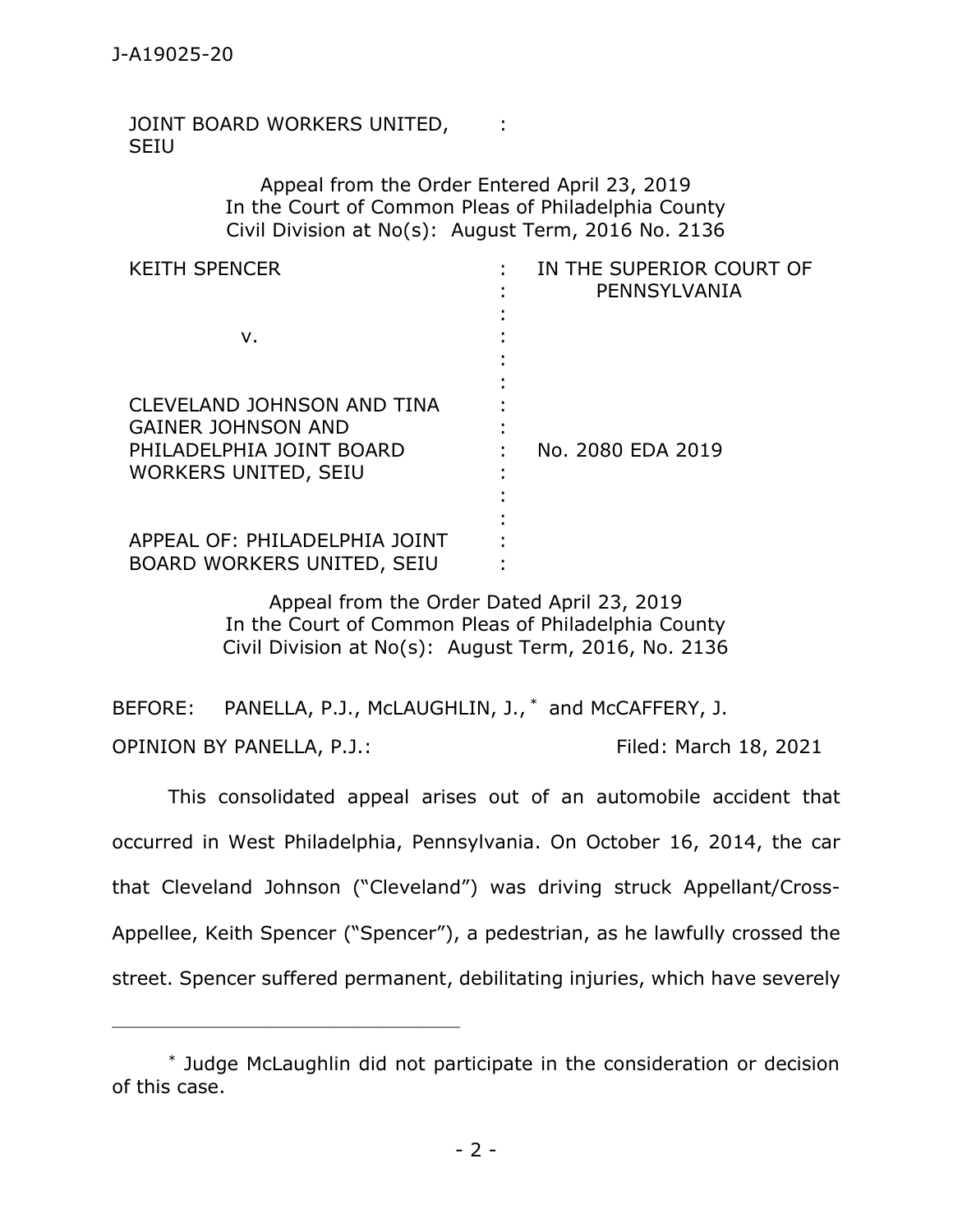JOINT BOARD WORKERS UNITED, SEIU :

Appeal from the Order Entered April 23, 2019
In the Court of Common Pleas of Philadelphia County
Civil Division at No(s): August Term, 2016 No. 2136

| | | |
|---|---|---|
| KEITH SPENCER | : | IN THE SUPERIOR COURT OF PENNSYLVANIA |
| v. | : | |
| CLEVELAND JOHNSON AND TINA GAINER JOHNSON AND PHILADELPHIA JOINT BOARD WORKERS UNITED, SEIU | : | No. 2080 EDA 2019 |
| APPEAL OF: PHILADELPHIA JOINT BOARD WORKERS UNITED, SEIU | : | |

Appeal from the Order Dated April 23, 2019
In the Court of Common Pleas of Philadelphia County
Civil Division at No(s): August Term, 2016, No. 2136

BEFORE: PANELLA, P.J., McLAUGHLIN, J.,* and McCAFFERY, J.

OPINION BY PANELLA, P.J.: Filed: March 18, 2021

This consolidated appeal arises out of an automobile accident that occurred in West Philadelphia, Pennsylvania. On October 16, 2014, the car that Cleveland Johnson ("Cleveland") was driving struck Appellant/Cross-Appellee, Keith Spencer ("Spencer"), a pedestrian, as he lawfully crossed the street. Spencer suffered permanent, debilitating injuries, which have severely

---

* Judge McLaughlin did not participate in the consideration or decision of this case.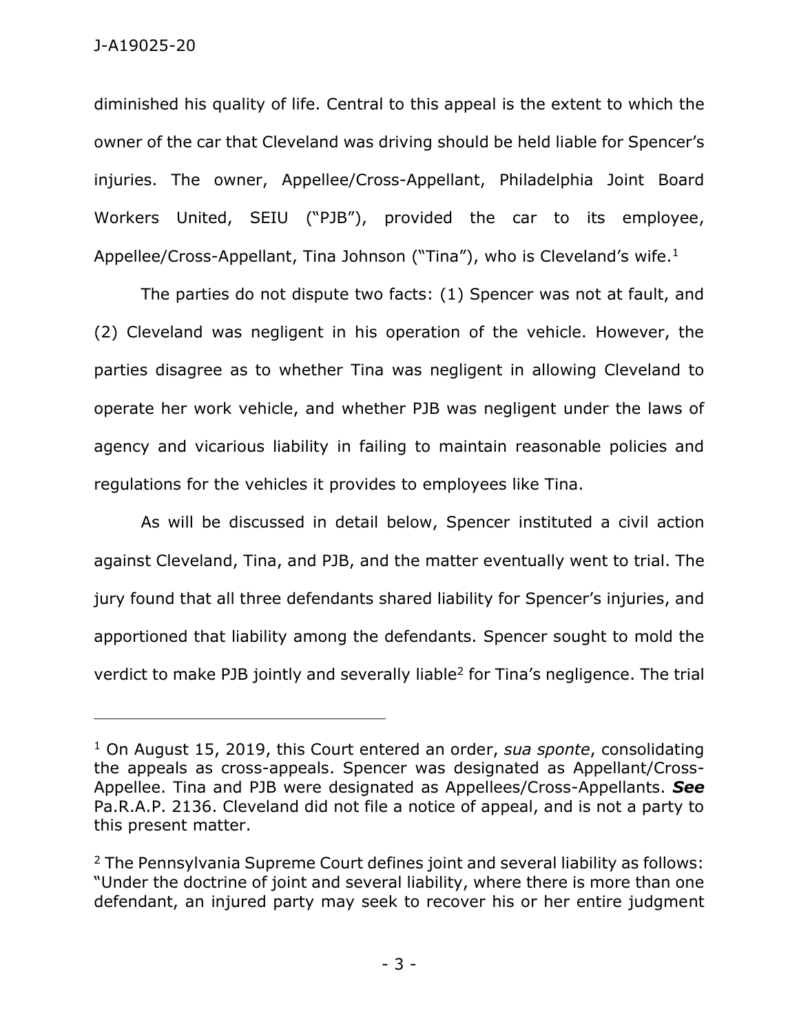diminished his quality of life. Central to this appeal is the extent to which the owner of the car that Cleveland was driving should be held liable for Spencer's injuries. The owner, Appellee/Cross-Appellant, Philadelphia Joint Board Workers United, SEIU ("PJB"), provided the car to its employee, Appellee/Cross-Appellant, Tina Johnson ("Tina"), who is Cleveland's wife.[1]

The parties do not dispute two facts: (1) Spencer was not at fault, and (2) Cleveland was negligent in his operation of the vehicle. However, the parties disagree as to whether Tina was negligent in allowing Cleveland to operate her work vehicle, and whether PJB was negligent under the laws of agency and vicarious liability in failing to maintain reasonable policies and regulations for the vehicles it provides to employees like Tina.

As will be discussed in detail below, Spencer instituted a civil action against Cleveland, Tina, and PJB, and the matter eventually went to trial. The jury found that all three defendants shared liability for Spencer's injuries, and apportioned that liability among the defendants. Spencer sought to mold the verdict to make PJB jointly and severally liable[2] for Tina's negligence. The trial

---

[1] On August 15, 2019, this Court entered an order, *sua sponte*, consolidating the appeals as cross-appeals. Spencer was designated as Appellant/Cross-Appellee. Tina and PJB were designated as Appellees/Cross-Appellants. ***See*** Pa.R.A.P. 2136. Cleveland did not file a notice of appeal, and is not a party to this present matter.

[2] The Pennsylvania Supreme Court defines joint and several liability as follows: "Under the doctrine of joint and several liability, where there is more than one defendant, an injured party may seek to recover his or her entire judgment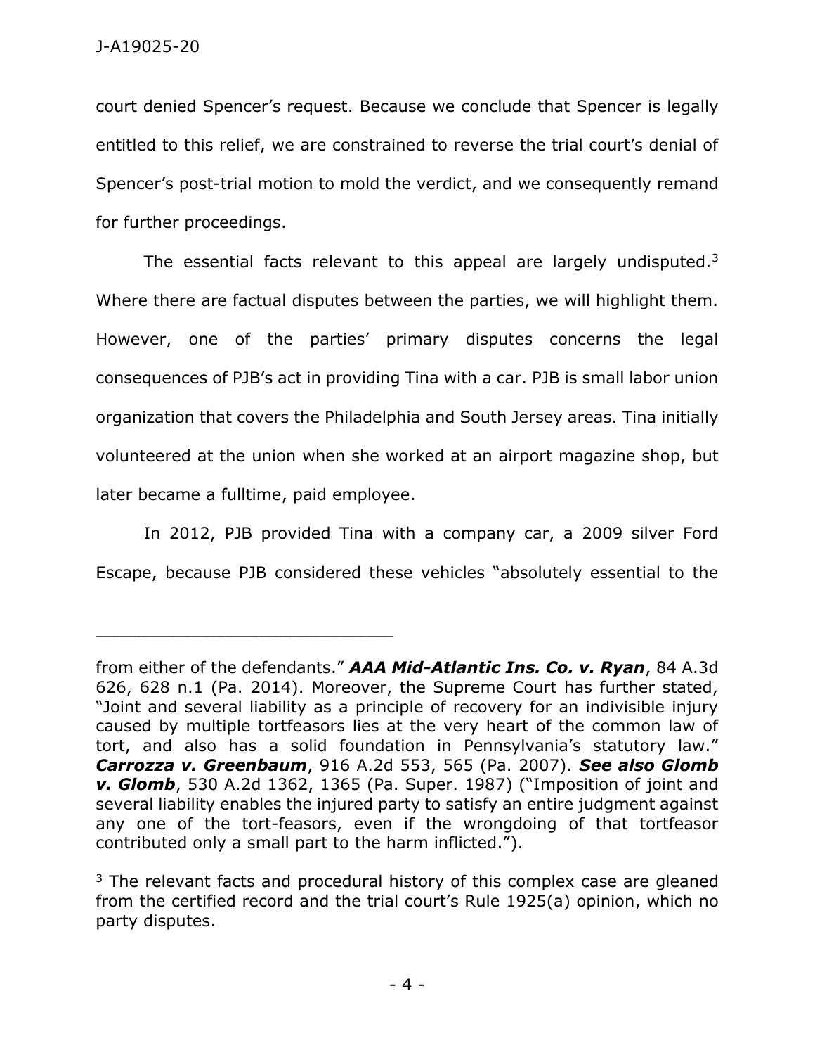court denied Spencer's request. Because we conclude that Spencer is legally entitled to this relief, we are constrained to reverse the trial court's denial of Spencer's post-trial motion to mold the verdict, and we consequently remand for further proceedings.

The essential facts relevant to this appeal are largely undisputed.[3] Where there are factual disputes between the parties, we will highlight them. However, one of the parties' primary disputes concerns the legal consequences of PJB's act in providing Tina with a car. PJB is small labor union organization that covers the Philadelphia and South Jersey areas. Tina initially volunteered at the union when she worked at an airport magazine shop, but later became a fulltime, paid employee.

In 2012, PJB provided Tina with a company car, a 2009 silver Ford Escape, because PJB considered these vehicles "absolutely essential to the

---

from either of the defendants." ***AAA Mid-Atlantic Ins. Co. v. Ryan***, 84 A.3d 626, 628 n.1 (Pa. 2014). Moreover, the Supreme Court has further stated, "Joint and several liability as a principle of recovery for an indivisible injury caused by multiple tortfeasors lies at the very heart of the common law of tort, and also has a solid foundation in Pennsylvania's statutory law." ***Carrozza v. Greenbaum***, 916 A.2d 553, 565 (Pa. 2007). ***See also Glomb v. Glomb***, 530 A.2d 1362, 1365 (Pa. Super. 1987) ("Imposition of joint and several liability enables the injured party to satisfy an entire judgment against any one of the tort-feasors, even if the wrongdoing of that tortfeasor contributed only a small part to the harm inflicted.").

[3] The relevant facts and procedural history of this complex case are gleaned from the certified record and the trial court's Rule 1925(a) opinion, which no party disputes.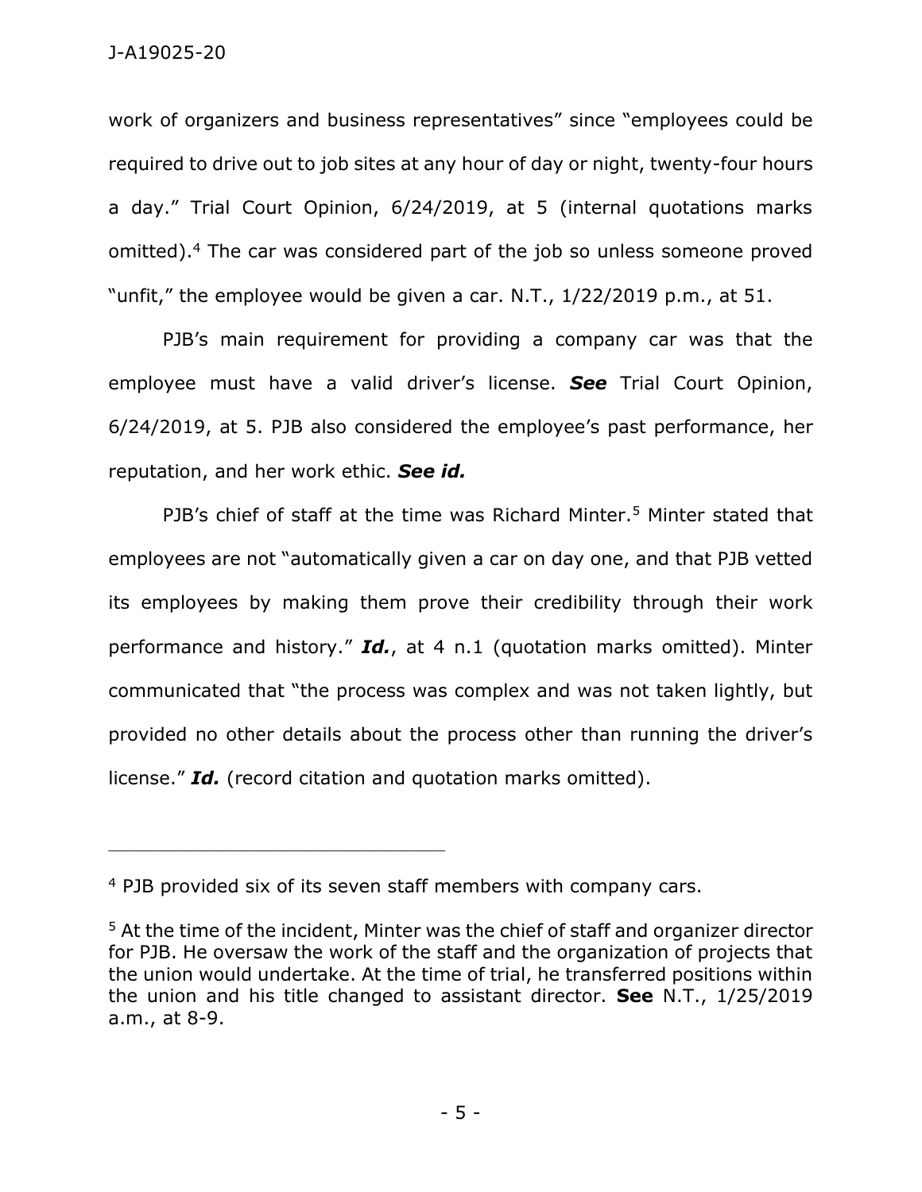work of organizers and business representatives" since "employees could be required to drive out to job sites at any hour of day or night, twenty-four hours a day." Trial Court Opinion, 6/24/2019, at 5 (internal quotations marks omitted).[4] The car was considered part of the job so unless someone proved "unfit," the employee would be given a car. N.T., 1/22/2019 p.m., at 51.

PJB's main requirement for providing a company car was that the employee must have a valid driver's license. ***See*** Trial Court Opinion, 6/24/2019, at 5. PJB also considered the employee's past performance, her reputation, and her work ethic. ***See id.***

PJB's chief of staff at the time was Richard Minter.[5] Minter stated that employees are not "automatically given a car on day one, and that PJB vetted its employees by making them prove their credibility through their work performance and history." ***Id.***, at 4 n.1 (quotation marks omitted). Minter communicated that "the process was complex and was not taken lightly, but provided no other details about the process other than running the driver's license." ***Id.*** (record citation and quotation marks omitted).

---

[4] PJB provided six of its seven staff members with company cars.

[5] At the time of the incident, Minter was the chief of staff and organizer director for PJB. He oversaw the work of the staff and the organization of projects that the union would undertake. At the time of trial, he transferred positions within the union and his title changed to assistant director. **See** N.T., 1/25/2019 a.m., at 8-9.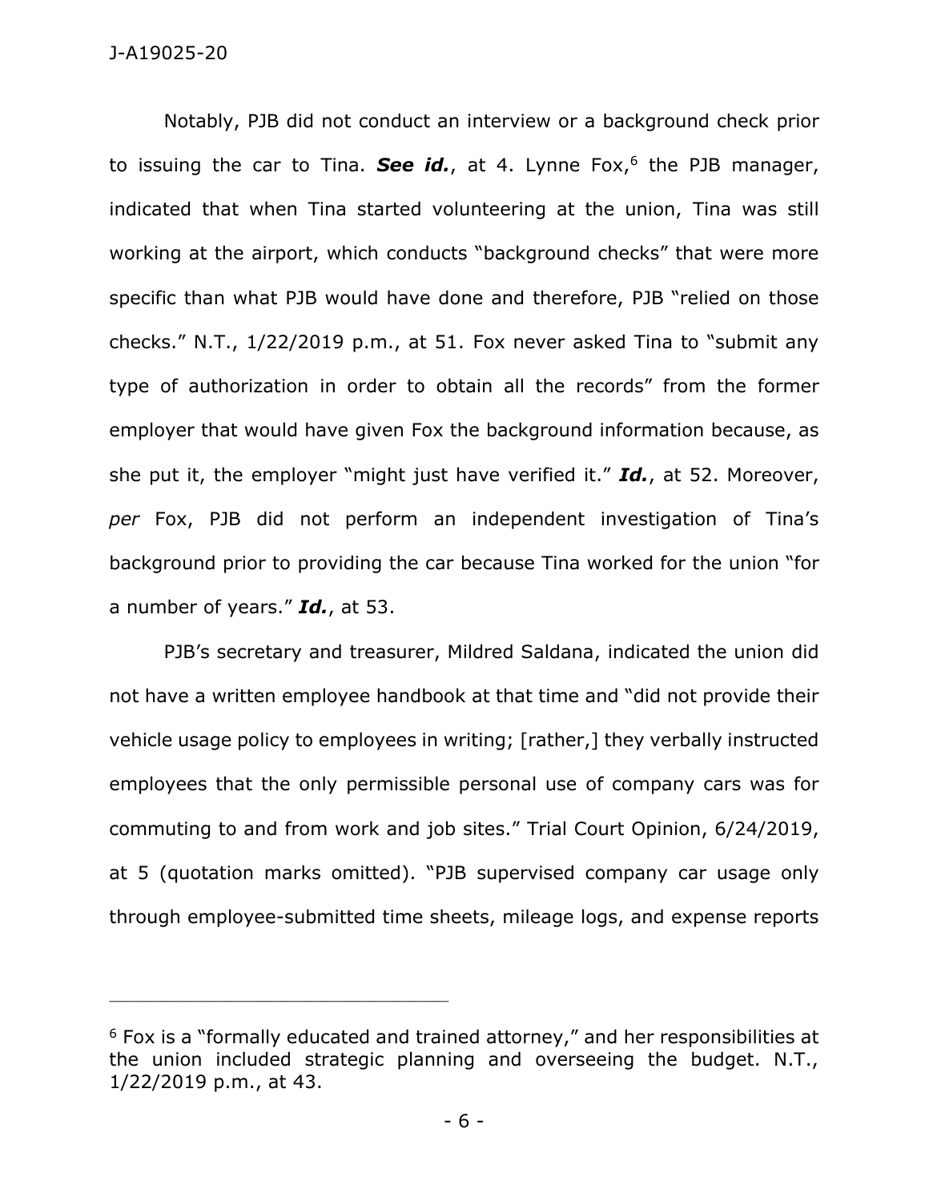Notably, PJB did not conduct an interview or a background check prior to issuing the car to Tina. ***See id.***, at 4. Lynne Fox,[6] the PJB manager, indicated that when Tina started volunteering at the union, Tina was still working at the airport, which conducts "background checks" that were more specific than what PJB would have done and therefore, PJB "relied on those checks." N.T., 1/22/2019 p.m., at 51. Fox never asked Tina to "submit any type of authorization in order to obtain all the records" from the former employer that would have given Fox the background information because, as she put it, the employer "might just have verified it." ***Id.***, at 52. Moreover, *per* Fox, PJB did not perform an independent investigation of Tina's background prior to providing the car because Tina worked for the union "for a number of years." ***Id.***, at 53.

PJB's secretary and treasurer, Mildred Saldana, indicated the union did not have a written employee handbook at that time and "did not provide their vehicle usage policy to employees in writing; [rather,] they verbally instructed employees that the only permissible personal use of company cars was for commuting to and from work and job sites." Trial Court Opinion, 6/24/2019, at 5 (quotation marks omitted). "PJB supervised company car usage only through employee-submitted time sheets, mileage logs, and expense reports

---

[6] Fox is a "formally educated and trained attorney," and her responsibilities at the union included strategic planning and overseeing the budget. N.T., 1/22/2019 p.m., at 43.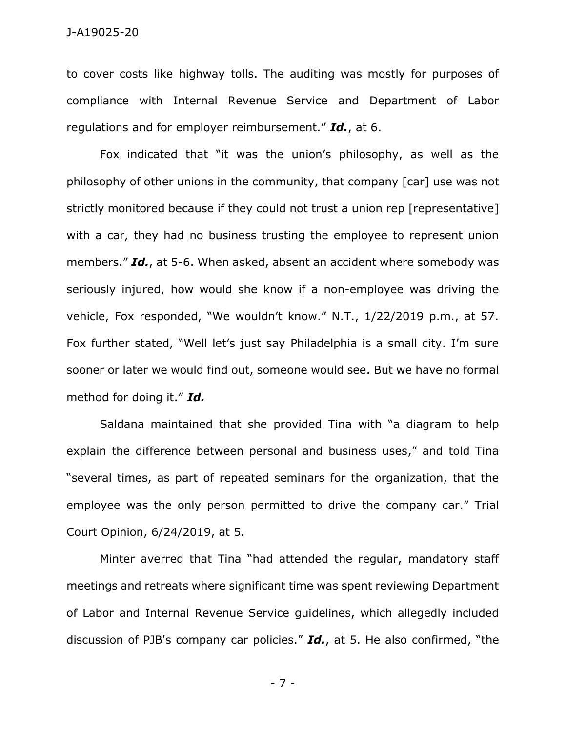to cover costs like highway tolls. The auditing was mostly for purposes of compliance with Internal Revenue Service and Department of Labor regulations and for employer reimbursement." ***Id.***, at 6.

Fox indicated that "it was the union's philosophy, as well as the philosophy of other unions in the community, that company [car] use was not strictly monitored because if they could not trust a union rep [representative] with a car, they had no business trusting the employee to represent union members." ***Id.***, at 5-6. When asked, absent an accident where somebody was seriously injured, how would she know if a non-employee was driving the vehicle, Fox responded, "We wouldn't know." N.T., 1/22/2019 p.m., at 57. Fox further stated, "Well let's just say Philadelphia is a small city. I'm sure sooner or later we would find out, someone would see. But we have no formal method for doing it." ***Id.***

Saldana maintained that she provided Tina with "a diagram to help explain the difference between personal and business uses," and told Tina "several times, as part of repeated seminars for the organization, that the employee was the only person permitted to drive the company car." Trial Court Opinion, 6/24/2019, at 5.

Minter averred that Tina "had attended the regular, mandatory staff meetings and retreats where significant time was spent reviewing Department of Labor and Internal Revenue Service guidelines, which allegedly included discussion of PJB's company car policies." ***Id.***, at 5. He also confirmed, "the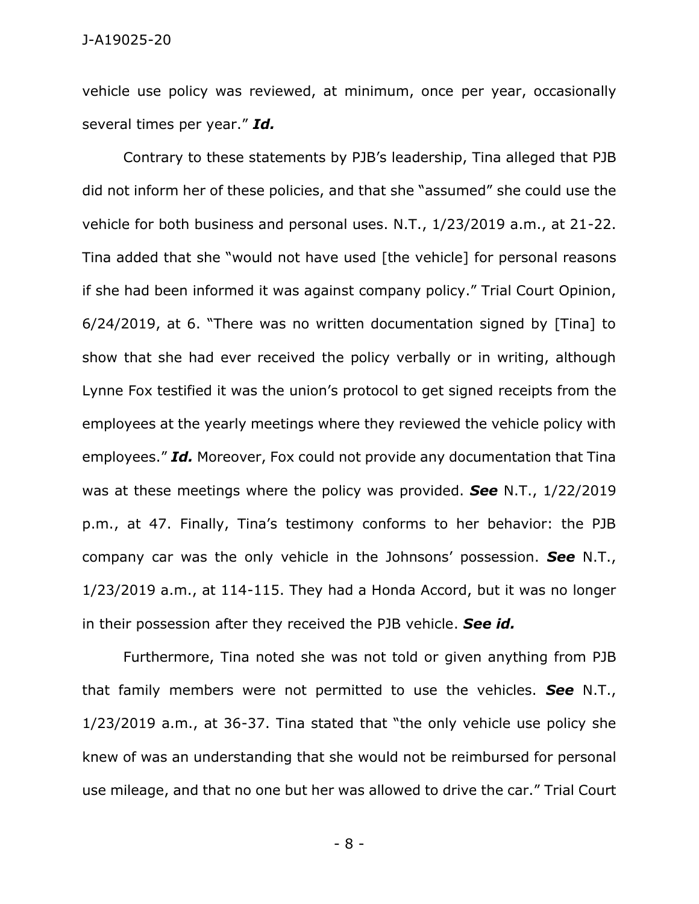vehicle use policy was reviewed, at minimum, once per year, occasionally several times per year." ***Id.***

Contrary to these statements by PJB's leadership, Tina alleged that PJB did not inform her of these policies, and that she "assumed" she could use the vehicle for both business and personal uses. N.T., 1/23/2019 a.m., at 21-22. Tina added that she "would not have used [the vehicle] for personal reasons if she had been informed it was against company policy." Trial Court Opinion, 6/24/2019, at 6. "There was no written documentation signed by [Tina] to show that she had ever received the policy verbally or in writing, although Lynne Fox testified it was the union's protocol to get signed receipts from the employees at the yearly meetings where they reviewed the vehicle policy with employees." ***Id.*** Moreover, Fox could not provide any documentation that Tina was at these meetings where the policy was provided. ***See*** N.T., 1/22/2019 p.m., at 47. Finally, Tina's testimony conforms to her behavior: the PJB company car was the only vehicle in the Johnsons' possession. ***See*** N.T., 1/23/2019 a.m., at 114-115. They had a Honda Accord, but it was no longer in their possession after they received the PJB vehicle. ***See id.***

Furthermore, Tina noted she was not told or given anything from PJB that family members were not permitted to use the vehicles. ***See*** N.T., 1/23/2019 a.m., at 36-37. Tina stated that "the only vehicle use policy she knew of was an understanding that she would not be reimbursed for personal use mileage, and that no one but her was allowed to drive the car." Trial Court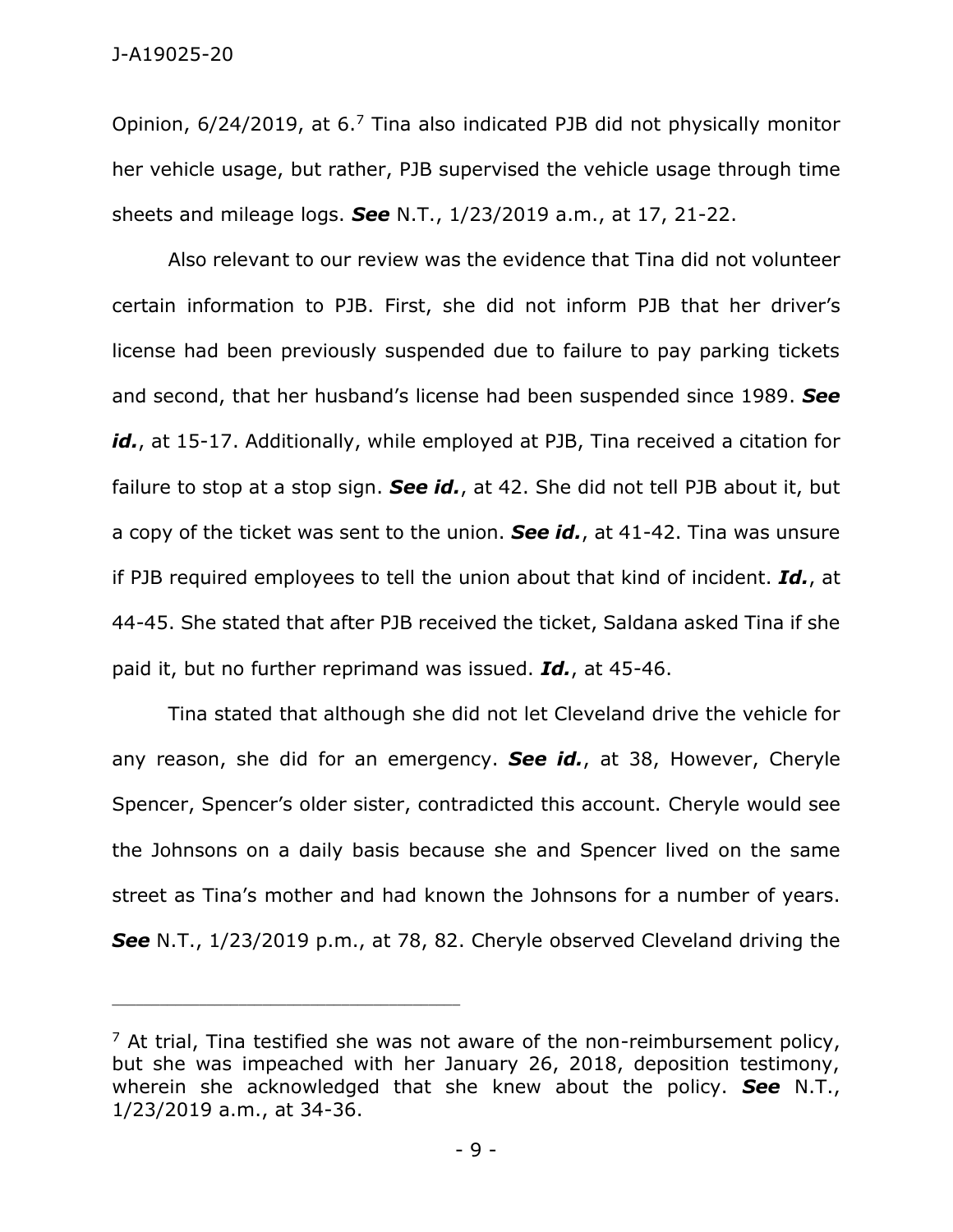Opinion, 6/24/2019, at 6.[7] Tina also indicated PJB did not physically monitor her vehicle usage, but rather, PJB supervised the vehicle usage through time sheets and mileage logs. ***See*** N.T., 1/23/2019 a.m., at 17, 21-22.

Also relevant to our review was the evidence that Tina did not volunteer certain information to PJB. First, she did not inform PJB that her driver's license had been previously suspended due to failure to pay parking tickets and second, that her husband's license had been suspended since 1989. ***See id.***, at 15-17. Additionally, while employed at PJB, Tina received a citation for failure to stop at a stop sign. ***See id.***, at 42. She did not tell PJB about it, but a copy of the ticket was sent to the union. ***See id.***, at 41-42. Tina was unsure if PJB required employees to tell the union about that kind of incident. ***Id.***, at 44-45. She stated that after PJB received the ticket, Saldana asked Tina if she paid it, but no further reprimand was issued. ***Id.***, at 45-46.

Tina stated that although she did not let Cleveland drive the vehicle for any reason, she did for an emergency. ***See id.***, at 38, However, Cheryle Spencer, Spencer's older sister, contradicted this account. Cheryle would see the Johnsons on a daily basis because she and Spencer lived on the same street as Tina's mother and had known the Johnsons for a number of years. ***See*** N.T., 1/23/2019 p.m., at 78, 82. Cheryle observed Cleveland driving the

---

[7] At trial, Tina testified she was not aware of the non-reimbursement policy, but she was impeached with her January 26, 2018, deposition testimony, wherein she acknowledged that she knew about the policy. ***See*** N.T., 1/23/2019 a.m., at 34-36.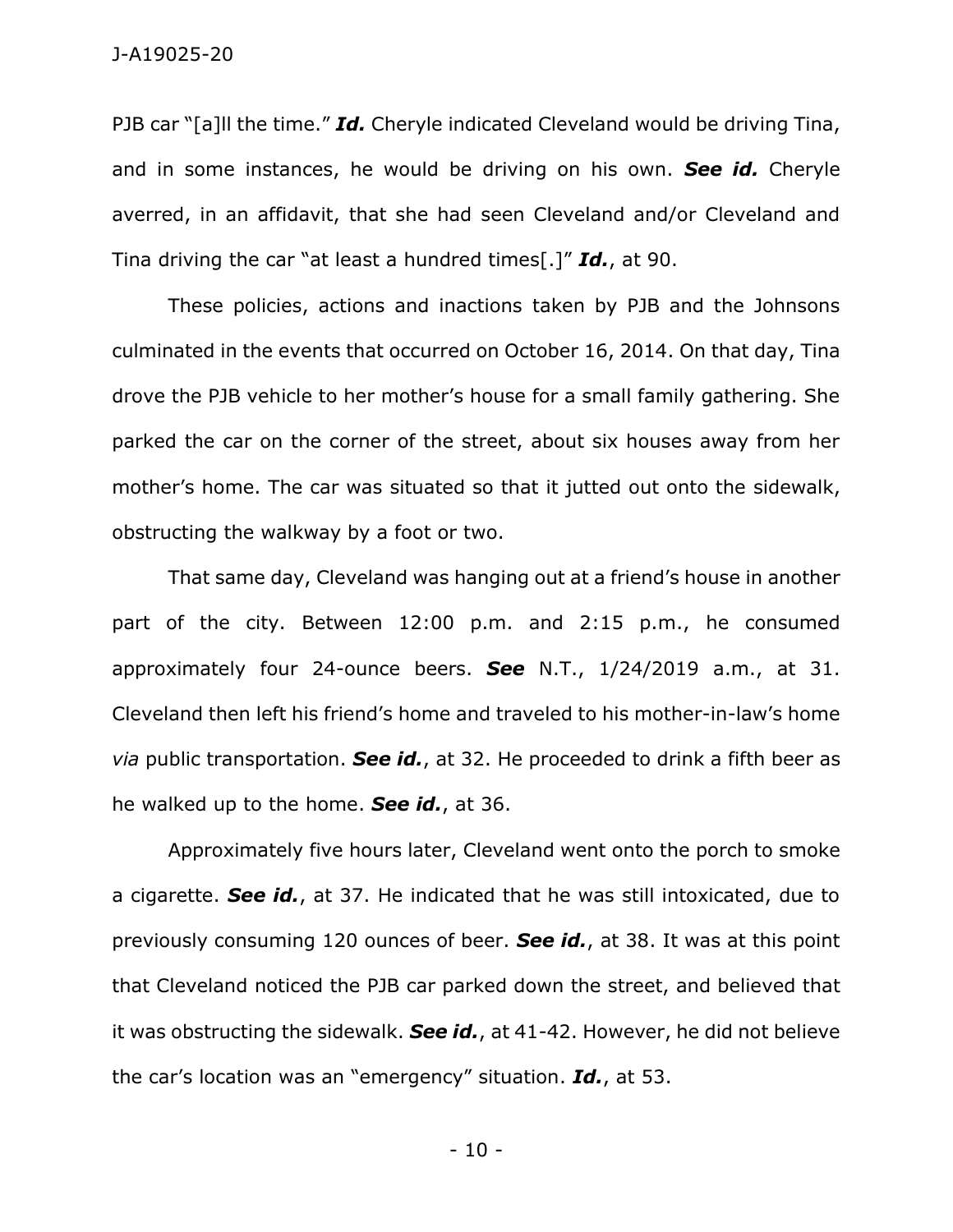PJB car "[a]ll the time." ***Id.*** Cheryle indicated Cleveland would be driving Tina, and in some instances, he would be driving on his own. ***See id.*** Cheryle averred, in an affidavit, that she had seen Cleveland and/or Cleveland and Tina driving the car "at least a hundred times[.]" ***Id.***, at 90.

These policies, actions and inactions taken by PJB and the Johnsons culminated in the events that occurred on October 16, 2014. On that day, Tina drove the PJB vehicle to her mother's house for a small family gathering. She parked the car on the corner of the street, about six houses away from her mother's home. The car was situated so that it jutted out onto the sidewalk, obstructing the walkway by a foot or two.

That same day, Cleveland was hanging out at a friend's house in another part of the city. Between 12:00 p.m. and 2:15 p.m., he consumed approximately four 24-ounce beers. ***See*** N.T., 1/24/2019 a.m., at 31. Cleveland then left his friend's home and traveled to his mother-in-law's home *via* public transportation. ***See id.***, at 32. He proceeded to drink a fifth beer as he walked up to the home. ***See id.***, at 36.

Approximately five hours later, Cleveland went onto the porch to smoke a cigarette. ***See id.***, at 37. He indicated that he was still intoxicated, due to previously consuming 120 ounces of beer. ***See id.***, at 38. It was at this point that Cleveland noticed the PJB car parked down the street, and believed that it was obstructing the sidewalk. ***See id.***, at 41-42. However, he did not believe the car's location was an "emergency" situation. ***Id.***, at 53.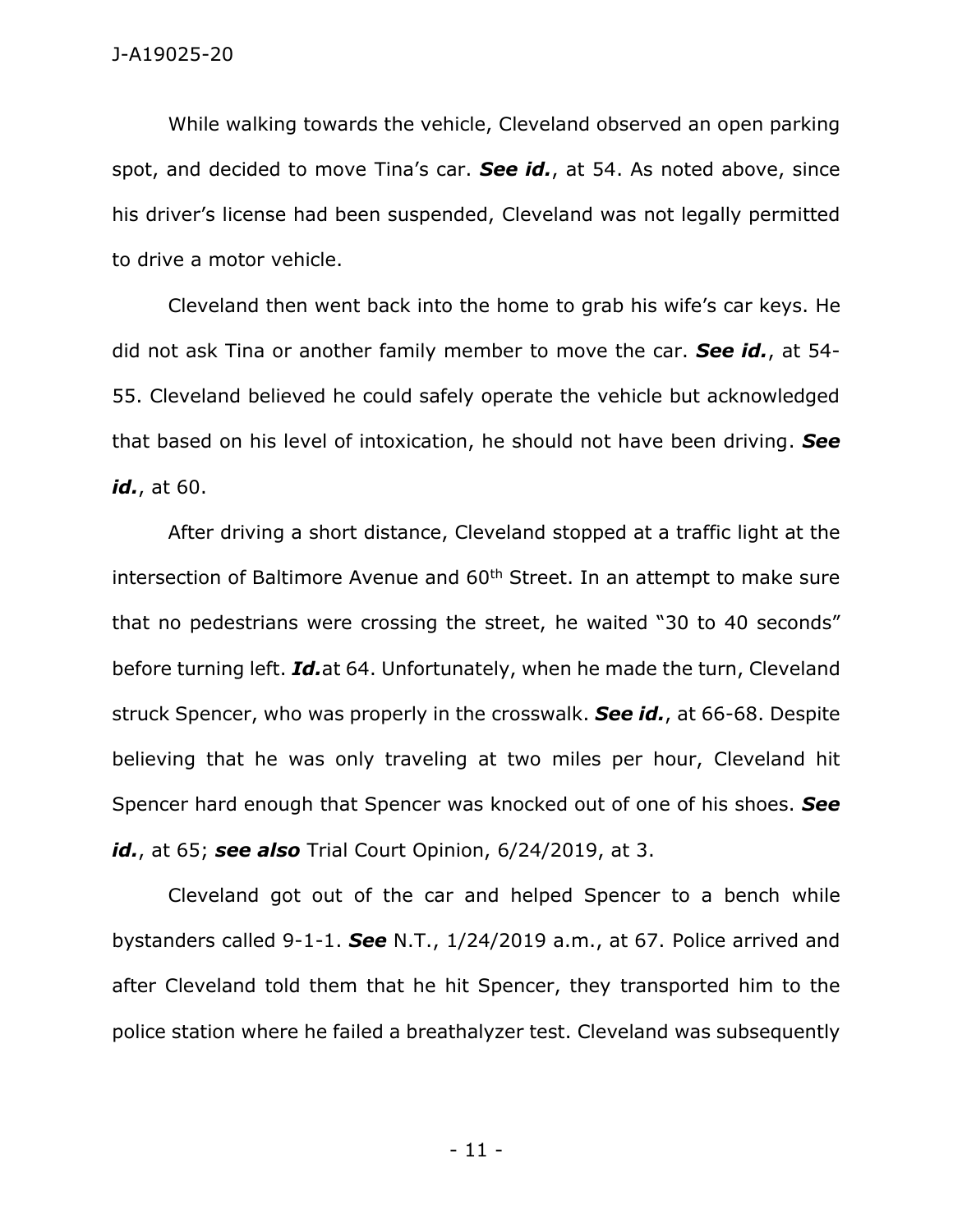While walking towards the vehicle, Cleveland observed an open parking spot, and decided to move Tina's car. ***See id.***, at 54. As noted above, since his driver's license had been suspended, Cleveland was not legally permitted to drive a motor vehicle.

Cleveland then went back into the home to grab his wife's car keys. He did not ask Tina or another family member to move the car. ***See id.***, at 54-55. Cleveland believed he could safely operate the vehicle but acknowledged that based on his level of intoxication, he should not have been driving. ***See id.***, at 60.

After driving a short distance, Cleveland stopped at a traffic light at the intersection of Baltimore Avenue and 60th Street. In an attempt to make sure that no pedestrians were crossing the street, he waited "30 to 40 seconds" before turning left. ***Id.***at 64. Unfortunately, when he made the turn, Cleveland struck Spencer, who was properly in the crosswalk. ***See id.***, at 66-68. Despite believing that he was only traveling at two miles per hour, Cleveland hit Spencer hard enough that Spencer was knocked out of one of his shoes. ***See id.***, at 65; ***see also*** Trial Court Opinion, 6/24/2019, at 3.

Cleveland got out of the car and helped Spencer to a bench while bystanders called 9-1-1. ***See*** N.T., 1/24/2019 a.m., at 67. Police arrived and after Cleveland told them that he hit Spencer, they transported him to the police station where he failed a breathalyzer test. Cleveland was subsequently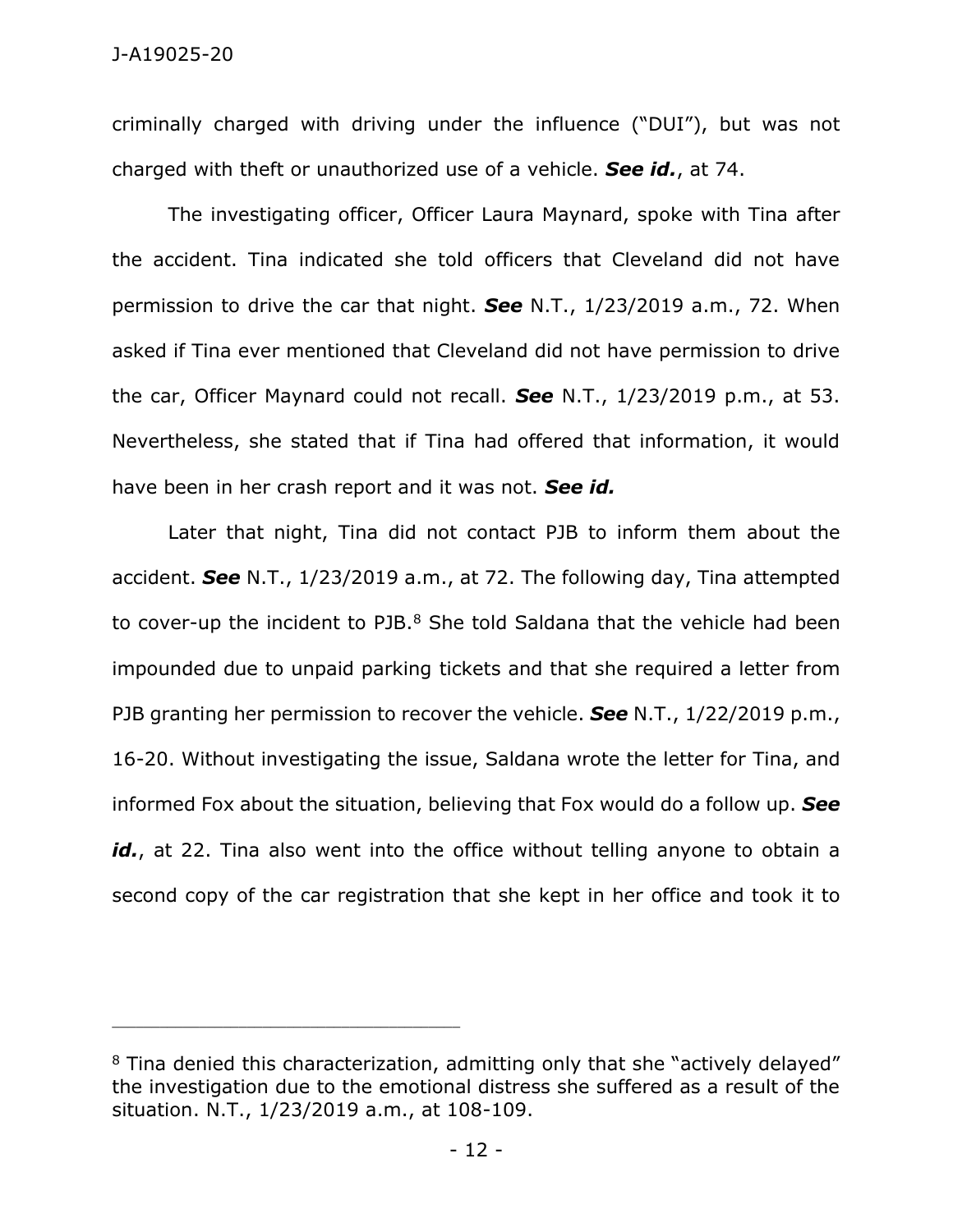criminally charged with driving under the influence ("DUI"), but was not charged with theft or unauthorized use of a vehicle. ***See id.***, at 74.

The investigating officer, Officer Laura Maynard, spoke with Tina after the accident. Tina indicated she told officers that Cleveland did not have permission to drive the car that night. ***See*** N.T., 1/23/2019 a.m., 72. When asked if Tina ever mentioned that Cleveland did not have permission to drive the car, Officer Maynard could not recall. ***See*** N.T., 1/23/2019 p.m., at 53. Nevertheless, she stated that if Tina had offered that information, it would have been in her crash report and it was not. ***See id.***

Later that night, Tina did not contact PJB to inform them about the accident. ***See*** N.T., 1/23/2019 a.m., at 72. The following day, Tina attempted to cover-up the incident to PJB.[8] She told Saldana that the vehicle had been impounded due to unpaid parking tickets and that she required a letter from PJB granting her permission to recover the vehicle. ***See*** N.T., 1/22/2019 p.m., 16-20. Without investigating the issue, Saldana wrote the letter for Tina, and informed Fox about the situation, believing that Fox would do a follow up. ***See id.***, at 22. Tina also went into the office without telling anyone to obtain a second copy of the car registration that she kept in her office and took it to

---

[8] Tina denied this characterization, admitting only that she "actively delayed" the investigation due to the emotional distress she suffered as a result of the situation. N.T., 1/23/2019 a.m., at 108-109.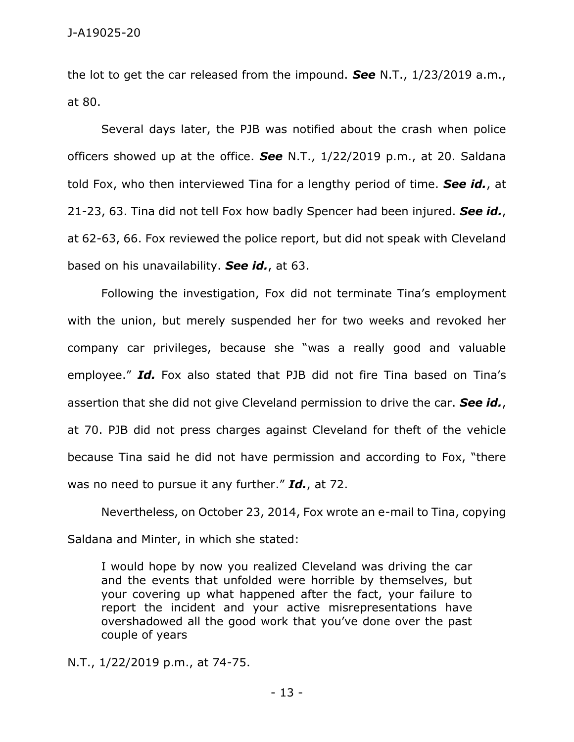the lot to get the car released from the impound. ***See*** N.T., 1/23/2019 a.m., at 80.

Several days later, the PJB was notified about the crash when police officers showed up at the office. ***See*** N.T., 1/22/2019 p.m., at 20. Saldana told Fox, who then interviewed Tina for a lengthy period of time. ***See id.***, at 21-23, 63. Tina did not tell Fox how badly Spencer had been injured. ***See id.***, at 62-63, 66. Fox reviewed the police report, but did not speak with Cleveland based on his unavailability. ***See id.***, at 63.

Following the investigation, Fox did not terminate Tina's employment with the union, but merely suspended her for two weeks and revoked her company car privileges, because she "was a really good and valuable employee." ***Id.*** Fox also stated that PJB did not fire Tina based on Tina's assertion that she did not give Cleveland permission to drive the car. ***See id.***, at 70. PJB did not press charges against Cleveland for theft of the vehicle because Tina said he did not have permission and according to Fox, "there was no need to pursue it any further." ***Id.***, at 72.

Nevertheless, on October 23, 2014, Fox wrote an e-mail to Tina, copying Saldana and Minter, in which she stated:

> I would hope by now you realized Cleveland was driving the car and the events that unfolded were horrible by themselves, but your covering up what happened after the fact, your failure to report the incident and your active misrepresentations have overshadowed all the good work that you've done over the past couple of years

N.T., 1/22/2019 p.m., at 74-75.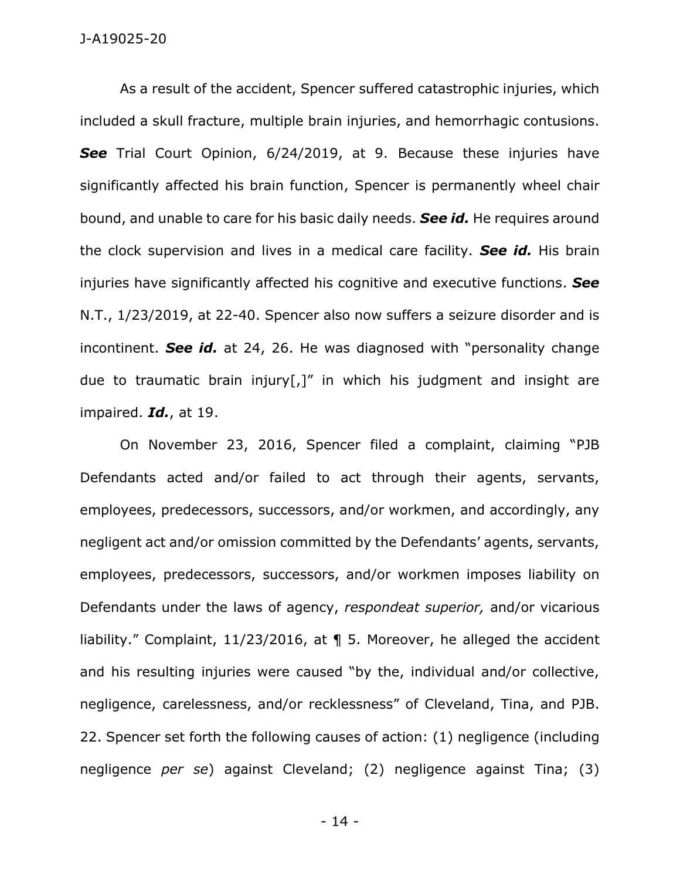As a result of the accident, Spencer suffered catastrophic injuries, which included a skull fracture, multiple brain injuries, and hemorrhagic contusions. ***See*** Trial Court Opinion, 6/24/2019, at 9. Because these injuries have significantly affected his brain function, Spencer is permanently wheel chair bound, and unable to care for his basic daily needs. ***See id.*** He requires around the clock supervision and lives in a medical care facility. ***See id.*** His brain injuries have significantly affected his cognitive and executive functions. ***See*** N.T., 1/23/2019, at 22-40. Spencer also now suffers a seizure disorder and is incontinent. ***See id.*** at 24, 26. He was diagnosed with "personality change due to traumatic brain injury[,]" in which his judgment and insight are impaired. ***Id.***, at 19.

On November 23, 2016, Spencer filed a complaint, claiming "PJB Defendants acted and/or failed to act through their agents, servants, employees, predecessors, successors, and/or workmen, and accordingly, any negligent act and/or omission committed by the Defendants' agents, servants, employees, predecessors, successors, and/or workmen imposes liability on Defendants under the laws of agency, *respondeat superior,* and/or vicarious liability." Complaint, 11/23/2016, at ¶ 5. Moreover, he alleged the accident and his resulting injuries were caused "by the, individual and/or collective, negligence, carelessness, and/or recklessness" of Cleveland, Tina, and PJB. 22. Spencer set forth the following causes of action: (1) negligence (including negligence *per se*) against Cleveland; (2) negligence against Tina; (3)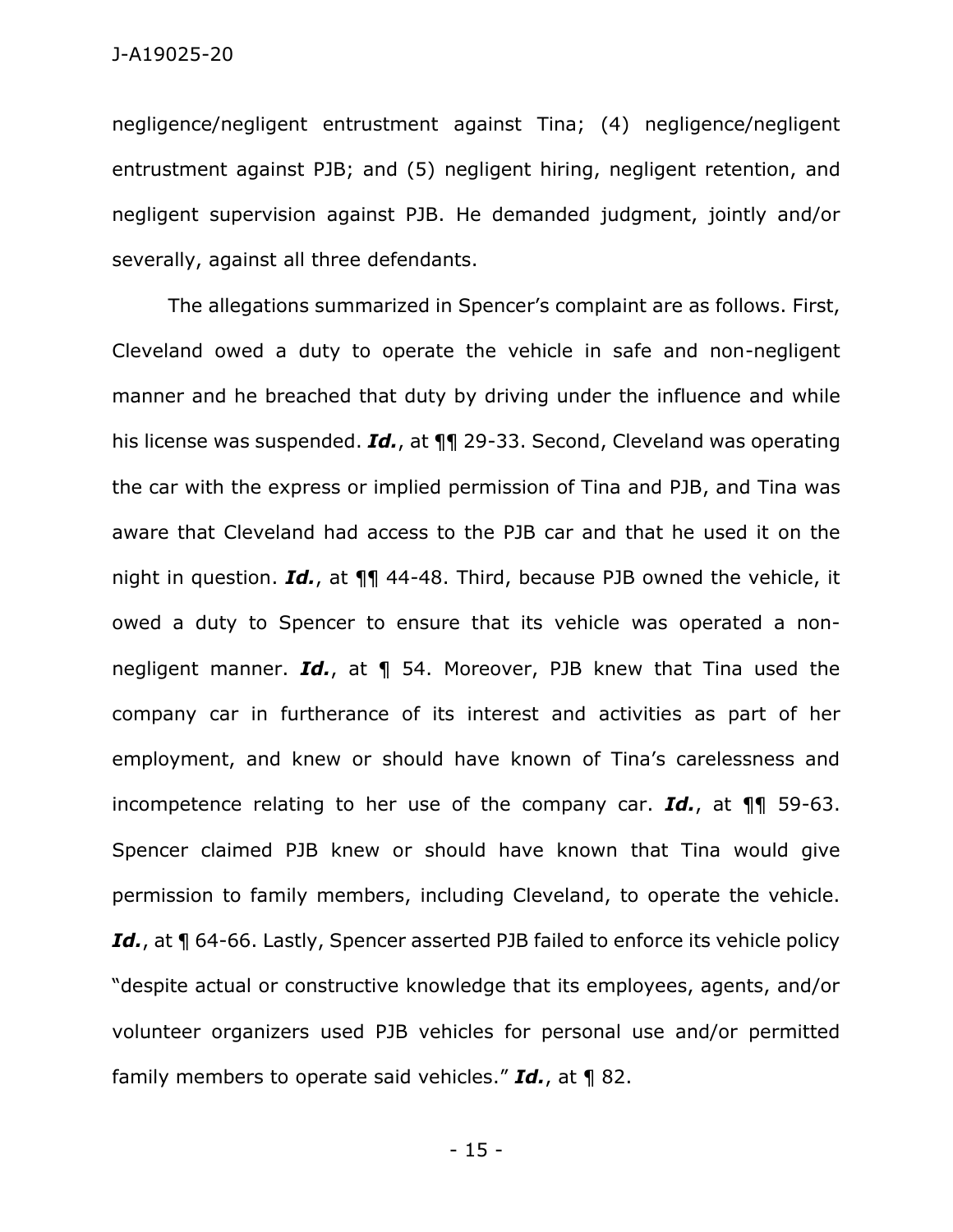negligence/negligent entrustment against Tina; (4) negligence/negligent entrustment against PJB; and (5) negligent hiring, negligent retention, and negligent supervision against PJB. He demanded judgment, jointly and/or severally, against all three defendants.

The allegations summarized in Spencer's complaint are as follows. First, Cleveland owed a duty to operate the vehicle in safe and non-negligent manner and he breached that duty by driving under the influence and while his license was suspended. ***Id.***, at ¶¶ 29-33. Second, Cleveland was operating the car with the express or implied permission of Tina and PJB, and Tina was aware that Cleveland had access to the PJB car and that he used it on the night in question. ***Id.***, at ¶¶ 44-48. Third, because PJB owned the vehicle, it owed a duty to Spencer to ensure that its vehicle was operated a non-negligent manner. ***Id.***, at ¶ 54. Moreover, PJB knew that Tina used the company car in furtherance of its interest and activities as part of her employment, and knew or should have known of Tina's carelessness and incompetence relating to her use of the company car. ***Id.***, at ¶¶ 59-63. Spencer claimed PJB knew or should have known that Tina would give permission to family members, including Cleveland, to operate the vehicle. ***Id.***, at ¶ 64-66. Lastly, Spencer asserted PJB failed to enforce its vehicle policy "despite actual or constructive knowledge that its employees, agents, and/or volunteer organizers used PJB vehicles for personal use and/or permitted family members to operate said vehicles." ***Id.***, at ¶ 82.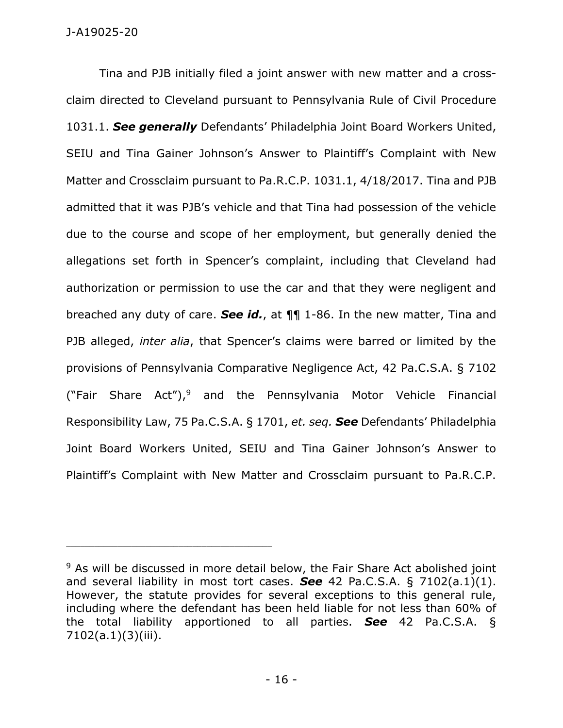Tina and PJB initially filed a joint answer with new matter and a cross-claim directed to Cleveland pursuant to Pennsylvania Rule of Civil Procedure 1031.1. ***See generally*** Defendants' Philadelphia Joint Board Workers United, SEIU and Tina Gainer Johnson's Answer to Plaintiff's Complaint with New Matter and Crossclaim pursuant to Pa.R.C.P. 1031.1, 4/18/2017. Tina and PJB admitted that it was PJB's vehicle and that Tina had possession of the vehicle due to the course and scope of her employment, but generally denied the allegations set forth in Spencer's complaint, including that Cleveland had authorization or permission to use the car and that they were negligent and breached any duty of care. ***See id.***, at ¶¶ 1-86. In the new matter, Tina and PJB alleged, *inter alia*, that Spencer's claims were barred or limited by the provisions of Pennsylvania Comparative Negligence Act, 42 Pa.C.S.A. § 7102 ("Fair Share Act"),[9] and the Pennsylvania Motor Vehicle Financial Responsibility Law, 75 Pa.C.S.A. § 1701, *et. seq.* ***See*** Defendants' Philadelphia Joint Board Workers United, SEIU and Tina Gainer Johnson's Answer to Plaintiff's Complaint with New Matter and Crossclaim pursuant to Pa.R.C.P.

---

[9] As will be discussed in more detail below, the Fair Share Act abolished joint and several liability in most tort cases. ***See*** 42 Pa.C.S.A. § 7102(a.1)(1). However, the statute provides for several exceptions to this general rule, including where the defendant has been held liable for not less than 60% of the total liability apportioned to all parties. ***See*** 42 Pa.C.S.A. § 7102(a.1)(3)(iii).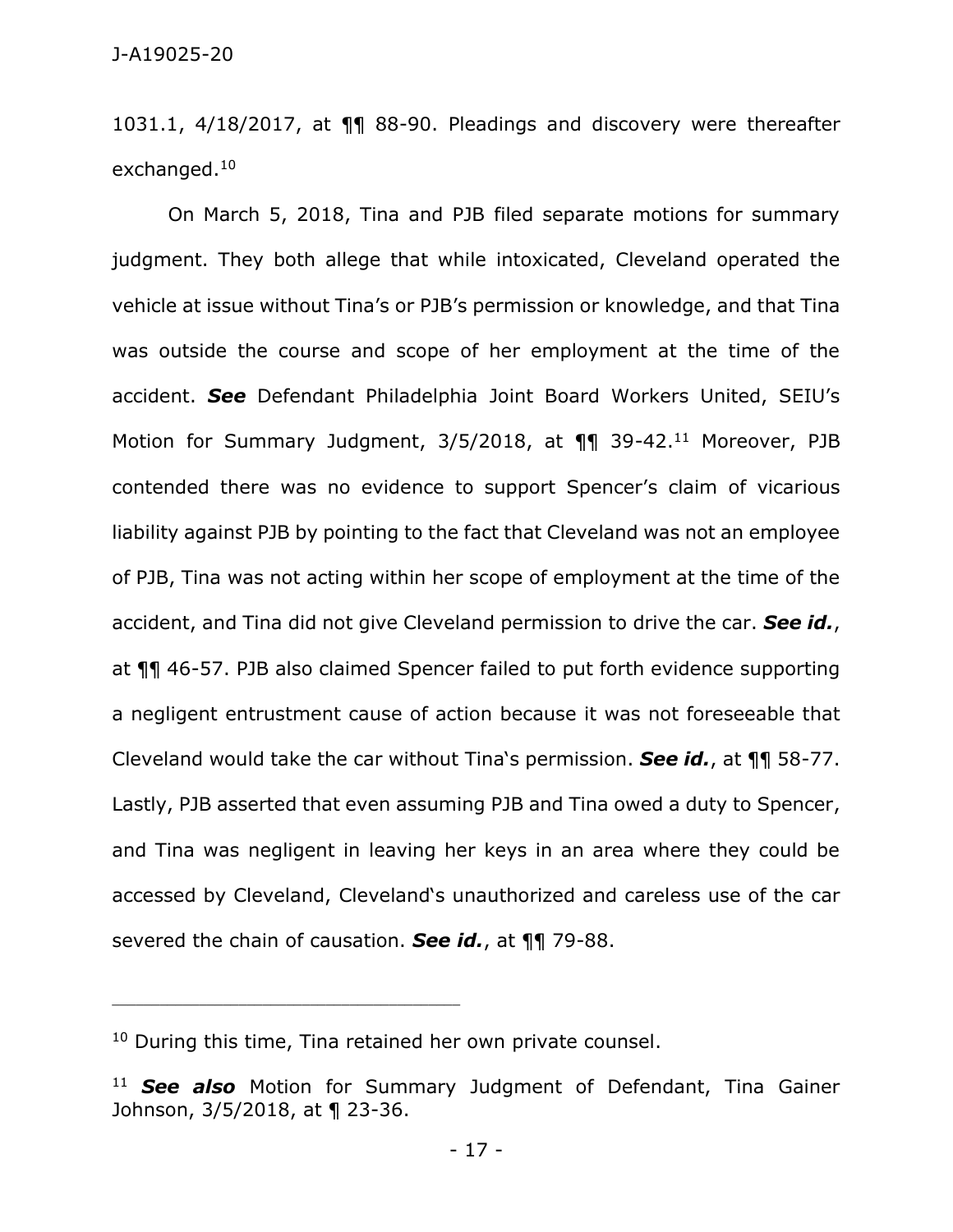1031.1, 4/18/2017, at ¶¶ 88-90. Pleadings and discovery were thereafter exchanged.[10]

On March 5, 2018, Tina and PJB filed separate motions for summary judgment. They both allege that while intoxicated, Cleveland operated the vehicle at issue without Tina's or PJB's permission or knowledge, and that Tina was outside the course and scope of her employment at the time of the accident. ***See*** Defendant Philadelphia Joint Board Workers United, SEIU's Motion for Summary Judgment, 3/5/2018, at ¶¶ 39-42.[11] Moreover, PJB contended there was no evidence to support Spencer's claim of vicarious liability against PJB by pointing to the fact that Cleveland was not an employee of PJB, Tina was not acting within her scope of employment at the time of the accident, and Tina did not give Cleveland permission to drive the car. ***See id.***, at ¶¶ 46-57. PJB also claimed Spencer failed to put forth evidence supporting a negligent entrustment cause of action because it was not foreseeable that Cleveland would take the car without Tina's permission. ***See id.***, at ¶¶ 58-77. Lastly, PJB asserted that even assuming PJB and Tina owed a duty to Spencer, and Tina was negligent in leaving her keys in an area where they could be accessed by Cleveland, Cleveland's unauthorized and careless use of the car severed the chain of causation. ***See id.***, at ¶¶ 79-88.

---

[10] During this time, Tina retained her own private counsel.

[11] ***See also*** Motion for Summary Judgment of Defendant, Tina Gainer Johnson, 3/5/2018, at ¶ 23-36.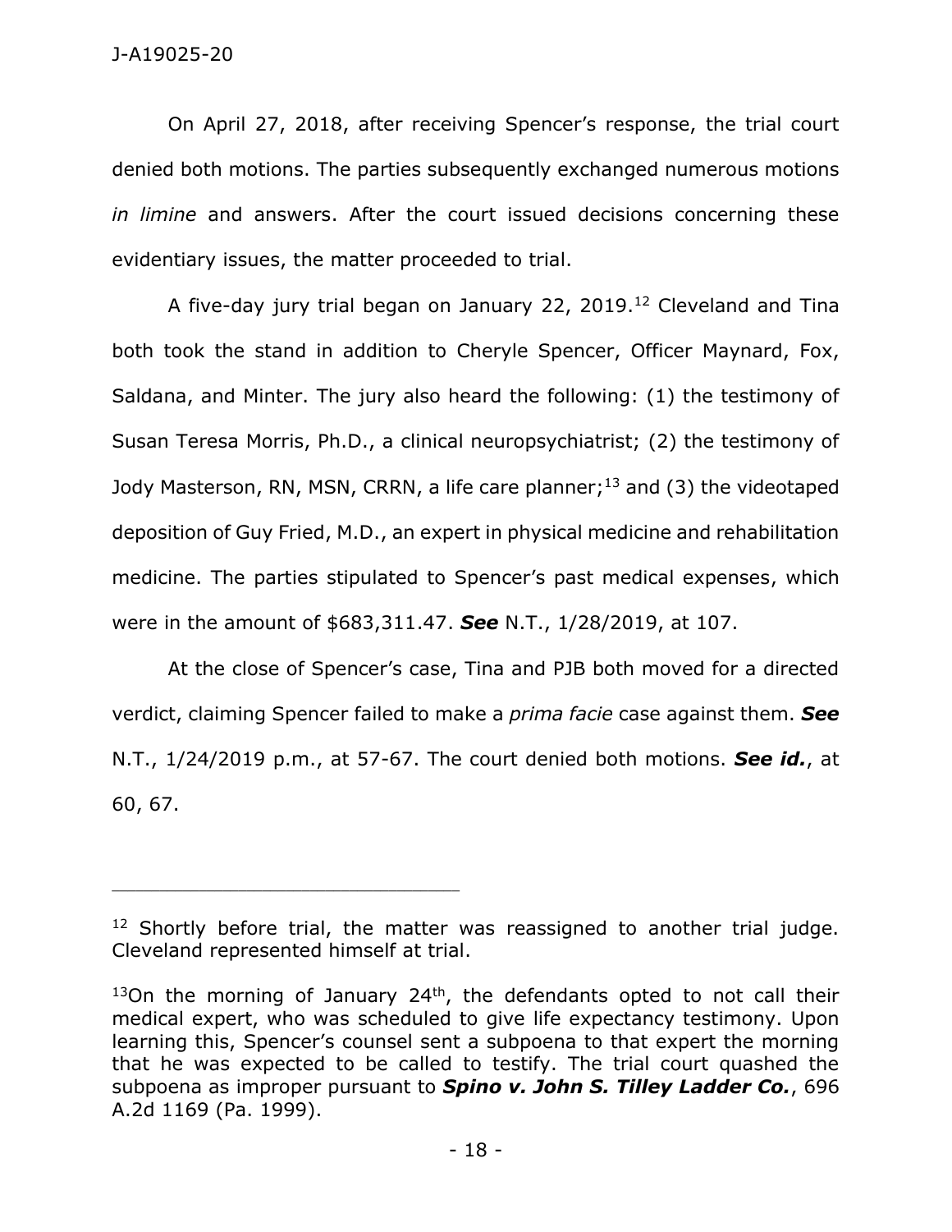On April 27, 2018, after receiving Spencer's response, the trial court denied both motions. The parties subsequently exchanged numerous motions *in limine* and answers. After the court issued decisions concerning these evidentiary issues, the matter proceeded to trial.

A five-day jury trial began on January 22, 2019.[12] Cleveland and Tina both took the stand in addition to Cheryle Spencer, Officer Maynard, Fox, Saldana, and Minter. The jury also heard the following: (1) the testimony of Susan Teresa Morris, Ph.D., a clinical neuropsychiatrist; (2) the testimony of Jody Masterson, RN, MSN, CRRN, a life care planner;[13] and (3) the videotaped deposition of Guy Fried, M.D., an expert in physical medicine and rehabilitation medicine. The parties stipulated to Spencer's past medical expenses, which were in the amount of $683,311.47. ***See*** N.T., 1/28/2019, at 107.

At the close of Spencer's case, Tina and PJB both moved for a directed verdict, claiming Spencer failed to make a *prima facie* case against them. ***See*** N.T., 1/24/2019 p.m., at 57-67. The court denied both motions. ***See id.***, at 60, 67.

---

[12] Shortly before trial, the matter was reassigned to another trial judge. Cleveland represented himself at trial.

[13] On the morning of January 24th, the defendants opted to not call their medical expert, who was scheduled to give life expectancy testimony. Upon learning this, Spencer's counsel sent a subpoena to that expert the morning that he was expected to be called to testify. The trial court quashed the subpoena as improper pursuant to ***Spino v. John S. Tilley Ladder Co.***, 696 A.2d 1169 (Pa. 1999).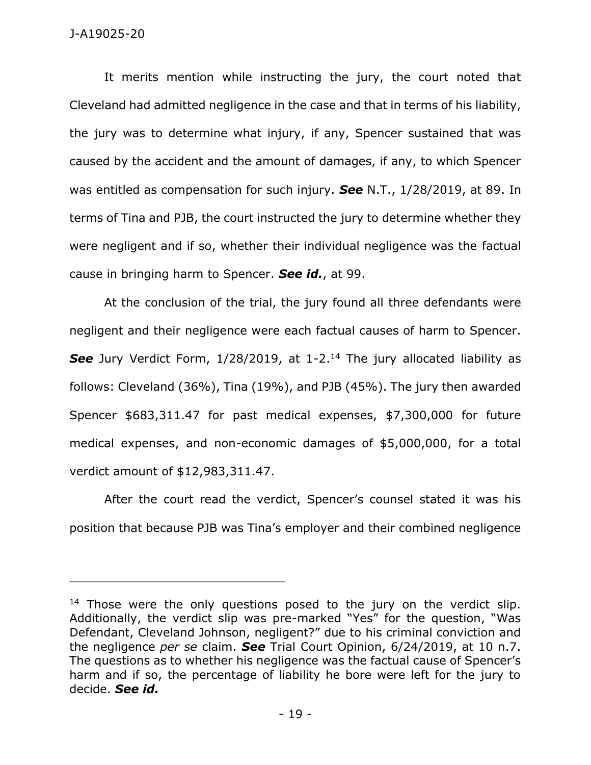It merits mention while instructing the jury, the court noted that Cleveland had admitted negligence in the case and that in terms of his liability, the jury was to determine what injury, if any, Spencer sustained that was caused by the accident and the amount of damages, if any, to which Spencer was entitled as compensation for such injury. ***See*** N.T., 1/28/2019, at 89. In terms of Tina and PJB, the court instructed the jury to determine whether they were negligent and if so, whether their individual negligence was the factual cause in bringing harm to Spencer. ***See id.***, at 99.

At the conclusion of the trial, the jury found all three defendants were negligent and their negligence were each factual causes of harm to Spencer. ***See*** Jury Verdict Form, 1/28/2019, at 1-2.[14] The jury allocated liability as follows: Cleveland (36%), Tina (19%), and PJB (45%). The jury then awarded Spencer $683,311.47 for past medical expenses, $7,300,000 for future medical expenses, and non-economic damages of $5,000,000, for a total verdict amount of $12,983,311.47.

After the court read the verdict, Spencer's counsel stated it was his position that because PJB was Tina's employer and their combined negligence

---

[14] Those were the only questions posed to the jury on the verdict slip. Additionally, the verdict slip was pre-marked "Yes" for the question, "Was Defendant, Cleveland Johnson, negligent?" due to his criminal conviction and the negligence *per se* claim. ***See*** Trial Court Opinion, 6/24/2019, at 10 n.7. The questions as to whether his negligence was the factual cause of Spencer's harm and if so, the percentage of liability he bore were left for the jury to decide. ***See id.***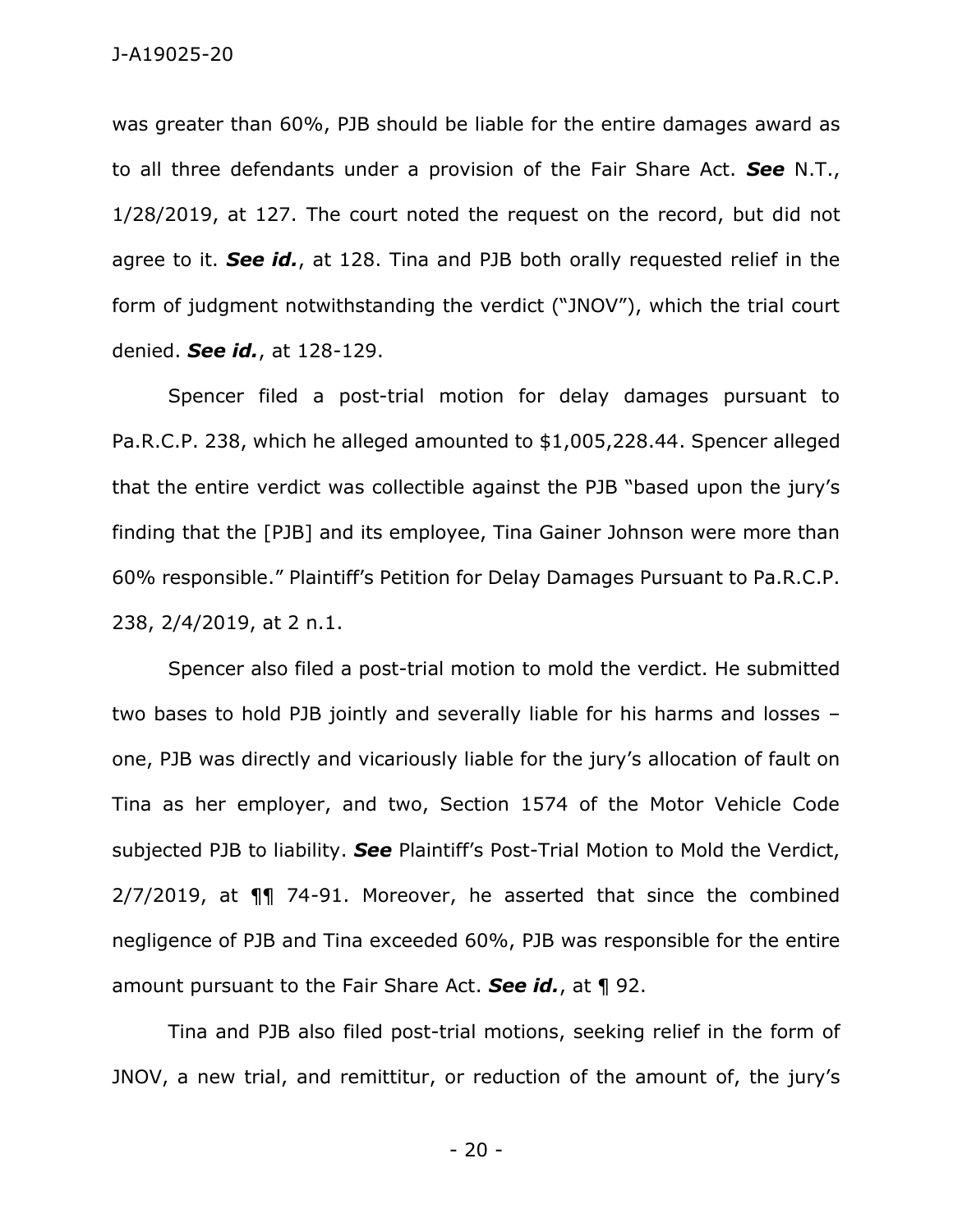was greater than 60%, PJB should be liable for the entire damages award as to all three defendants under a provision of the Fair Share Act. ***See*** N.T., 1/28/2019, at 127. The court noted the request on the record, but did not agree to it. ***See id.***, at 128. Tina and PJB both orally requested relief in the form of judgment notwithstanding the verdict ("JNOV"), which the trial court denied. ***See id.***, at 128-129.

Spencer filed a post-trial motion for delay damages pursuant to Pa.R.C.P. 238, which he alleged amounted to $1,005,228.44. Spencer alleged that the entire verdict was collectible against the PJB "based upon the jury's finding that the [PJB] and its employee, Tina Gainer Johnson were more than 60% responsible." Plaintiff's Petition for Delay Damages Pursuant to Pa.R.C.P. 238, 2/4/2019, at 2 n.1.

Spencer also filed a post-trial motion to mold the verdict. He submitted two bases to hold PJB jointly and severally liable for his harms and losses – one, PJB was directly and vicariously liable for the jury's allocation of fault on Tina as her employer, and two, Section 1574 of the Motor Vehicle Code subjected PJB to liability. ***See*** Plaintiff's Post-Trial Motion to Mold the Verdict, 2/7/2019, at ¶¶ 74-91. Moreover, he asserted that since the combined negligence of PJB and Tina exceeded 60%, PJB was responsible for the entire amount pursuant to the Fair Share Act. ***See id.***, at ¶ 92.

Tina and PJB also filed post-trial motions, seeking relief in the form of JNOV, a new trial, and remittitur, or reduction of the amount of, the jury's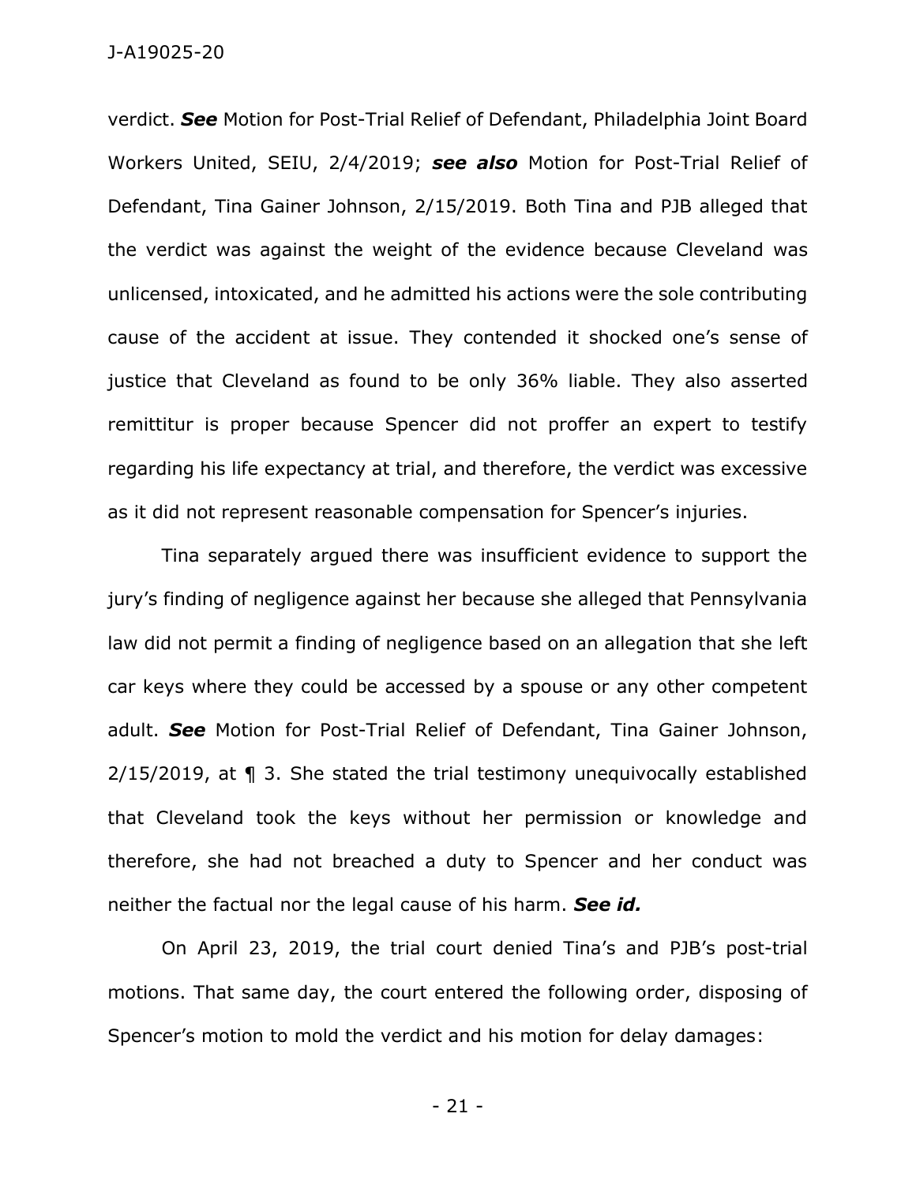verdict. ***See*** Motion for Post-Trial Relief of Defendant, Philadelphia Joint Board Workers United, SEIU, 2/4/2019; ***see also*** Motion for Post-Trial Relief of Defendant, Tina Gainer Johnson, 2/15/2019. Both Tina and PJB alleged that the verdict was against the weight of the evidence because Cleveland was unlicensed, intoxicated, and he admitted his actions were the sole contributing cause of the accident at issue. They contended it shocked one's sense of justice that Cleveland as found to be only 36% liable. They also asserted remittitur is proper because Spencer did not proffer an expert to testify regarding his life expectancy at trial, and therefore, the verdict was excessive as it did not represent reasonable compensation for Spencer's injuries.

Tina separately argued there was insufficient evidence to support the jury's finding of negligence against her because she alleged that Pennsylvania law did not permit a finding of negligence based on an allegation that she left car keys where they could be accessed by a spouse or any other competent adult. ***See*** Motion for Post-Trial Relief of Defendant, Tina Gainer Johnson, 2/15/2019, at ¶ 3. She stated the trial testimony unequivocally established that Cleveland took the keys without her permission or knowledge and therefore, she had not breached a duty to Spencer and her conduct was neither the factual nor the legal cause of his harm. ***See id.***

On April 23, 2019, the trial court denied Tina's and PJB's post-trial motions. That same day, the court entered the following order, disposing of Spencer's motion to mold the verdict and his motion for delay damages: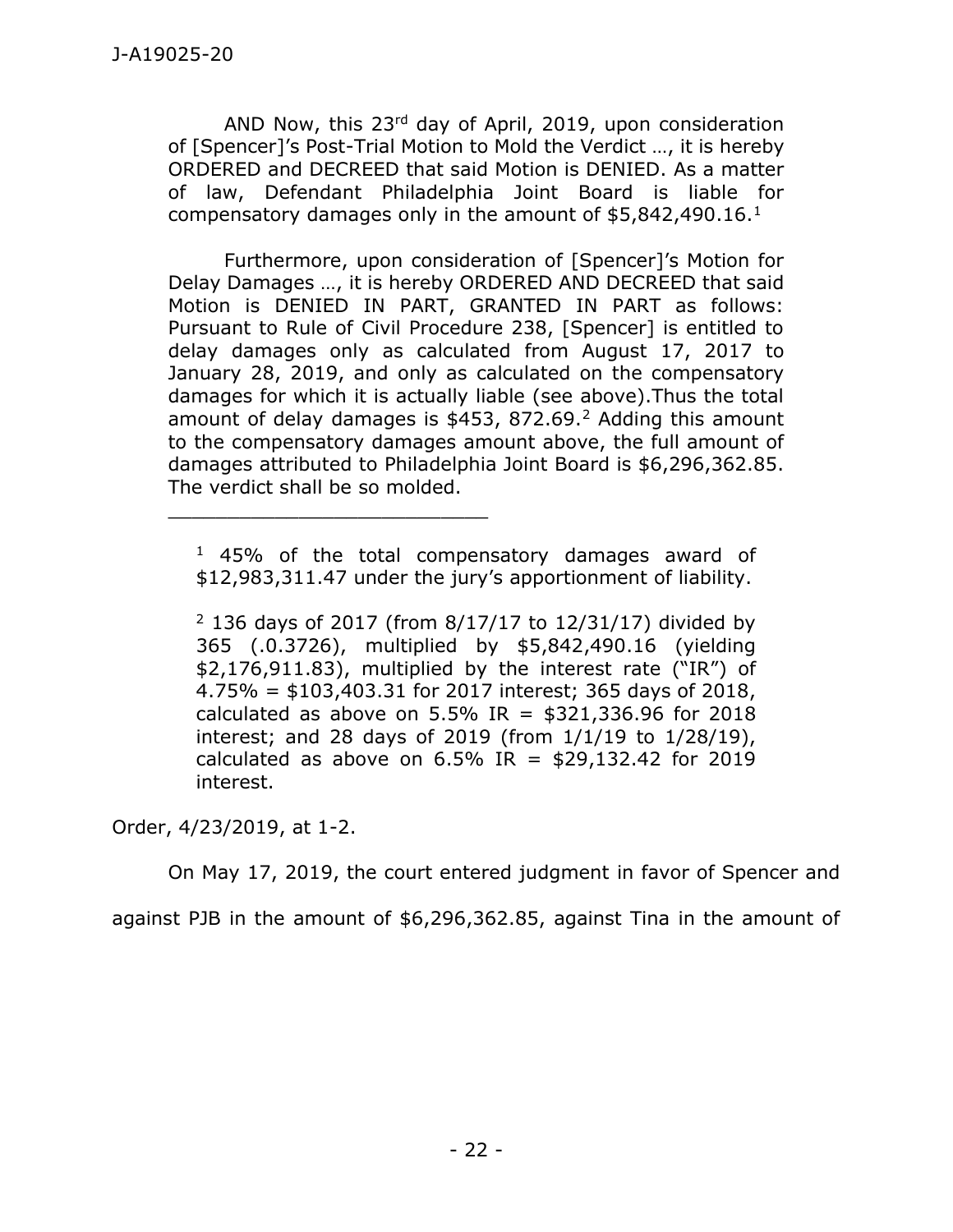> AND Now, this 23rd day of April, 2019, upon consideration of [Spencer]'s Post-Trial Motion to Mold the Verdict …, it is hereby ORDERED and DECREED that said Motion is DENIED. As a matter of law, Defendant Philadelphia Joint Board is liable for compensatory damages only in the amount of $5,842,490.16.[1]
>
> Furthermore, upon consideration of [Spencer]'s Motion for Delay Damages …, it is hereby ORDERED AND DECREED that said Motion is DENIED IN PART, GRANTED IN PART as follows: Pursuant to Rule of Civil Procedure 238, [Spencer] is entitled to delay damages only as calculated from August 17, 2017 to January 28, 2019, and only as calculated on the compensatory damages for which it is actually liable (see above).Thus the total amount of delay damages is $453, 872.69.[2] Adding this amount to the compensatory damages amount above, the full amount of damages attributed to Philadelphia Joint Board is $6,296,362.85. The verdict shall be so molded.
>
> ___________________________
>
> [1] 45% of the total compensatory damages award of $12,983,311.47 under the jury's apportionment of liability.
>
> [2] 136 days of 2017 (from 8/17/17 to 12/31/17) divided by 365 (.0.3726), multiplied by $5,842,490.16 (yielding $2,176,911.83), multiplied by the interest rate ("IR") of 4.75% = $103,403.31 for 2017 interest; 365 days of 2018, calculated as above on 5.5% IR = $321,336.96 for 2018 interest; and 28 days of 2019 (from 1/1/19 to 1/28/19), calculated as above on 6.5% IR = $29,132.42 for 2019 interest.

Order, 4/23/2019, at 1-2.

On May 17, 2019, the court entered judgment in favor of Spencer and against PJB in the amount of $6,296,362.85, against Tina in the amount of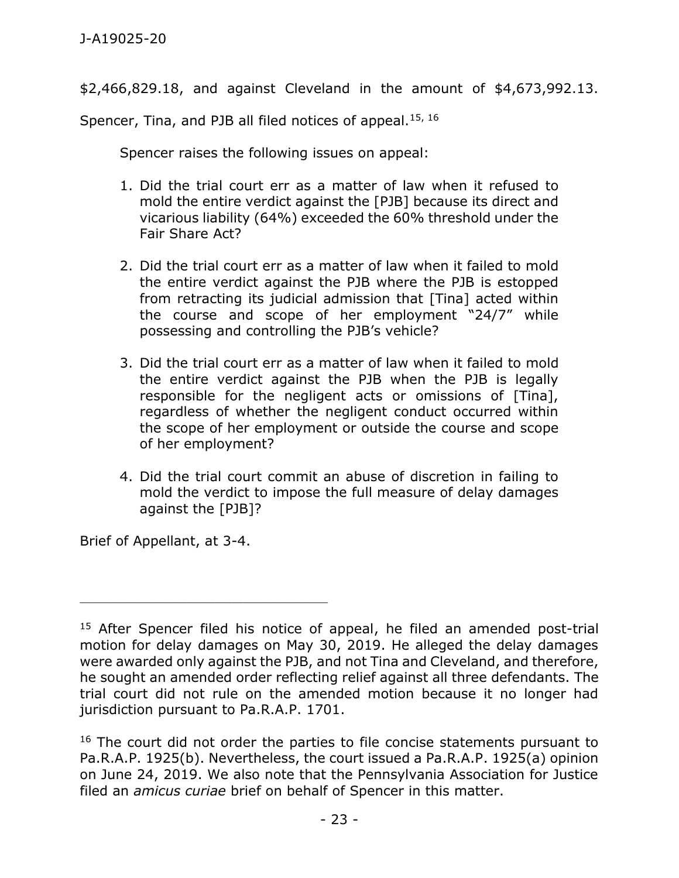$2,466,829.18, and against Cleveland in the amount of $4,673,992.13. Spencer, Tina, and PJB all filed notices of appeal.[15, 16]

Spencer raises the following issues on appeal:

1. Did the trial court err as a matter of law when it refused to mold the entire verdict against the [PJB] because its direct and vicarious liability (64%) exceeded the 60% threshold under the Fair Share Act?

2. Did the trial court err as a matter of law when it failed to mold the entire verdict against the PJB where the PJB is estopped from retracting its judicial admission that [Tina] acted within the course and scope of her employment "24/7" while possessing and controlling the PJB's vehicle?

3. Did the trial court err as a matter of law when it failed to mold the entire verdict against the PJB when the PJB is legally responsible for the negligent acts or omissions of [Tina], regardless of whether the negligent conduct occurred within the scope of her employment or outside the course and scope of her employment?

4. Did the trial court commit an abuse of discretion in failing to mold the verdict to impose the full measure of delay damages against the [PJB]?

Brief of Appellant, at 3-4.

---

[15] After Spencer filed his notice of appeal, he filed an amended post-trial motion for delay damages on May 30, 2019. He alleged the delay damages were awarded only against the PJB, and not Tina and Cleveland, and therefore, he sought an amended order reflecting relief against all three defendants. The trial court did not rule on the amended motion because it no longer had jurisdiction pursuant to Pa.R.A.P. 1701.

[16] The court did not order the parties to file concise statements pursuant to Pa.R.A.P. 1925(b). Nevertheless, the court issued a Pa.R.A.P. 1925(a) opinion on June 24, 2019. We also note that the Pennsylvania Association for Justice filed an *amicus curiae* brief on behalf of Spencer in this matter.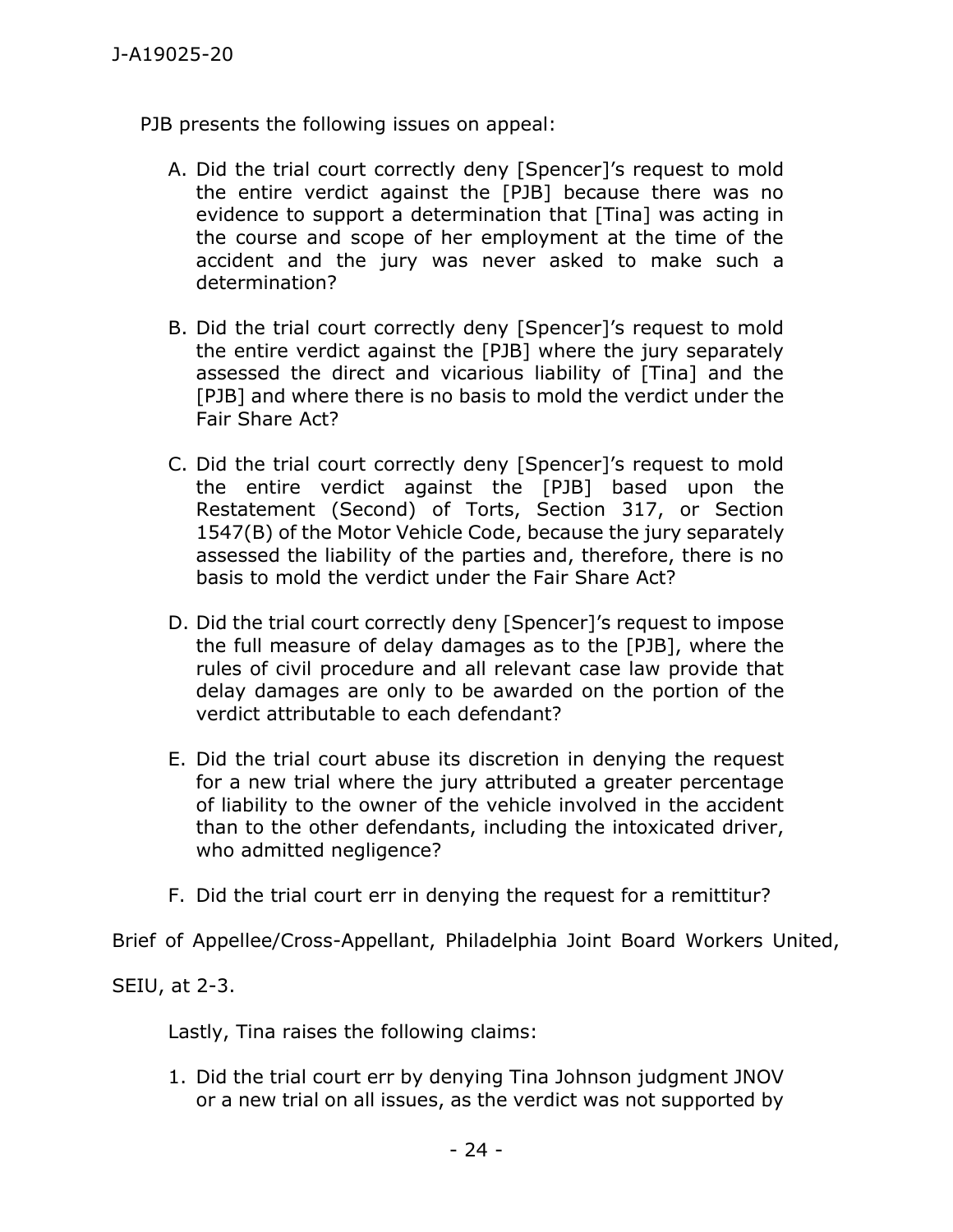PJB presents the following issues on appeal:

A. Did the trial court correctly deny [Spencer]'s request to mold the entire verdict against the [PJB] because there was no evidence to support a determination that [Tina] was acting in the course and scope of her employment at the time of the accident and the jury was never asked to make such a determination?

B. Did the trial court correctly deny [Spencer]'s request to mold the entire verdict against the [PJB] where the jury separately assessed the direct and vicarious liability of [Tina] and the [PJB] and where there is no basis to mold the verdict under the Fair Share Act?

C. Did the trial court correctly deny [Spencer]'s request to mold the entire verdict against the [PJB] based upon the Restatement (Second) of Torts, Section 317, or Section 1547(B) of the Motor Vehicle Code, because the jury separately assessed the liability of the parties and, therefore, there is no basis to mold the verdict under the Fair Share Act?

D. Did the trial court correctly deny [Spencer]'s request to impose the full measure of delay damages as to the [PJB], where the rules of civil procedure and all relevant case law provide that delay damages are only to be awarded on the portion of the verdict attributable to each defendant?

E. Did the trial court abuse its discretion in denying the request for a new trial where the jury attributed a greater percentage of liability to the owner of the vehicle involved in the accident than to the other defendants, including the intoxicated driver, who admitted negligence?

F. Did the trial court err in denying the request for a remittitur?

Brief of Appellee/Cross-Appellant, Philadelphia Joint Board Workers United, SEIU, at 2-3.

Lastly, Tina raises the following claims:

1. Did the trial court err by denying Tina Johnson judgment JNOV or a new trial on all issues, as the verdict was not supported by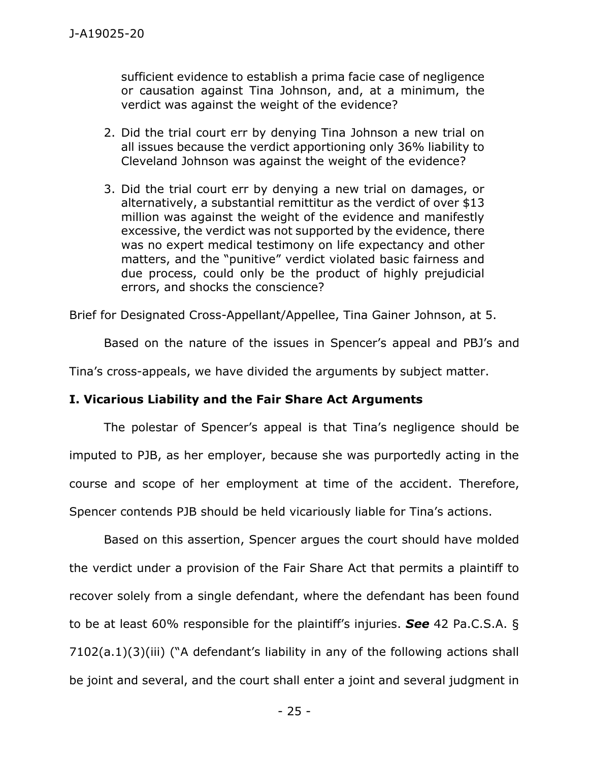sufficient evidence to establish a prima facie case of negligence or causation against Tina Johnson, and, at a minimum, the verdict was against the weight of the evidence?

2. Did the trial court err by denying Tina Johnson a new trial on all issues because the verdict apportioning only 36% liability to Cleveland Johnson was against the weight of the evidence?

3. Did the trial court err by denying a new trial on damages, or alternatively, a substantial remittitur as the verdict of over $13 million was against the weight of the evidence and manifestly excessive, the verdict was not supported by the evidence, there was no expert medical testimony on life expectancy and other matters, and the "punitive" verdict violated basic fairness and due process, could only be the product of highly prejudicial errors, and shocks the conscience?

Brief for Designated Cross-Appellant/Appellee, Tina Gainer Johnson, at 5.

Based on the nature of the issues in Spencer's appeal and PBJ's and Tina's cross-appeals, we have divided the arguments by subject matter.

## I. Vicarious Liability and the Fair Share Act Arguments

The polestar of Spencer's appeal is that Tina's negligence should be imputed to PJB, as her employer, because she was purportedly acting in the course and scope of her employment at time of the accident. Therefore, Spencer contends PJB should be held vicariously liable for Tina's actions.

Based on this assertion, Spencer argues the court should have molded the verdict under a provision of the Fair Share Act that permits a plaintiff to recover solely from a single defendant, where the defendant has been found to be at least 60% responsible for the plaintiff's injuries. ***See*** 42 Pa.C.S.A. § 7102(a.1)(3)(iii) ("A defendant's liability in any of the following actions shall be joint and several, and the court shall enter a joint and several judgment in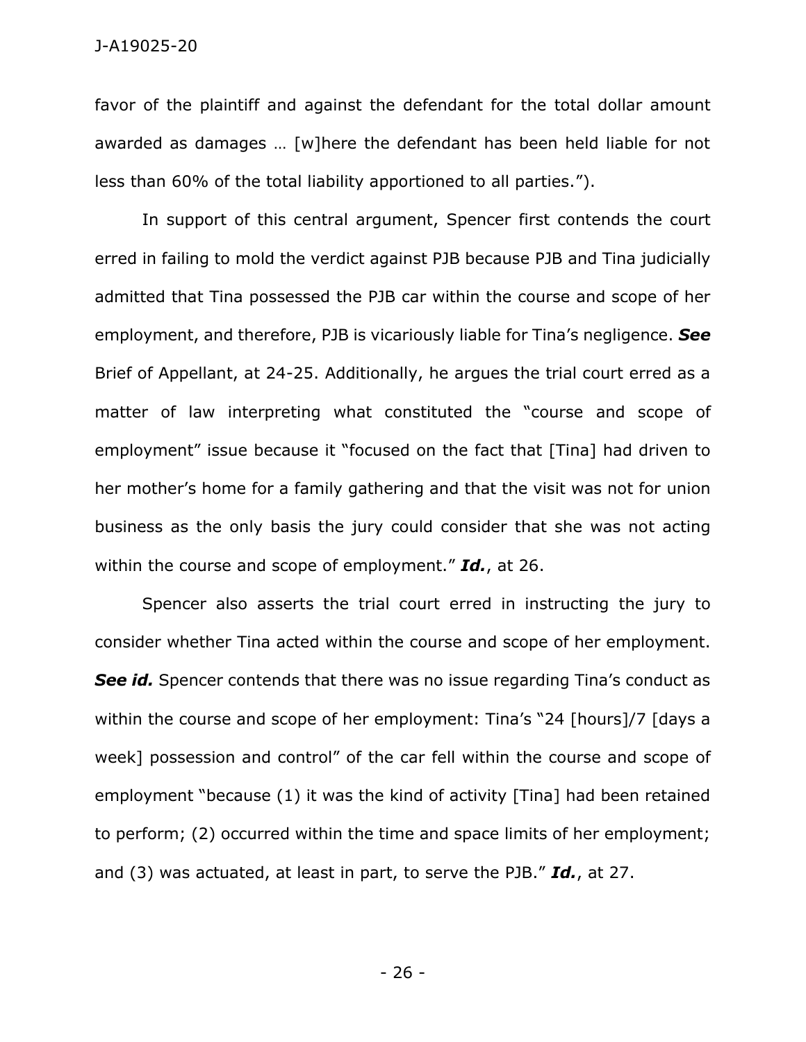favor of the plaintiff and against the defendant for the total dollar amount awarded as damages … [w]here the defendant has been held liable for not less than 60% of the total liability apportioned to all parties.").

In support of this central argument, Spencer first contends the court erred in failing to mold the verdict against PJB because PJB and Tina judicially admitted that Tina possessed the PJB car within the course and scope of her employment, and therefore, PJB is vicariously liable for Tina's negligence. ***See*** Brief of Appellant, at 24-25. Additionally, he argues the trial court erred as a matter of law interpreting what constituted the "course and scope of employment" issue because it "focused on the fact that [Tina] had driven to her mother's home for a family gathering and that the visit was not for union business as the only basis the jury could consider that she was not acting within the course and scope of employment." ***Id.***, at 26.

Spencer also asserts the trial court erred in instructing the jury to consider whether Tina acted within the course and scope of her employment. ***See id.*** Spencer contends that there was no issue regarding Tina's conduct as within the course and scope of her employment: Tina's "24 [hours]/7 [days a week] possession and control" of the car fell within the course and scope of employment "because (1) it was the kind of activity [Tina] had been retained to perform; (2) occurred within the time and space limits of her employment; and (3) was actuated, at least in part, to serve the PJB." ***Id.***, at 27.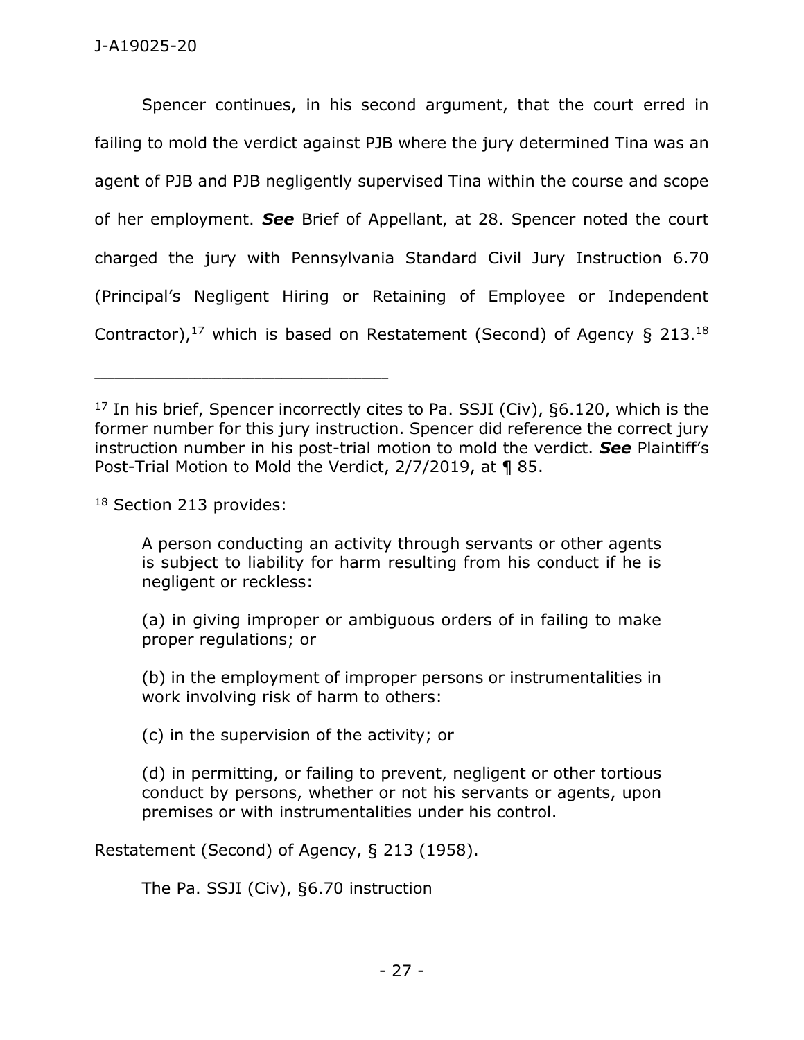Spencer continues, in his second argument, that the court erred in failing to mold the verdict against PJB where the jury determined Tina was an agent of PJB and PJB negligently supervised Tina within the course and scope of her employment. ***See*** Brief of Appellant, at 28. Spencer noted the court charged the jury with Pennsylvania Standard Civil Jury Instruction 6.70 (Principal's Negligent Hiring or Retaining of Employee or Independent Contractor),[17] which is based on Restatement (Second) of Agency § 213.[18]

---

[17] In his brief, Spencer incorrectly cites to Pa. SSJI (Civ), §6.120, which is the former number for this jury instruction. Spencer did reference the correct jury instruction number in his post-trial motion to mold the verdict. ***See*** Plaintiff's Post-Trial Motion to Mold the Verdict, 2/7/2019, at ¶ 85.

[18] Section 213 provides:

> A person conducting an activity through servants or other agents is subject to liability for harm resulting from his conduct if he is negligent or reckless:
>
> (a) in giving improper or ambiguous orders of in failing to make proper regulations; or
>
> (b) in the employment of improper persons or instrumentalities in work involving risk of harm to others:
>
> (c) in the supervision of the activity; or
>
> (d) in permitting, or failing to prevent, negligent or other tortious conduct by persons, whether or not his servants or agents, upon premises or with instrumentalities under his control.

Restatement (Second) of Agency, § 213 (1958).

The Pa. SSJI (Civ), §6.70 instruction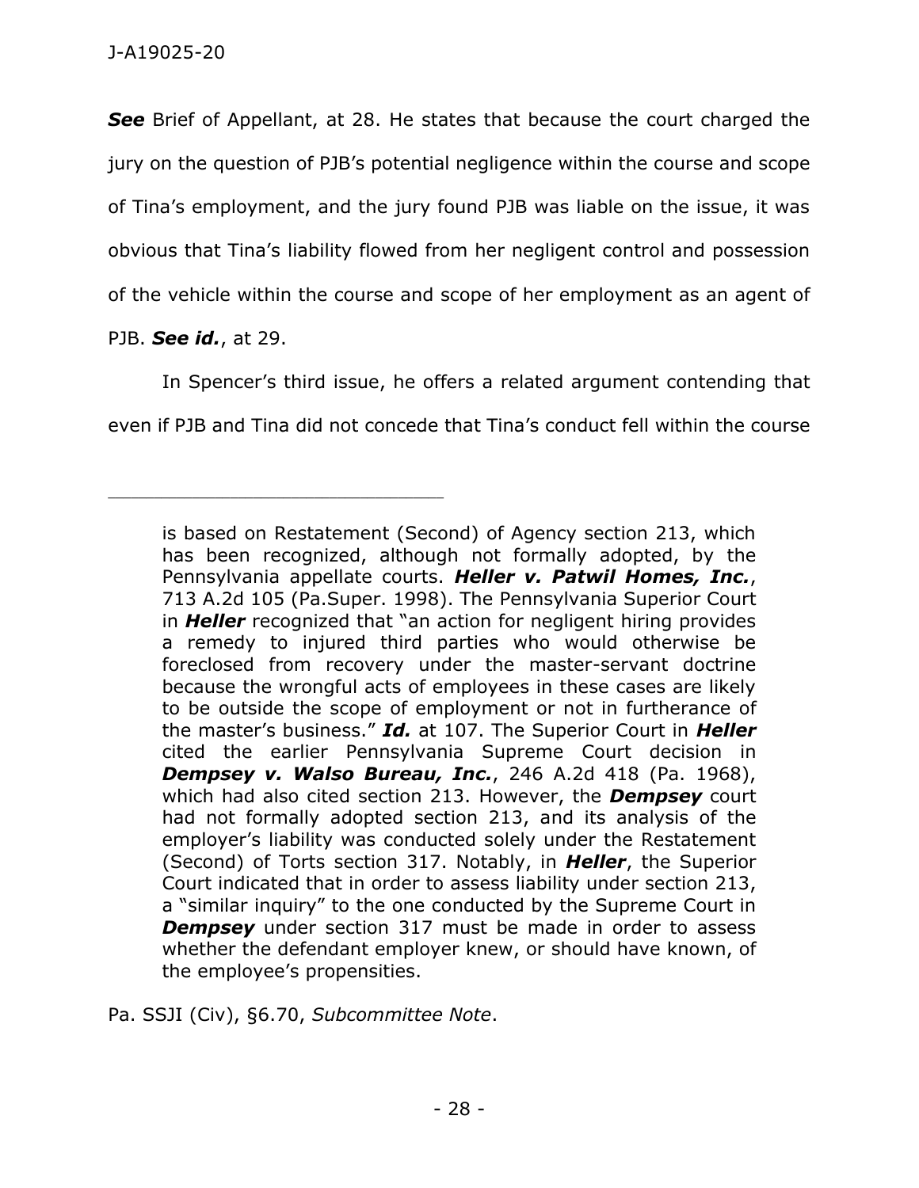***See*** Brief of Appellant, at 28. He states that because the court charged the jury on the question of PJB's potential negligence within the course and scope of Tina's employment, and the jury found PJB was liable on the issue, it was obvious that Tina's liability flowed from her negligent control and possession of the vehicle within the course and scope of her employment as an agent of PJB. ***See id.***, at 29.

In Spencer's third issue, he offers a related argument contending that even if PJB and Tina did not concede that Tina's conduct fell within the course

---

> is based on Restatement (Second) of Agency section 213, which has been recognized, although not formally adopted, by the Pennsylvania appellate courts. ***Heller v. Patwil Homes, Inc.***, 713 A.2d 105 (Pa.Super. 1998). The Pennsylvania Superior Court in ***Heller*** recognized that "an action for negligent hiring provides a remedy to injured third parties who would otherwise be foreclosed from recovery under the master-servant doctrine because the wrongful acts of employees in these cases are likely to be outside the scope of employment or not in furtherance of the master's business." ***Id.*** at 107. The Superior Court in ***Heller*** cited the earlier Pennsylvania Supreme Court decision in ***Dempsey v. Walso Bureau, Inc.***, 246 A.2d 418 (Pa. 1968), which had also cited section 213. However, the ***Dempsey*** court had not formally adopted section 213, and its analysis of the employer's liability was conducted solely under the Restatement (Second) of Torts section 317. Notably, in ***Heller***, the Superior Court indicated that in order to assess liability under section 213, a "similar inquiry" to the one conducted by the Supreme Court in ***Dempsey*** under section 317 must be made in order to assess whether the defendant employer knew, or should have known, of the employee's propensities.

Pa. SSJI (Civ), §6.70, *Subcommittee Note*.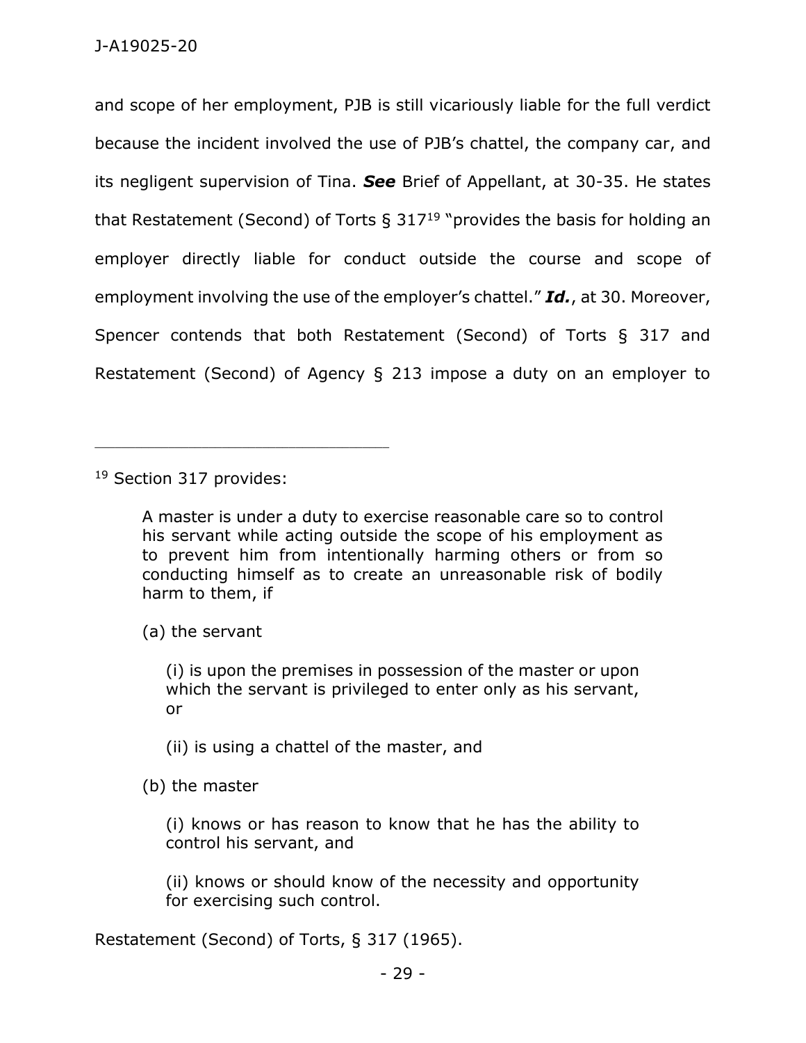and scope of her employment, PJB is still vicariously liable for the full verdict because the incident involved the use of PJB's chattel, the company car, and its negligent supervision of Tina. ***See*** Brief of Appellant, at 30-35. He states that Restatement (Second) of Torts § 317[19] "provides the basis for holding an employer directly liable for conduct outside the course and scope of employment involving the use of the employer's chattel." ***Id.***, at 30. Moreover, Spencer contends that both Restatement (Second) of Torts § 317 and Restatement (Second) of Agency § 213 impose a duty on an employer to

---

[19] Section 317 provides:

> A master is under a duty to exercise reasonable care so to control his servant while acting outside the scope of his employment as to prevent him from intentionally harming others or from so conducting himself as to create an unreasonable risk of bodily harm to them, if
>
> (a) the servant
>
> (i) is upon the premises in possession of the master or upon which the servant is privileged to enter only as his servant, or
>
> (ii) is using a chattel of the master, and
>
> (b) the master
>
> (i) knows or has reason to know that he has the ability to control his servant, and
>
> (ii) knows or should know of the necessity and opportunity for exercising such control.

Restatement (Second) of Torts, § 317 (1965).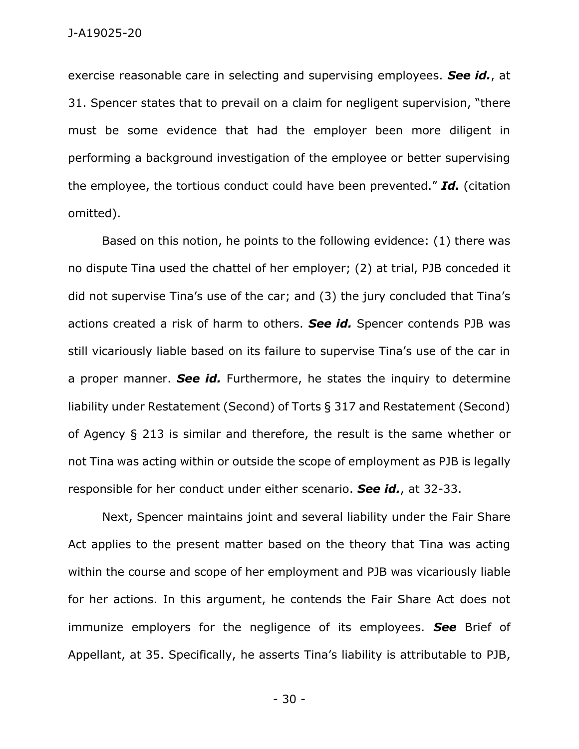exercise reasonable care in selecting and supervising employees. ***See id.***, at 31. Spencer states that to prevail on a claim for negligent supervision, "there must be some evidence that had the employer been more diligent in performing a background investigation of the employee or better supervising the employee, the tortious conduct could have been prevented." ***Id.*** (citation omitted).

Based on this notion, he points to the following evidence: (1) there was no dispute Tina used the chattel of her employer; (2) at trial, PJB conceded it did not supervise Tina's use of the car; and (3) the jury concluded that Tina's actions created a risk of harm to others. ***See id.*** Spencer contends PJB was still vicariously liable based on its failure to supervise Tina's use of the car in a proper manner. ***See id.*** Furthermore, he states the inquiry to determine liability under Restatement (Second) of Torts § 317 and Restatement (Second) of Agency § 213 is similar and therefore, the result is the same whether or not Tina was acting within or outside the scope of employment as PJB is legally responsible for her conduct under either scenario. ***See id.***, at 32-33.

Next, Spencer maintains joint and several liability under the Fair Share Act applies to the present matter based on the theory that Tina was acting within the course and scope of her employment and PJB was vicariously liable for her actions. In this argument, he contends the Fair Share Act does not immunize employers for the negligence of its employees. ***See*** Brief of Appellant, at 35. Specifically, he asserts Tina's liability is attributable to PJB,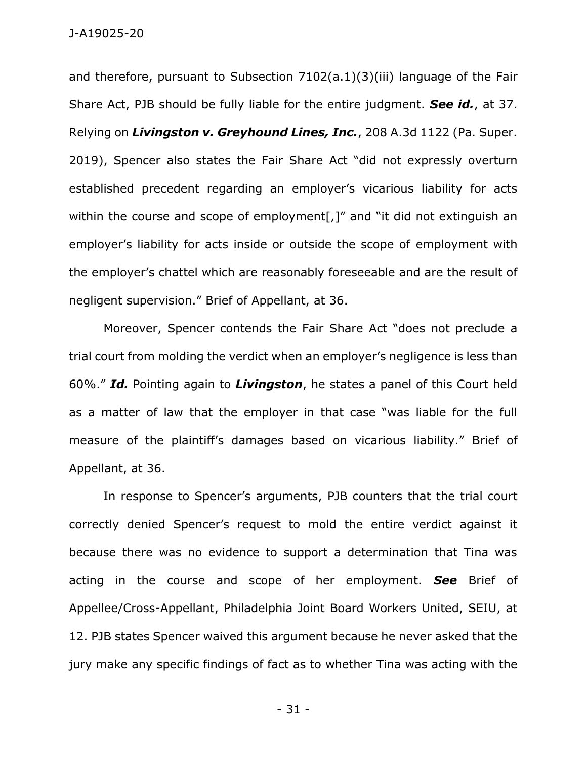and therefore, pursuant to Subsection 7102(a.1)(3)(iii) language of the Fair Share Act, PJB should be fully liable for the entire judgment. ***See id.***, at 37. Relying on ***Livingston v. Greyhound Lines, Inc.***, 208 A.3d 1122 (Pa. Super. 2019), Spencer also states the Fair Share Act "did not expressly overturn established precedent regarding an employer's vicarious liability for acts within the course and scope of employment[,]" and "it did not extinguish an employer's liability for acts inside or outside the scope of employment with the employer's chattel which are reasonably foreseeable and are the result of negligent supervision." Brief of Appellant, at 36.

Moreover, Spencer contends the Fair Share Act "does not preclude a trial court from molding the verdict when an employer's negligence is less than 60%." ***Id.*** Pointing again to ***Livingston***, he states a panel of this Court held as a matter of law that the employer in that case "was liable for the full measure of the plaintiff's damages based on vicarious liability." Brief of Appellant, at 36.

In response to Spencer's arguments, PJB counters that the trial court correctly denied Spencer's request to mold the entire verdict against it because there was no evidence to support a determination that Tina was acting in the course and scope of her employment. ***See*** Brief of Appellee/Cross-Appellant, Philadelphia Joint Board Workers United, SEIU, at 12. PJB states Spencer waived this argument because he never asked that the jury make any specific findings of fact as to whether Tina was acting with the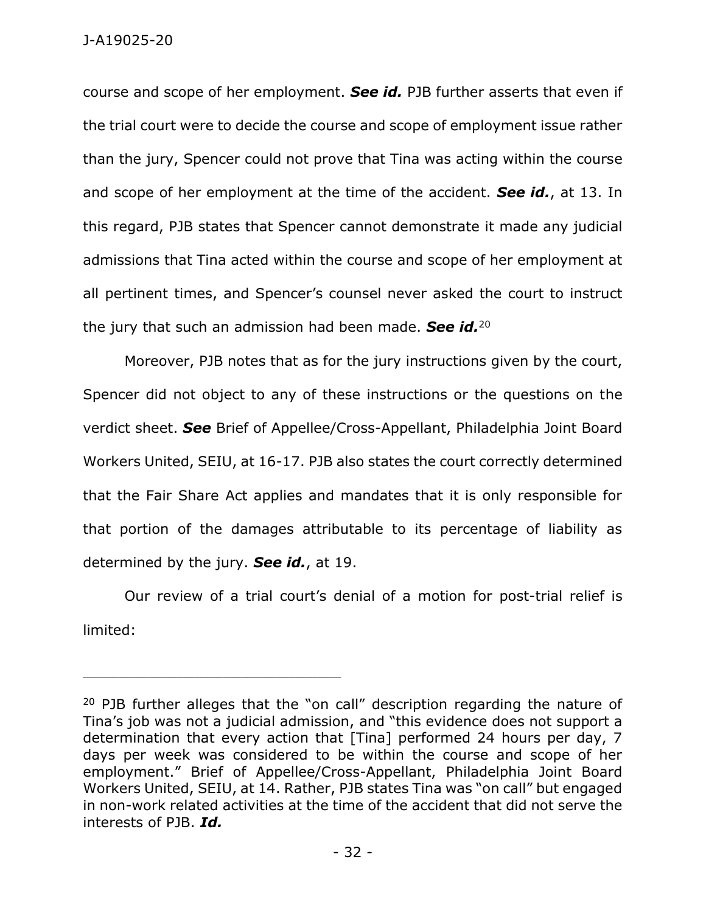course and scope of her employment. ***See id.*** PJB further asserts that even if the trial court were to decide the course and scope of employment issue rather than the jury, Spencer could not prove that Tina was acting within the course and scope of her employment at the time of the accident. ***See id.***, at 13. In this regard, PJB states that Spencer cannot demonstrate it made any judicial admissions that Tina acted within the course and scope of her employment at all pertinent times, and Spencer's counsel never asked the court to instruct the jury that such an admission had been made. ***See id.***[20]

Moreover, PJB notes that as for the jury instructions given by the court, Spencer did not object to any of these instructions or the questions on the verdict sheet. ***See*** Brief of Appellee/Cross-Appellant, Philadelphia Joint Board Workers United, SEIU, at 16-17. PJB also states the court correctly determined that the Fair Share Act applies and mandates that it is only responsible for that portion of the damages attributable to its percentage of liability as determined by the jury. ***See id.***, at 19.

Our review of a trial court's denial of a motion for post-trial relief is limited:

---

[20] PJB further alleges that the "on call" description regarding the nature of Tina's job was not a judicial admission, and "this evidence does not support a determination that every action that [Tina] performed 24 hours per day, 7 days per week was considered to be within the course and scope of her employment." Brief of Appellee/Cross-Appellant, Philadelphia Joint Board Workers United, SEIU, at 14. Rather, PJB states Tina was "on call" but engaged in non-work related activities at the time of the accident that did not serve the interests of PJB. ***Id.***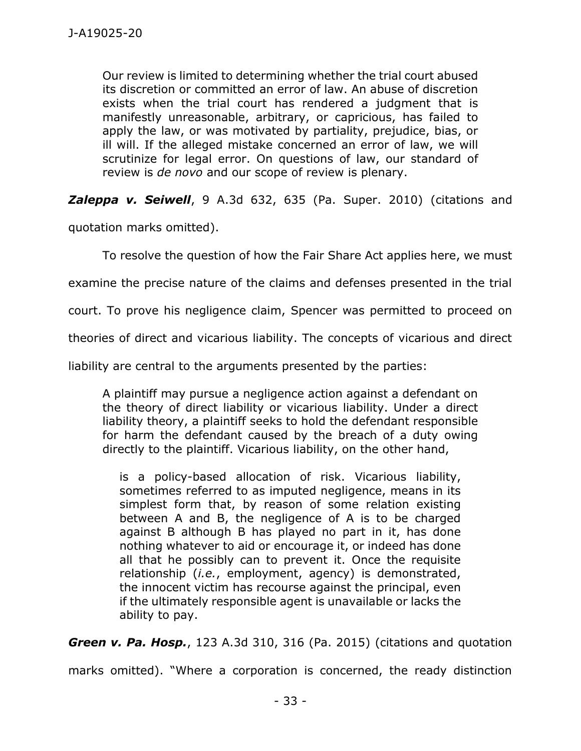> Our review is limited to determining whether the trial court abused its discretion or committed an error of law. An abuse of discretion exists when the trial court has rendered a judgment that is manifestly unreasonable, arbitrary, or capricious, has failed to apply the law, or was motivated by partiality, prejudice, bias, or ill will. If the alleged mistake concerned an error of law, we will scrutinize for legal error. On questions of law, our standard of review is *de novo* and our scope of review is plenary.

***Zaleppa v. Seiwell***, 9 A.3d 632, 635 (Pa. Super. 2010) (citations and quotation marks omitted).

To resolve the question of how the Fair Share Act applies here, we must examine the precise nature of the claims and defenses presented in the trial court. To prove his negligence claim, Spencer was permitted to proceed on theories of direct and vicarious liability. The concepts of vicarious and direct liability are central to the arguments presented by the parties:

> A plaintiff may pursue a negligence action against a defendant on the theory of direct liability or vicarious liability. Under a direct liability theory, a plaintiff seeks to hold the defendant responsible for harm the defendant caused by the breach of a duty owing directly to the plaintiff. Vicarious liability, on the other hand,
>
> > is a policy-based allocation of risk. Vicarious liability, sometimes referred to as imputed negligence, means in its simplest form that, by reason of some relation existing between A and B, the negligence of A is to be charged against B although B has played no part in it, has done nothing whatever to aid or encourage it, or indeed has done all that he possibly can to prevent it. Once the requisite relationship (*i.e.*, employment, agency) is demonstrated, the innocent victim has recourse against the principal, even if the ultimately responsible agent is unavailable or lacks the ability to pay.

***Green v. Pa. Hosp.***, 123 A.3d 310, 316 (Pa. 2015) (citations and quotation marks omitted). "Where a corporation is concerned, the ready distinction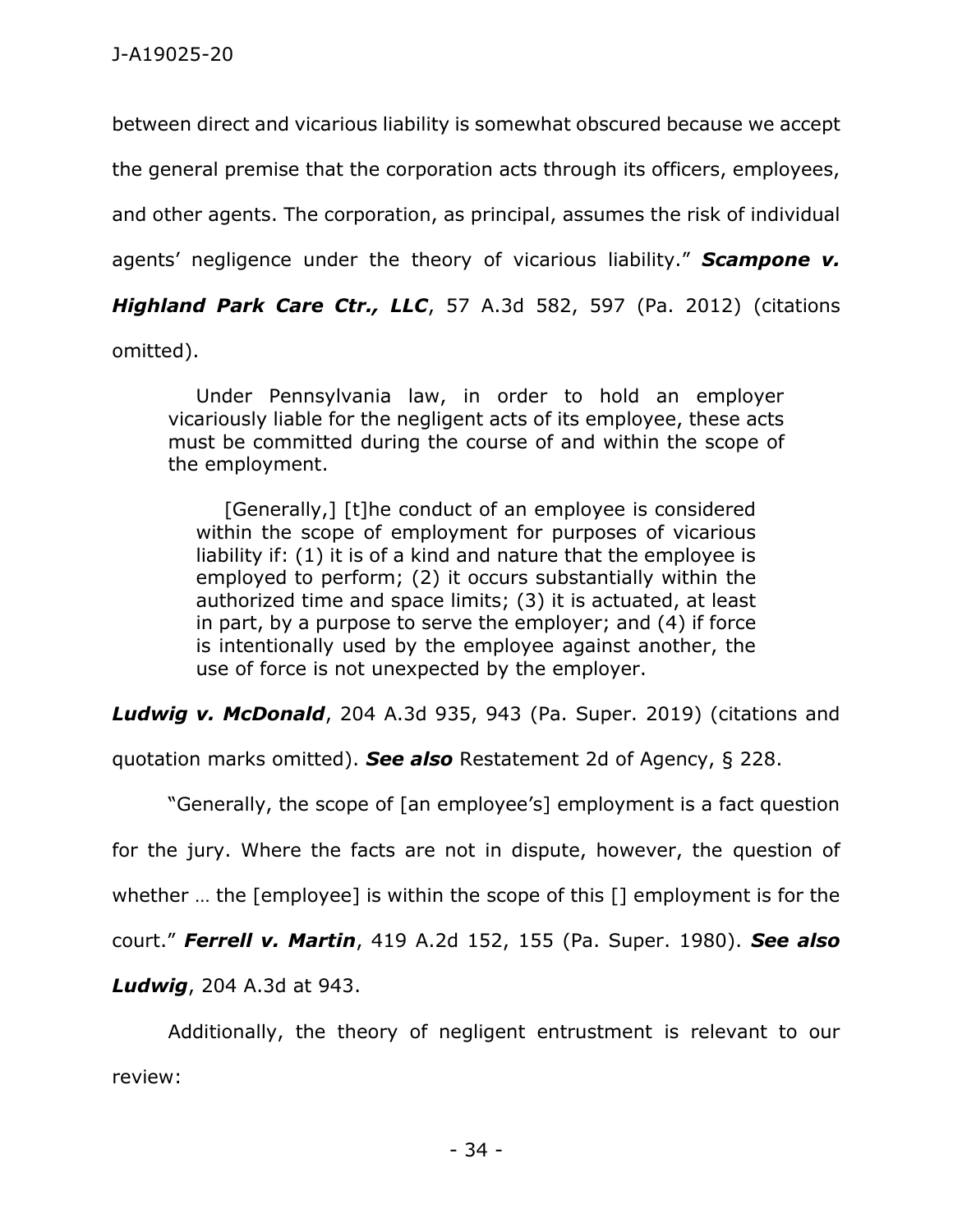between direct and vicarious liability is somewhat obscured because we accept the general premise that the corporation acts through its officers, employees, and other agents. The corporation, as principal, assumes the risk of individual agents' negligence under the theory of vicarious liability." ***Scampone v. Highland Park Care Ctr., LLC***, 57 A.3d 582, 597 (Pa. 2012) (citations omitted).

> Under Pennsylvania law, in order to hold an employer vicariously liable for the negligent acts of its employee, these acts must be committed during the course of and within the scope of the employment.
>
> [Generally,] [t]he conduct of an employee is considered within the scope of employment for purposes of vicarious liability if: (1) it is of a kind and nature that the employee is employed to perform; (2) it occurs substantially within the authorized time and space limits; (3) it is actuated, at least in part, by a purpose to serve the employer; and (4) if force is intentionally used by the employee against another, the use of force is not unexpected by the employer.

***Ludwig v. McDonald***, 204 A.3d 935, 943 (Pa. Super. 2019) (citations and quotation marks omitted). ***See also*** Restatement 2d of Agency, § 228.

"Generally, the scope of [an employee's] employment is a fact question for the jury. Where the facts are not in dispute, however, the question of whether … the [employee] is within the scope of this [] employment is for the court." ***Ferrell v. Martin***, 419 A.2d 152, 155 (Pa. Super. 1980). ***See also Ludwig***, 204 A.3d at 943.

Additionally, the theory of negligent entrustment is relevant to our review: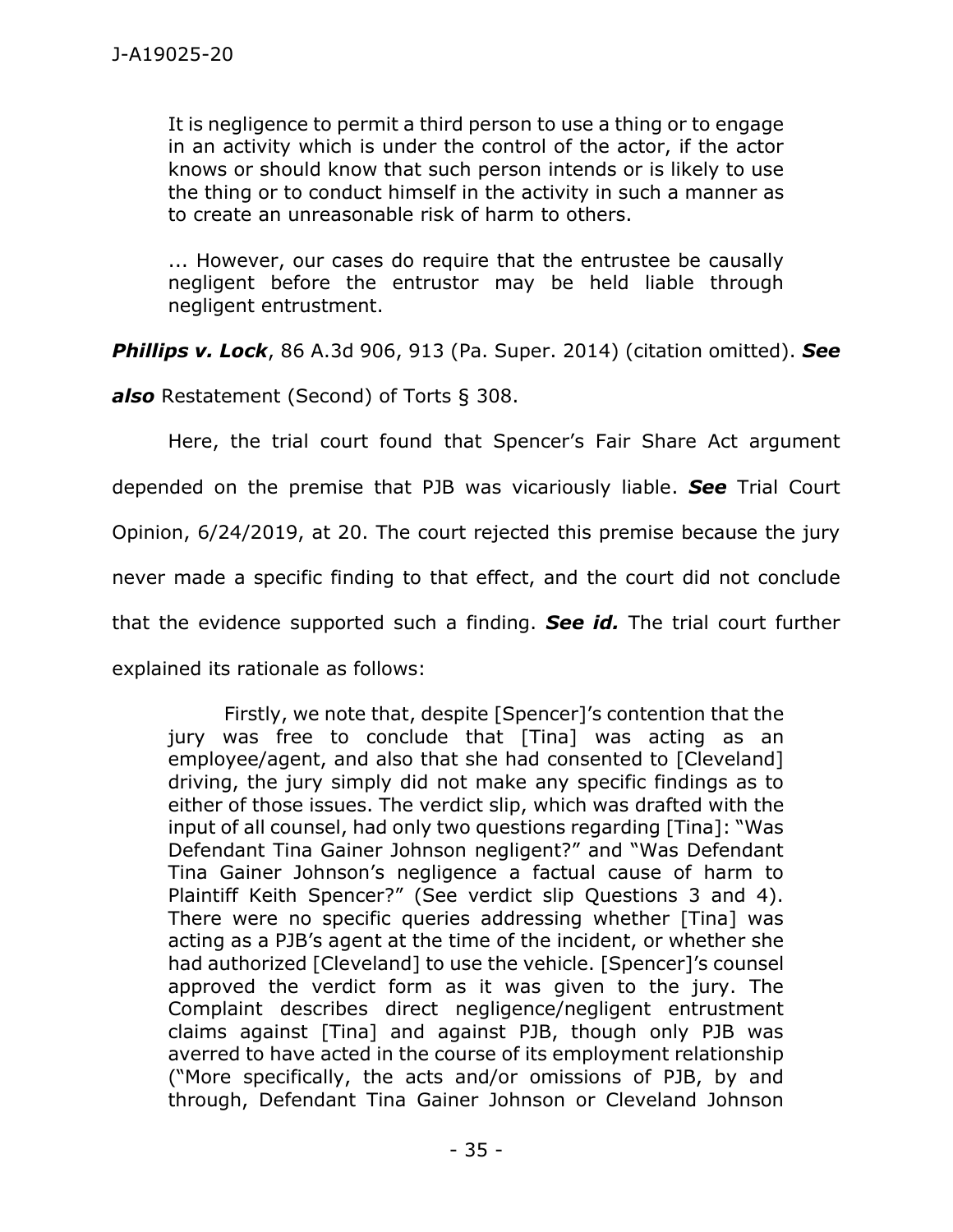> It is negligence to permit a third person to use a thing or to engage in an activity which is under the control of the actor, if the actor knows or should know that such person intends or is likely to use the thing or to conduct himself in the activity in such a manner as to create an unreasonable risk of harm to others.
>
> ... However, our cases do require that the entrustee be causally negligent before the entrustor may be held liable through negligent entrustment.

***Phillips v. Lock***, 86 A.3d 906, 913 (Pa. Super. 2014) (citation omitted). ***See also*** Restatement (Second) of Torts § 308.

Here, the trial court found that Spencer's Fair Share Act argument depended on the premise that PJB was vicariously liable. ***See*** Trial Court Opinion, 6/24/2019, at 20. The court rejected this premise because the jury never made a specific finding to that effect, and the court did not conclude that the evidence supported such a finding. ***See id.*** The trial court further explained its rationale as follows:

> Firstly, we note that, despite [Spencer]'s contention that the jury was free to conclude that [Tina] was acting as an employee/agent, and also that she had consented to [Cleveland] driving, the jury simply did not make any specific findings as to either of those issues. The verdict slip, which was drafted with the input of all counsel, had only two questions regarding [Tina]: "Was Defendant Tina Gainer Johnson negligent?" and "Was Defendant Tina Gainer Johnson's negligence a factual cause of harm to Plaintiff Keith Spencer?" (See verdict slip Questions 3 and 4). There were no specific queries addressing whether [Tina] was acting as a PJB's agent at the time of the incident, or whether she had authorized [Cleveland] to use the vehicle. [Spencer]'s counsel approved the verdict form as it was given to the jury. The Complaint describes direct negligence/negligent entrustment claims against [Tina] and against PJB, though only PJB was averred to have acted in the course of its employment relationship ("More specifically, the acts and/or omissions of PJB, by and through, Defendant Tina Gainer Johnson or Cleveland Johnson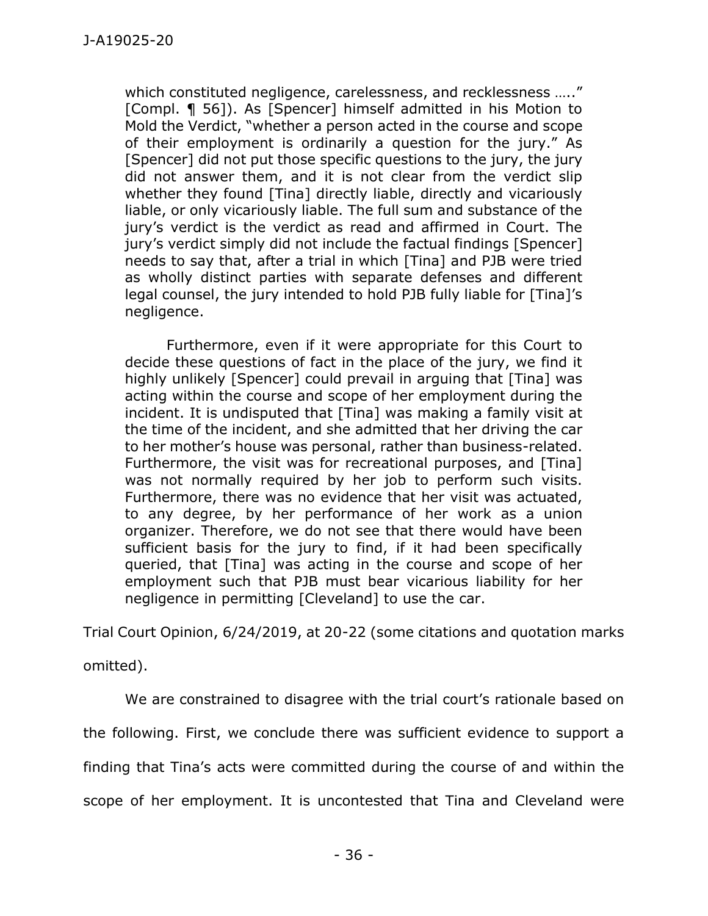which constituted negligence, carelessness, and recklessness …..." [Compl. ¶ 56]). As [Spencer] himself admitted in his Motion to Mold the Verdict, "whether a person acted in the course and scope of their employment is ordinarily a question for the jury." As [Spencer] did not put those specific questions to the jury, the jury did not answer them, and it is not clear from the verdict slip whether they found [Tina] directly liable, directly and vicariously liable, or only vicariously liable. The full sum and substance of the jury's verdict is the verdict as read and affirmed in Court. The jury's verdict simply did not include the factual findings [Spencer] needs to say that, after a trial in which [Tina] and PJB were tried as wholly distinct parties with separate defenses and different legal counsel, the jury intended to hold PJB fully liable for [Tina]'s negligence.

> Furthermore, even if it were appropriate for this Court to decide these questions of fact in the place of the jury, we find it highly unlikely [Spencer] could prevail in arguing that [Tina] was acting within the course and scope of her employment during the incident. It is undisputed that [Tina] was making a family visit at the time of the incident, and she admitted that her driving the car to her mother's house was personal, rather than business-related. Furthermore, the visit was for recreational purposes, and [Tina] was not normally required by her job to perform such visits. Furthermore, there was no evidence that her visit was actuated, to any degree, by her performance of her work as a union organizer. Therefore, we do not see that there would have been sufficient basis for the jury to find, if it had been specifically queried, that [Tina] was acting in the course and scope of her employment such that PJB must bear vicarious liability for her negligence in permitting [Cleveland] to use the car.

Trial Court Opinion, 6/24/2019, at 20-22 (some citations and quotation marks omitted).

We are constrained to disagree with the trial court's rationale based on the following. First, we conclude there was sufficient evidence to support a finding that Tina's acts were committed during the course of and within the scope of her employment. It is uncontested that Tina and Cleveland were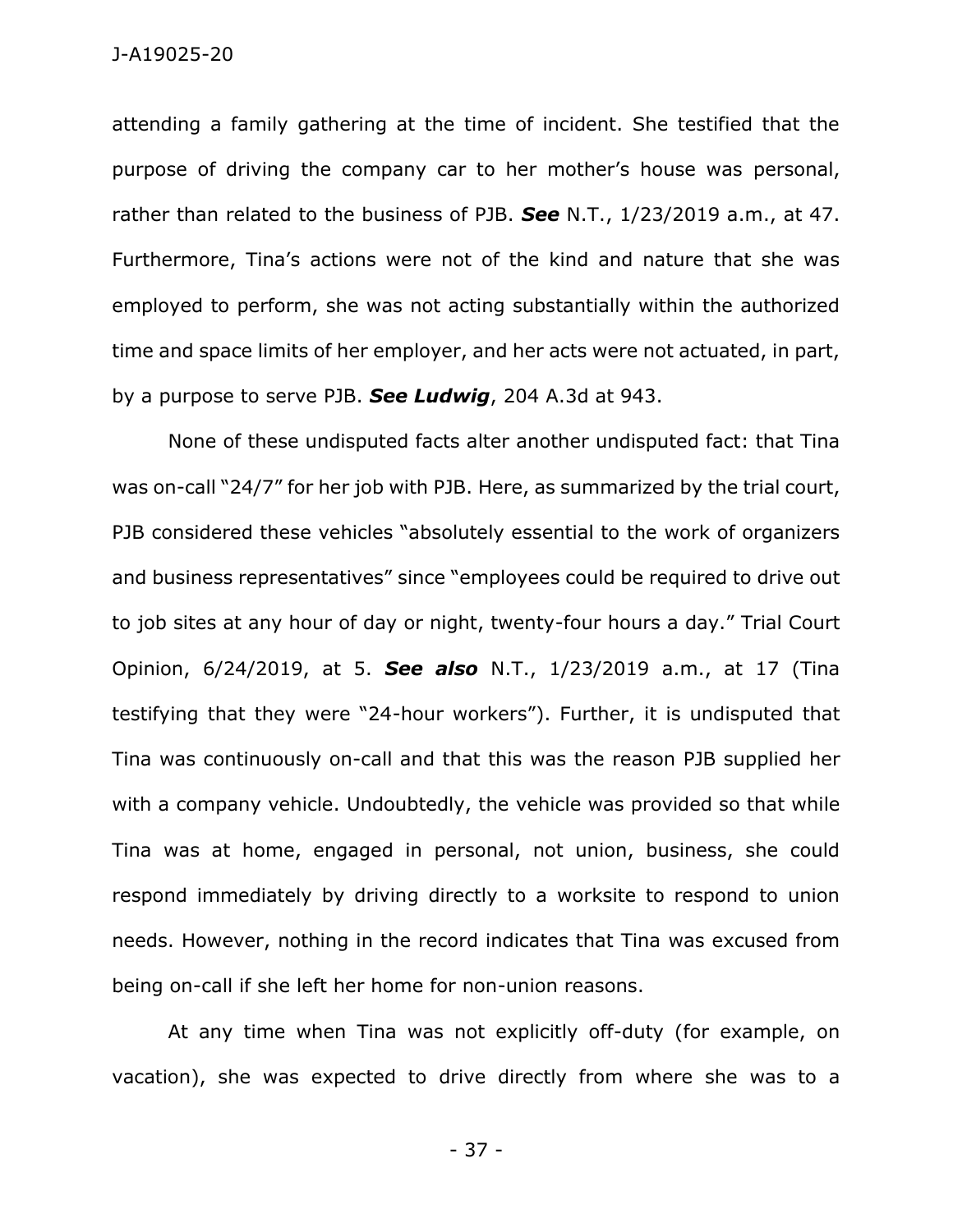attending a family gathering at the time of incident. She testified that the purpose of driving the company car to her mother's house was personal, rather than related to the business of PJB. ***See*** N.T., 1/23/2019 a.m., at 47. Furthermore, Tina's actions were not of the kind and nature that she was employed to perform, she was not acting substantially within the authorized time and space limits of her employer, and her acts were not actuated, in part, by a purpose to serve PJB. ***See Ludwig***, 204 A.3d at 943.

None of these undisputed facts alter another undisputed fact: that Tina was on-call "24/7" for her job with PJB. Here, as summarized by the trial court, PJB considered these vehicles "absolutely essential to the work of organizers and business representatives" since "employees could be required to drive out to job sites at any hour of day or night, twenty-four hours a day." Trial Court Opinion, 6/24/2019, at 5. ***See also*** N.T., 1/23/2019 a.m., at 17 (Tina testifying that they were "24-hour workers"). Further, it is undisputed that Tina was continuously on-call and that this was the reason PJB supplied her with a company vehicle. Undoubtedly, the vehicle was provided so that while Tina was at home, engaged in personal, not union, business, she could respond immediately by driving directly to a worksite to respond to union needs. However, nothing in the record indicates that Tina was excused from being on-call if she left her home for non-union reasons.

At any time when Tina was not explicitly off-duty (for example, on vacation), she was expected to drive directly from where she was to a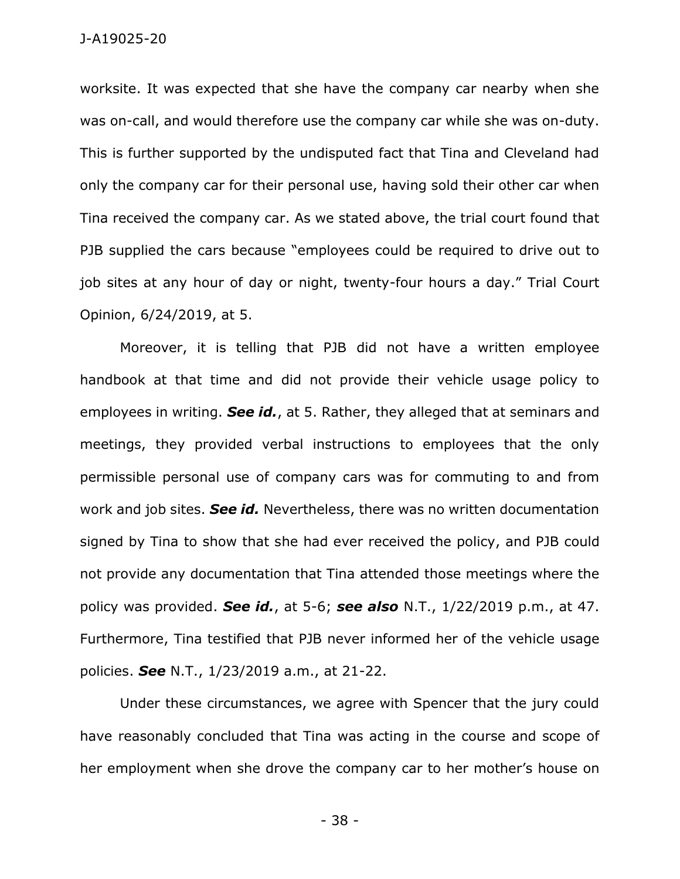worksite. It was expected that she have the company car nearby when she was on-call, and would therefore use the company car while she was on-duty. This is further supported by the undisputed fact that Tina and Cleveland had only the company car for their personal use, having sold their other car when Tina received the company car. As we stated above, the trial court found that PJB supplied the cars because "employees could be required to drive out to job sites at any hour of day or night, twenty-four hours a day." Trial Court Opinion, 6/24/2019, at 5.

Moreover, it is telling that PJB did not have a written employee handbook at that time and did not provide their vehicle usage policy to employees in writing. ***See id.***, at 5. Rather, they alleged that at seminars and meetings, they provided verbal instructions to employees that the only permissible personal use of company cars was for commuting to and from work and job sites. ***See id.*** Nevertheless, there was no written documentation signed by Tina to show that she had ever received the policy, and PJB could not provide any documentation that Tina attended those meetings where the policy was provided. ***See id.***, at 5-6; ***see also*** N.T., 1/22/2019 p.m., at 47. Furthermore, Tina testified that PJB never informed her of the vehicle usage policies. ***See*** N.T., 1/23/2019 a.m., at 21-22.

Under these circumstances, we agree with Spencer that the jury could have reasonably concluded that Tina was acting in the course and scope of her employment when she drove the company car to her mother's house on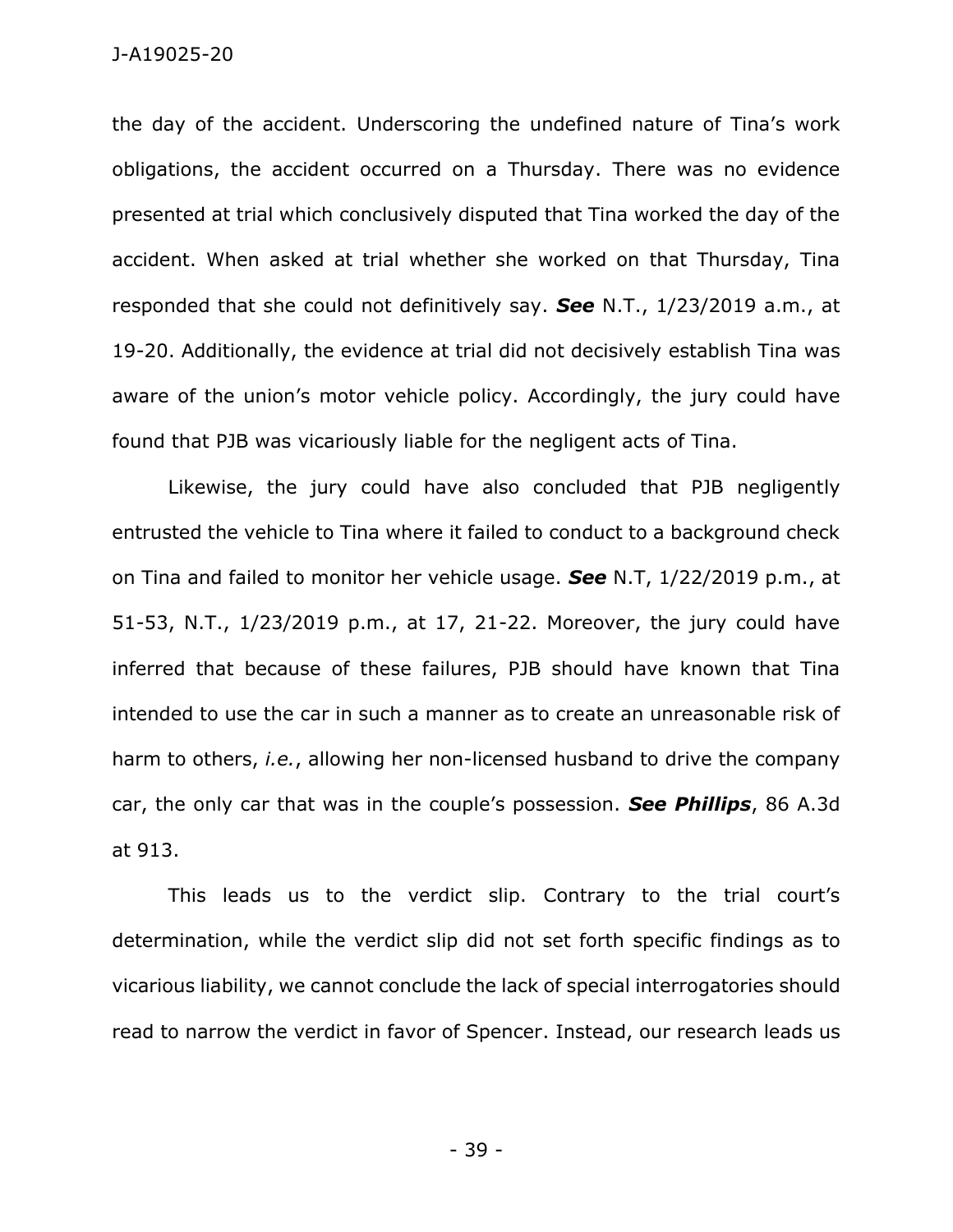the day of the accident. Underscoring the undefined nature of Tina's work obligations, the accident occurred on a Thursday. There was no evidence presented at trial which conclusively disputed that Tina worked the day of the accident. When asked at trial whether she worked on that Thursday, Tina responded that she could not definitively say. ***See*** N.T., 1/23/2019 a.m., at 19-20. Additionally, the evidence at trial did not decisively establish Tina was aware of the union's motor vehicle policy. Accordingly, the jury could have found that PJB was vicariously liable for the negligent acts of Tina.

Likewise, the jury could have also concluded that PJB negligently entrusted the vehicle to Tina where it failed to conduct to a background check on Tina and failed to monitor her vehicle usage. ***See*** N.T, 1/22/2019 p.m., at 51-53, N.T., 1/23/2019 p.m., at 17, 21-22. Moreover, the jury could have inferred that because of these failures, PJB should have known that Tina intended to use the car in such a manner as to create an unreasonable risk of harm to others, *i.e.*, allowing her non-licensed husband to drive the company car, the only car that was in the couple's possession. ***See Phillips***, 86 A.3d at 913.

This leads us to the verdict slip. Contrary to the trial court's determination, while the verdict slip did not set forth specific findings as to vicarious liability, we cannot conclude the lack of special interrogatories should read to narrow the verdict in favor of Spencer. Instead, our research leads us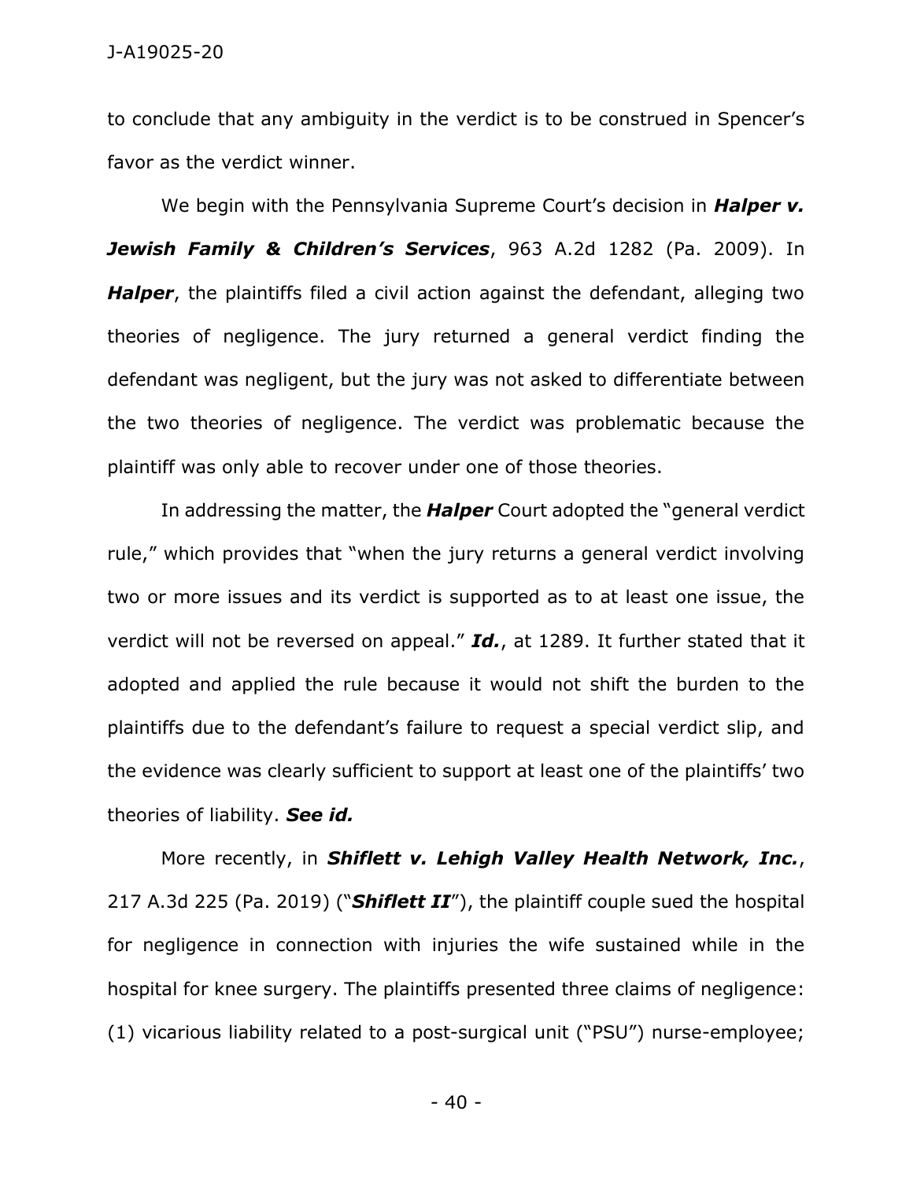to conclude that any ambiguity in the verdict is to be construed in Spencer's favor as the verdict winner.

We begin with the Pennsylvania Supreme Court's decision in ***Halper v. Jewish Family & Children's Services***, 963 A.2d 1282 (Pa. 2009). In ***Halper***, the plaintiffs filed a civil action against the defendant, alleging two theories of negligence. The jury returned a general verdict finding the defendant was negligent, but the jury was not asked to differentiate between the two theories of negligence. The verdict was problematic because the plaintiff was only able to recover under one of those theories.

In addressing the matter, the ***Halper*** Court adopted the "general verdict rule," which provides that "when the jury returns a general verdict involving two or more issues and its verdict is supported as to at least one issue, the verdict will not be reversed on appeal." ***Id.***, at 1289. It further stated that it adopted and applied the rule because it would not shift the burden to the plaintiffs due to the defendant's failure to request a special verdict slip, and the evidence was clearly sufficient to support at least one of the plaintiffs' two theories of liability. ***See id.***

More recently, in ***Shiflett v. Lehigh Valley Health Network, Inc.***, 217 A.3d 225 (Pa. 2019) ("***Shiflett II***"), the plaintiff couple sued the hospital for negligence in connection with injuries the wife sustained while in the hospital for knee surgery. The plaintiffs presented three claims of negligence: (1) vicarious liability related to a post-surgical unit ("PSU") nurse-employee;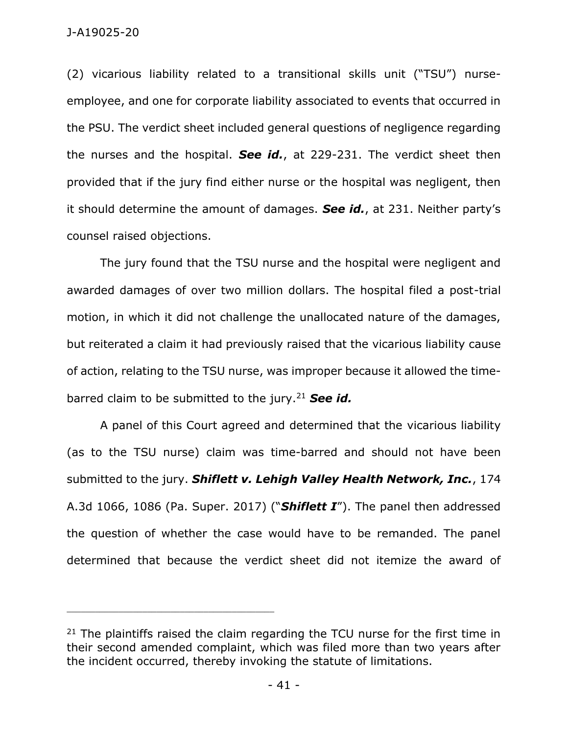(2) vicarious liability related to a transitional skills unit ("TSU") nurse-employee, and one for corporate liability associated to events that occurred in the PSU. The verdict sheet included general questions of negligence regarding the nurses and the hospital. ***See id.***, at 229-231. The verdict sheet then provided that if the jury find either nurse or the hospital was negligent, then it should determine the amount of damages. ***See id.***, at 231. Neither party's counsel raised objections.

The jury found that the TSU nurse and the hospital were negligent and awarded damages of over two million dollars. The hospital filed a post-trial motion, in which it did not challenge the unallocated nature of the damages, but reiterated a claim it had previously raised that the vicarious liability cause of action, relating to the TSU nurse, was improper because it allowed the time-barred claim to be submitted to the jury.[21] ***See id.***

A panel of this Court agreed and determined that the vicarious liability (as to the TSU nurse) claim was time-barred and should not have been submitted to the jury. ***Shiflett v. Lehigh Valley Health Network, Inc.***, 174 A.3d 1066, 1086 (Pa. Super. 2017) ("***Shiflett I***"). The panel then addressed the question of whether the case would have to be remanded. The panel determined that because the verdict sheet did not itemize the award of

---

[21] The plaintiffs raised the claim regarding the TCU nurse for the first time in their second amended complaint, which was filed more than two years after the incident occurred, thereby invoking the statute of limitations.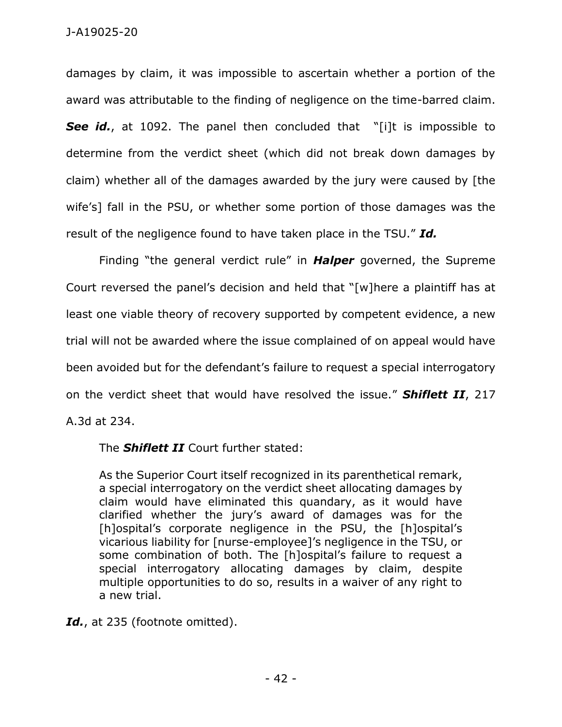damages by claim, it was impossible to ascertain whether a portion of the award was attributable to the finding of negligence on the time-barred claim. ***See id.***, at 1092. The panel then concluded that "[i]t is impossible to determine from the verdict sheet (which did not break down damages by claim) whether all of the damages awarded by the jury were caused by [the wife's] fall in the PSU, or whether some portion of those damages was the result of the negligence found to have taken place in the TSU." ***Id.***

Finding "the general verdict rule" in ***Halper*** governed, the Supreme Court reversed the panel's decision and held that "[w]here a plaintiff has at least one viable theory of recovery supported by competent evidence, a new trial will not be awarded where the issue complained of on appeal would have been avoided but for the defendant's failure to request a special interrogatory on the verdict sheet that would have resolved the issue." ***Shiflett II***, 217 A.3d at 234.

The ***Shiflett II*** Court further stated:

> As the Superior Court itself recognized in its parenthetical remark, a special interrogatory on the verdict sheet allocating damages by claim would have eliminated this quandary, as it would have clarified whether the jury's award of damages was for the [h]ospital's corporate negligence in the PSU, the [h]ospital's vicarious liability for [nurse-employee]'s negligence in the TSU, or some combination of both. The [h]ospital's failure to request a special interrogatory allocating damages by claim, despite multiple opportunities to do so, results in a waiver of any right to a new trial.

***Id.***, at 235 (footnote omitted).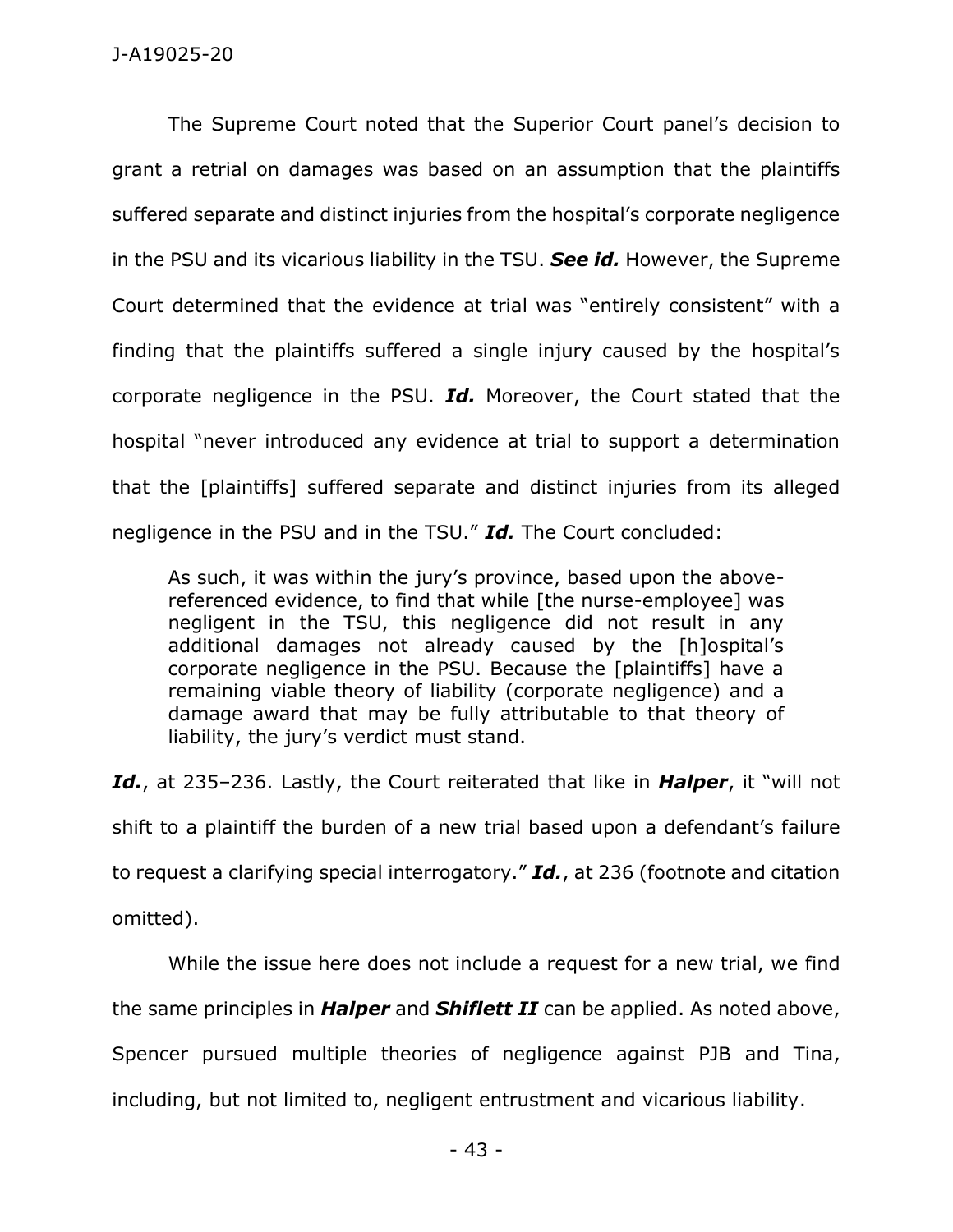The Supreme Court noted that the Superior Court panel's decision to grant a retrial on damages was based on an assumption that the plaintiffs suffered separate and distinct injuries from the hospital's corporate negligence in the PSU and its vicarious liability in the TSU. ***See id.*** However, the Supreme Court determined that the evidence at trial was "entirely consistent" with a finding that the plaintiffs suffered a single injury caused by the hospital's corporate negligence in the PSU. ***Id.*** Moreover, the Court stated that the hospital "never introduced any evidence at trial to support a determination that the [plaintiffs] suffered separate and distinct injuries from its alleged negligence in the PSU and in the TSU." ***Id.*** The Court concluded:

> As such, it was within the jury's province, based upon the above-referenced evidence, to find that while [the nurse-employee] was negligent in the TSU, this negligence did not result in any additional damages not already caused by the [h]ospital's corporate negligence in the PSU. Because the [plaintiffs] have a remaining viable theory of liability (corporate negligence) and a damage award that may be fully attributable to that theory of liability, the jury's verdict must stand.

***Id.***, at 235–236. Lastly, the Court reiterated that like in ***Halper***, it "will not shift to a plaintiff the burden of a new trial based upon a defendant's failure to request a clarifying special interrogatory." ***Id.***, at 236 (footnote and citation omitted).

While the issue here does not include a request for a new trial, we find the same principles in ***Halper*** and ***Shiflett II*** can be applied. As noted above, Spencer pursued multiple theories of negligence against PJB and Tina, including, but not limited to, negligent entrustment and vicarious liability.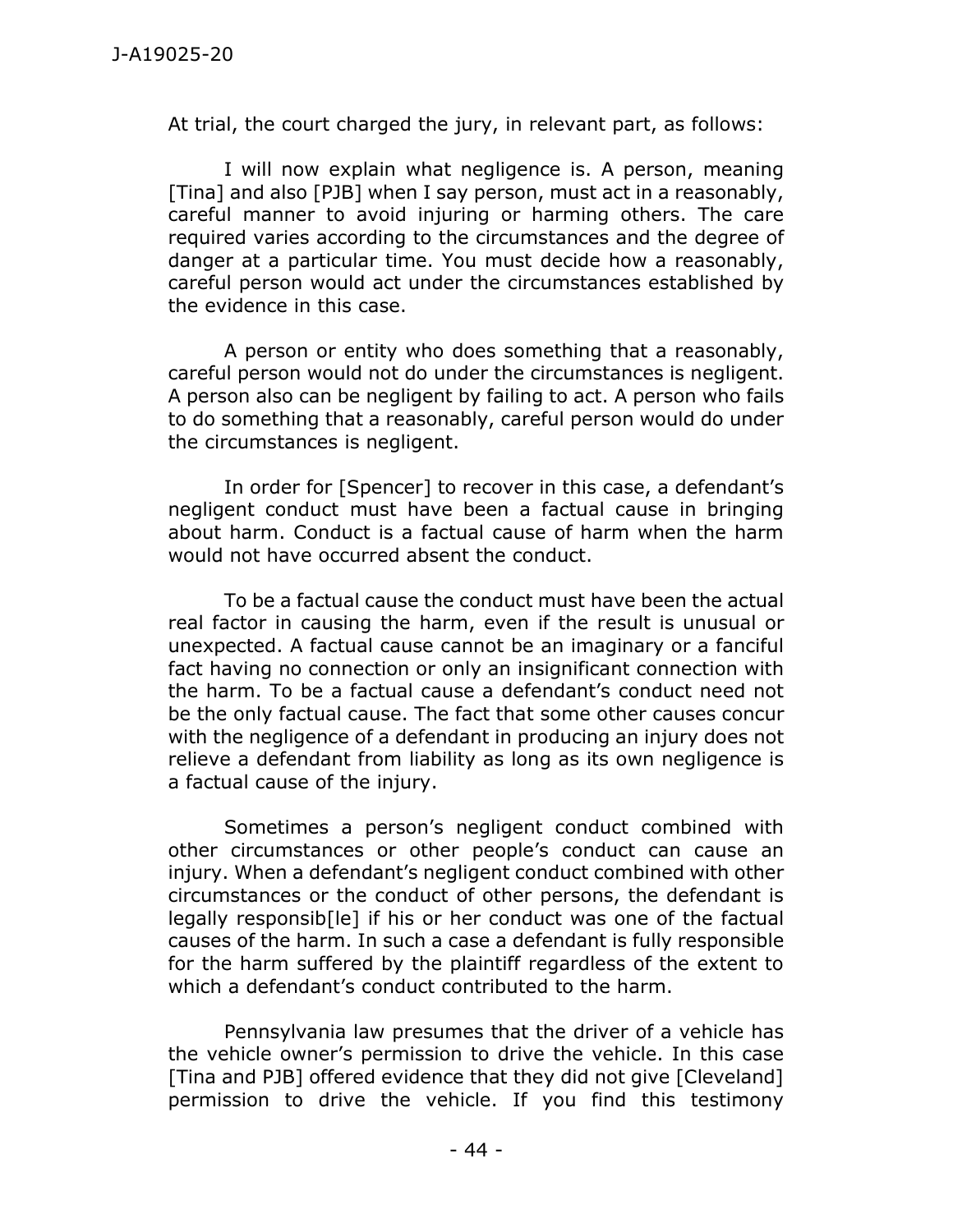At trial, the court charged the jury, in relevant part, as follows:

> I will now explain what negligence is. A person, meaning [Tina] and also [PJB] when I say person, must act in a reasonably, careful manner to avoid injuring or harming others. The care required varies according to the circumstances and the degree of danger at a particular time. You must decide how a reasonably, careful person would act under the circumstances established by the evidence in this case.
>
> A person or entity who does something that a reasonably, careful person would not do under the circumstances is negligent. A person also can be negligent by failing to act. A person who fails to do something that a reasonably, careful person would do under the circumstances is negligent.
>
> In order for [Spencer] to recover in this case, a defendant's negligent conduct must have been a factual cause in bringing about harm. Conduct is a factual cause of harm when the harm would not have occurred absent the conduct.
>
> To be a factual cause the conduct must have been the actual real factor in causing the harm, even if the result is unusual or unexpected. A factual cause cannot be an imaginary or a fanciful fact having no connection or only an insignificant connection with the harm. To be a factual cause a defendant's conduct need not be the only factual cause. The fact that some other causes concur with the negligence of a defendant in producing an injury does not relieve a defendant from liability as long as its own negligence is a factual cause of the injury.
>
> Sometimes a person's negligent conduct combined with other circumstances or other people's conduct can cause an injury. When a defendant's negligent conduct combined with other circumstances or the conduct of other persons, the defendant is legally responsib[le] if his or her conduct was one of the factual causes of the harm. In such a case a defendant is fully responsible for the harm suffered by the plaintiff regardless of the extent to which a defendant's conduct contributed to the harm.
>
> Pennsylvania law presumes that the driver of a vehicle has the vehicle owner's permission to drive the vehicle. In this case [Tina and PJB] offered evidence that they did not give [Cleveland] permission to drive the vehicle. If you find this testimony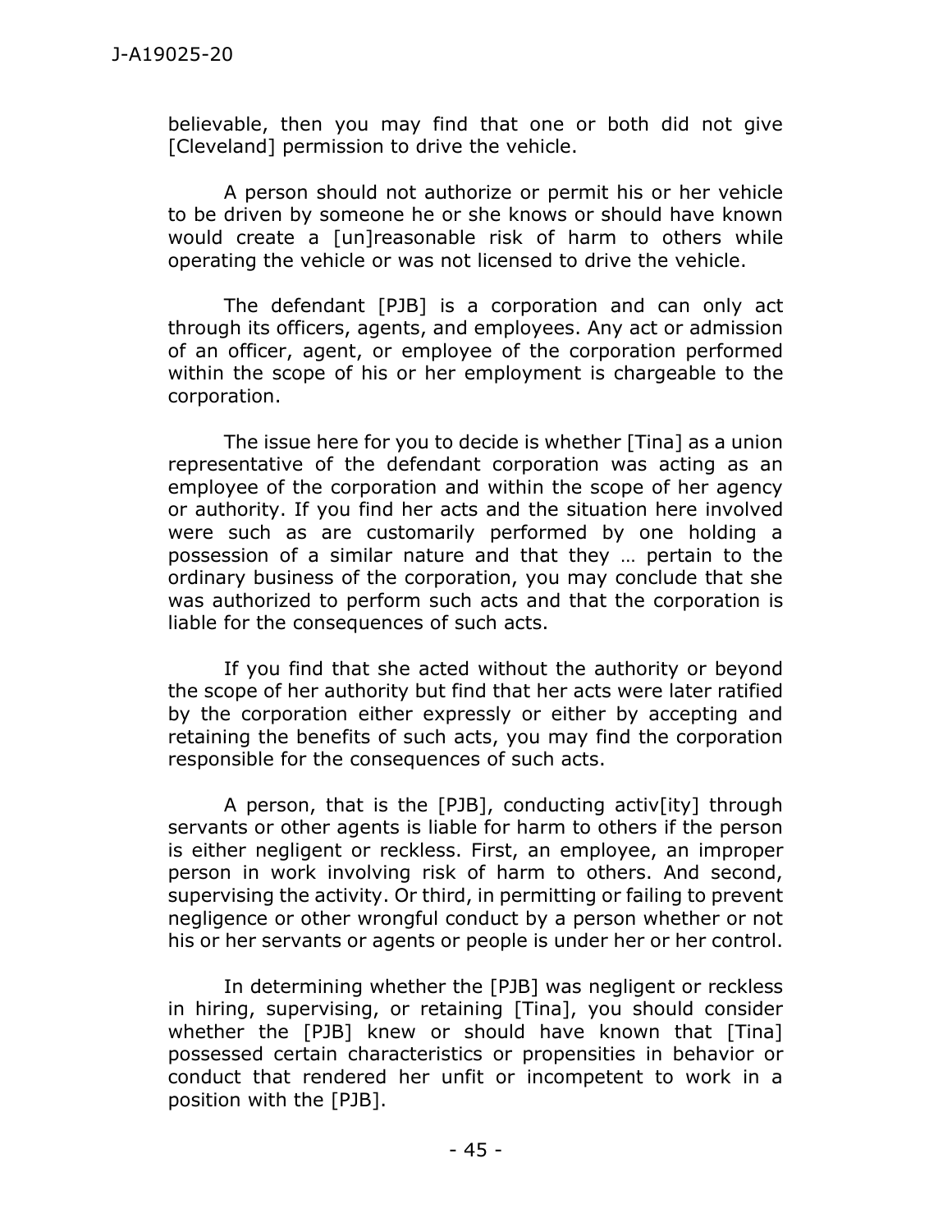believable, then you may find that one or both did not give [Cleveland] permission to drive the vehicle.

A person should not authorize or permit his or her vehicle to be driven by someone he or she knows or should have known would create a [un]reasonable risk of harm to others while operating the vehicle or was not licensed to drive the vehicle.

The defendant [PJB] is a corporation and can only act through its officers, agents, and employees. Any act or admission of an officer, agent, or employee of the corporation performed within the scope of his or her employment is chargeable to the corporation.

The issue here for you to decide is whether [Tina] as a union representative of the defendant corporation was acting as an employee of the corporation and within the scope of her agency or authority. If you find her acts and the situation here involved were such as are customarily performed by one holding a possession of a similar nature and that they … pertain to the ordinary business of the corporation, you may conclude that she was authorized to perform such acts and that the corporation is liable for the consequences of such acts.

If you find that she acted without the authority or beyond the scope of her authority but find that her acts were later ratified by the corporation either expressly or either by accepting and retaining the benefits of such acts, you may find the corporation responsible for the consequences of such acts.

A person, that is the [PJB], conducting activ[ity] through servants or other agents is liable for harm to others if the person is either negligent or reckless. First, an employee, an improper person in work involving risk of harm to others. And second, supervising the activity. Or third, in permitting or failing to prevent negligence or other wrongful conduct by a person whether or not his or her servants or agents or people is under her or her control.

In determining whether the [PJB] was negligent or reckless in hiring, supervising, or retaining [Tina], you should consider whether the [PJB] knew or should have known that [Tina] possessed certain characteristics or propensities in behavior or conduct that rendered her unfit or incompetent to work in a position with the [PJB].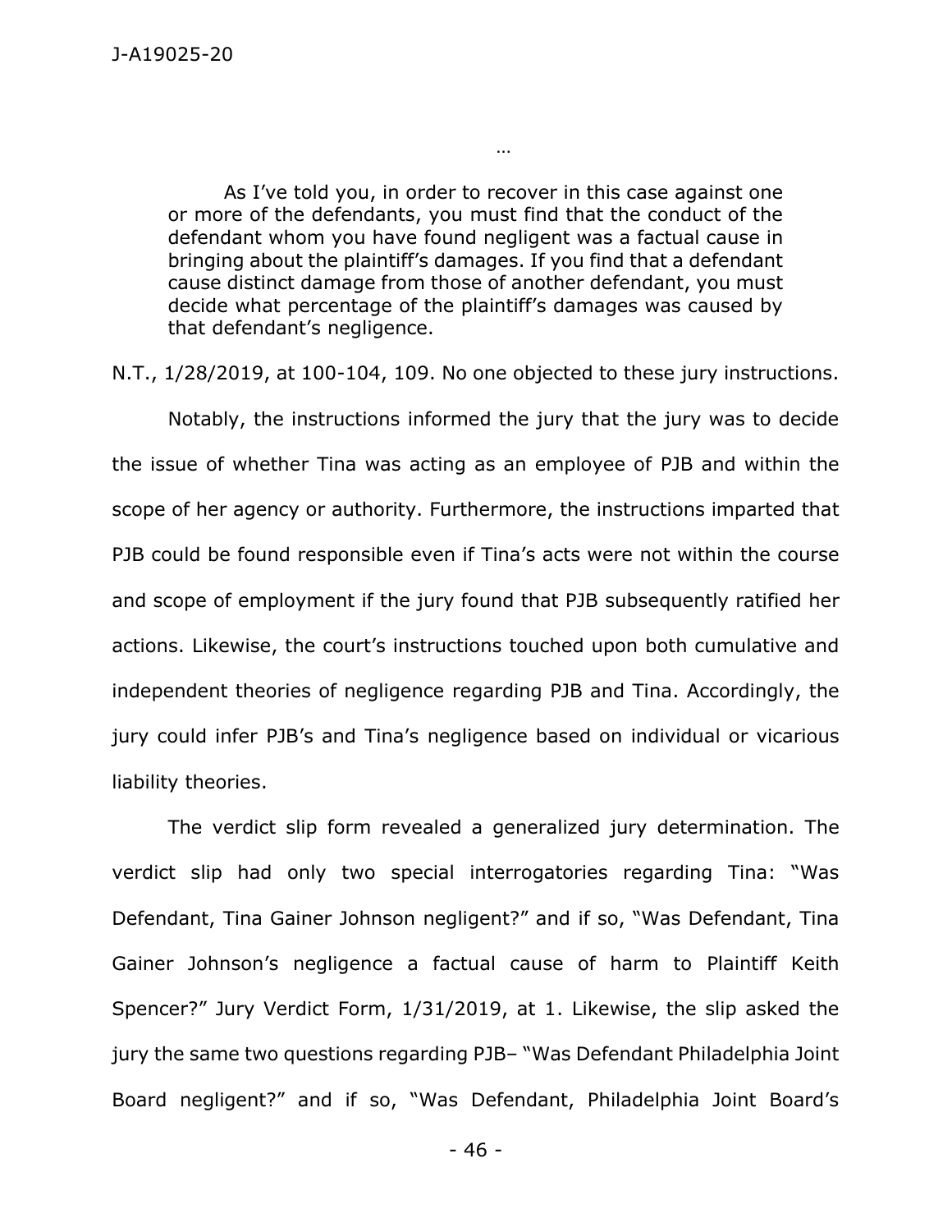…

> As I've told you, in order to recover in this case against one or more of the defendants, you must find that the conduct of the defendant whom you have found negligent was a factual cause in bringing about the plaintiff's damages. If you find that a defendant cause distinct damage from those of another defendant, you must decide what percentage of the plaintiff's damages was caused by that defendant's negligence.

N.T., 1/28/2019, at 100-104, 109. No one objected to these jury instructions.

Notably, the instructions informed the jury that the jury was to decide the issue of whether Tina was acting as an employee of PJB and within the scope of her agency or authority. Furthermore, the instructions imparted that PJB could be found responsible even if Tina's acts were not within the course and scope of employment if the jury found that PJB subsequently ratified her actions. Likewise, the court's instructions touched upon both cumulative and independent theories of negligence regarding PJB and Tina. Accordingly, the jury could infer PJB's and Tina's negligence based on individual or vicarious liability theories.

The verdict slip form revealed a generalized jury determination. The verdict slip had only two special interrogatories regarding Tina: "Was Defendant, Tina Gainer Johnson negligent?" and if so, "Was Defendant, Tina Gainer Johnson's negligence a factual cause of harm to Plaintiff Keith Spencer?" Jury Verdict Form, 1/31/2019, at 1. Likewise, the slip asked the jury the same two questions regarding PJB– "Was Defendant Philadelphia Joint Board negligent?" and if so, "Was Defendant, Philadelphia Joint Board's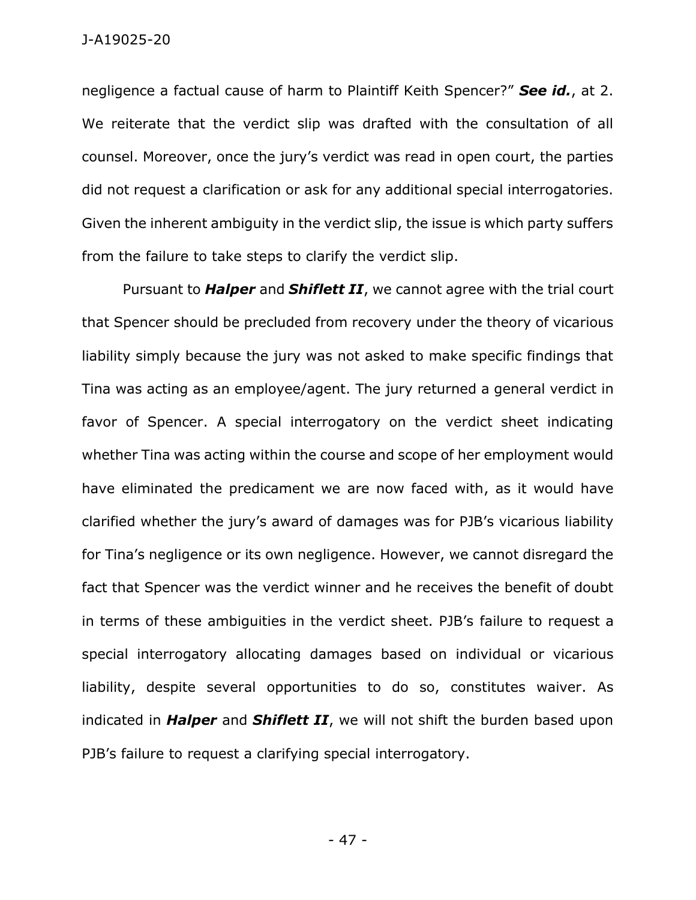negligence a factual cause of harm to Plaintiff Keith Spencer?" ***See id.***, at 2. We reiterate that the verdict slip was drafted with the consultation of all counsel. Moreover, once the jury's verdict was read in open court, the parties did not request a clarification or ask for any additional special interrogatories. Given the inherent ambiguity in the verdict slip, the issue is which party suffers from the failure to take steps to clarify the verdict slip.

Pursuant to ***Halper*** and ***Shiflett II***, we cannot agree with the trial court that Spencer should be precluded from recovery under the theory of vicarious liability simply because the jury was not asked to make specific findings that Tina was acting as an employee/agent. The jury returned a general verdict in favor of Spencer. A special interrogatory on the verdict sheet indicating whether Tina was acting within the course and scope of her employment would have eliminated the predicament we are now faced with, as it would have clarified whether the jury's award of damages was for PJB's vicarious liability for Tina's negligence or its own negligence. However, we cannot disregard the fact that Spencer was the verdict winner and he receives the benefit of doubt in terms of these ambiguities in the verdict sheet. PJB's failure to request a special interrogatory allocating damages based on individual or vicarious liability, despite several opportunities to do so, constitutes waiver. As indicated in ***Halper*** and ***Shiflett II***, we will not shift the burden based upon PJB's failure to request a clarifying special interrogatory.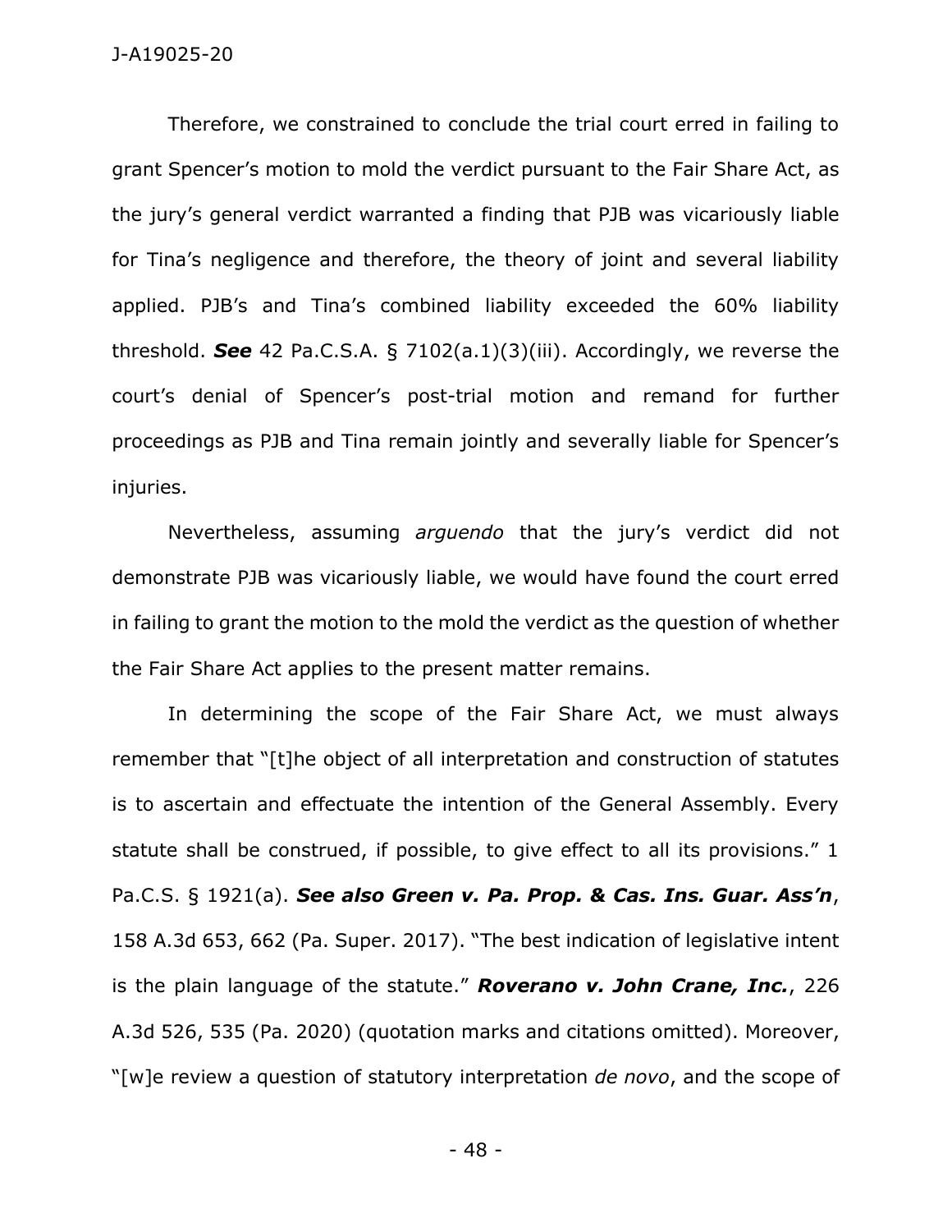Therefore, we constrained to conclude the trial court erred in failing to grant Spencer's motion to mold the verdict pursuant to the Fair Share Act, as the jury's general verdict warranted a finding that PJB was vicariously liable for Tina's negligence and therefore, the theory of joint and several liability applied. PJB's and Tina's combined liability exceeded the 60% liability threshold. ***See*** 42 Pa.C.S.A. § 7102(a.1)(3)(iii). Accordingly, we reverse the court's denial of Spencer's post-trial motion and remand for further proceedings as PJB and Tina remain jointly and severally liable for Spencer's injuries.

Nevertheless, assuming *arguendo* that the jury's verdict did not demonstrate PJB was vicariously liable, we would have found the court erred in failing to grant the motion to the mold the verdict as the question of whether the Fair Share Act applies to the present matter remains.

In determining the scope of the Fair Share Act, we must always remember that "[t]he object of all interpretation and construction of statutes is to ascertain and effectuate the intention of the General Assembly. Every statute shall be construed, if possible, to give effect to all its provisions." 1 Pa.C.S. § 1921(a). ***See also Green v. Pa. Prop. & Cas. Ins. Guar. Ass'n***, 158 A.3d 653, 662 (Pa. Super. 2017). "The best indication of legislative intent is the plain language of the statute." ***Roverano v. John Crane, Inc.***, 226 A.3d 526, 535 (Pa. 2020) (quotation marks and citations omitted). Moreover, "[w]e review a question of statutory interpretation *de novo*, and the scope of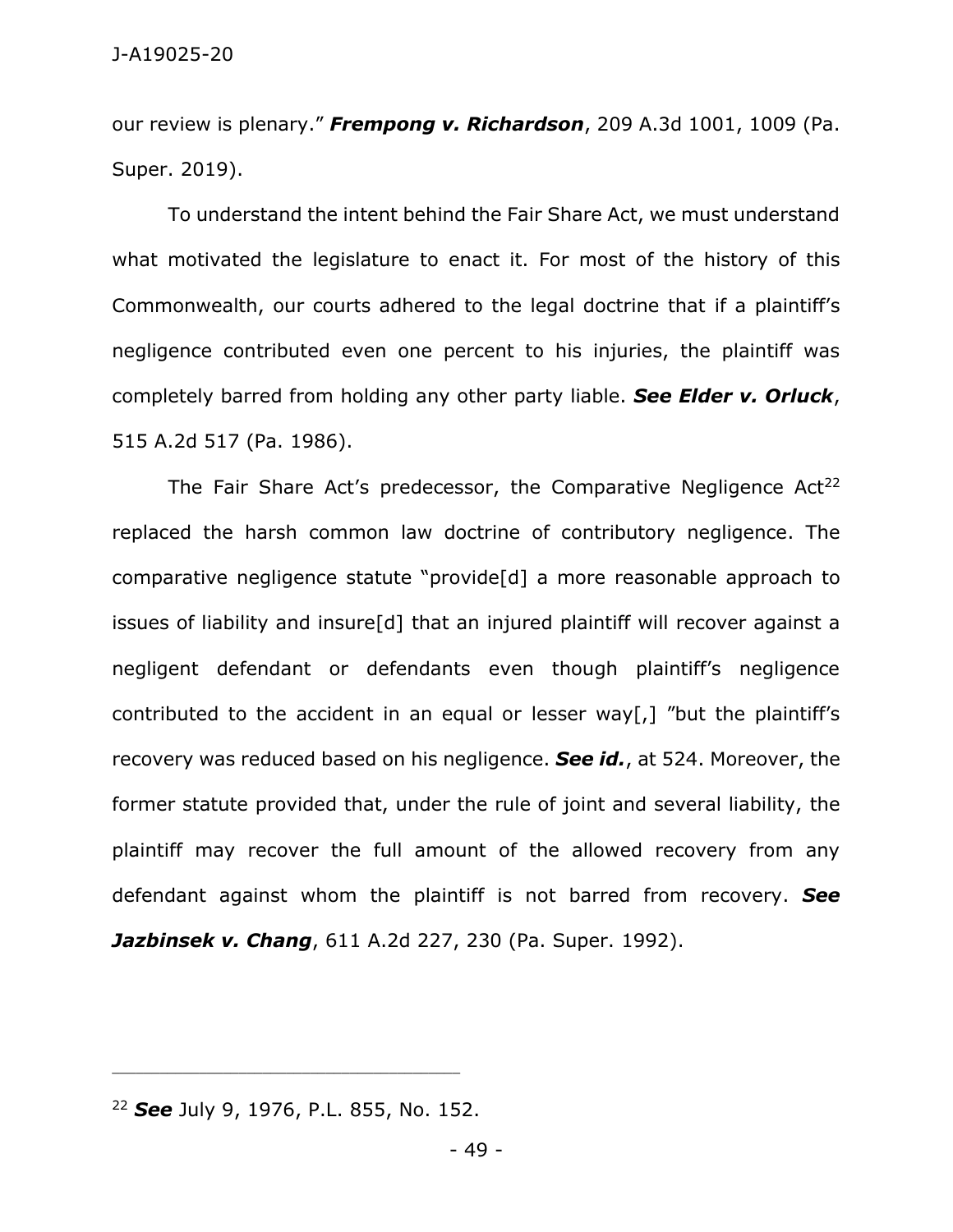our review is plenary." ***Frempong v. Richardson***, 209 A.3d 1001, 1009 (Pa. Super. 2019).

To understand the intent behind the Fair Share Act, we must understand what motivated the legislature to enact it. For most of the history of this Commonwealth, our courts adhered to the legal doctrine that if a plaintiff's negligence contributed even one percent to his injuries, the plaintiff was completely barred from holding any other party liable. ***See Elder v. Orluck***, 515 A.2d 517 (Pa. 1986).

The Fair Share Act's predecessor, the Comparative Negligence Act[22] replaced the harsh common law doctrine of contributory negligence. The comparative negligence statute "provide[d] a more reasonable approach to issues of liability and insure[d] that an injured plaintiff will recover against a negligent defendant or defendants even though plaintiff's negligence contributed to the accident in an equal or lesser way[,] "but the plaintiff's recovery was reduced based on his negligence. ***See id.***, at 524. Moreover, the former statute provided that, under the rule of joint and several liability, the plaintiff may recover the full amount of the allowed recovery from any defendant against whom the plaintiff is not barred from recovery. ***See Jazbinsek v. Chang***, 611 A.2d 227, 230 (Pa. Super. 1992).

---

[22] ***See*** July 9, 1976, P.L. 855, No. 152.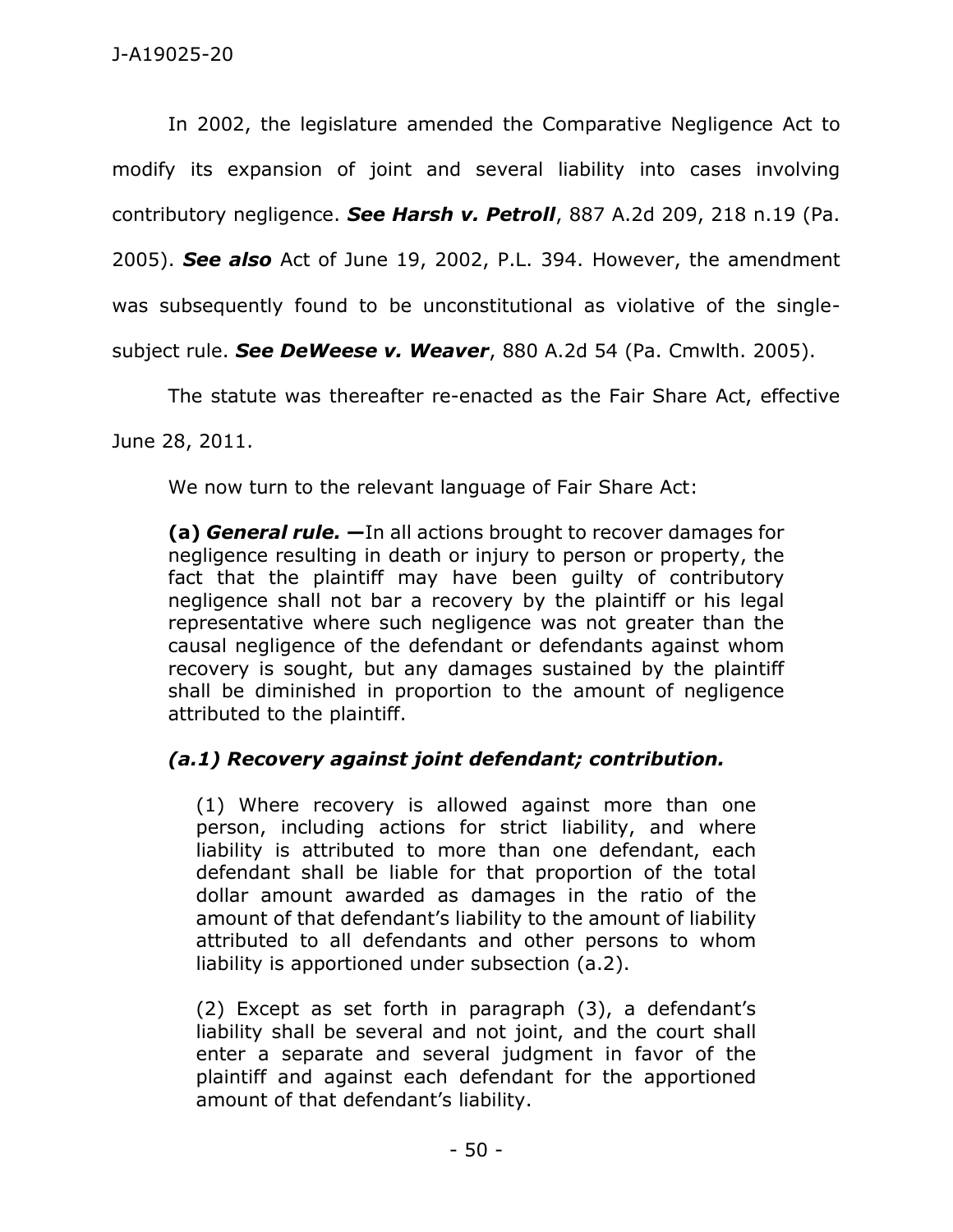In 2002, the legislature amended the Comparative Negligence Act to modify its expansion of joint and several liability into cases involving contributory negligence. ***See Harsh v. Petroll***, 887 A.2d 209, 218 n.19 (Pa. 2005). ***See also*** Act of June 19, 2002, P.L. 394. However, the amendment was subsequently found to be unconstitutional as violative of the single-subject rule. ***See DeWeese v. Weaver***, 880 A.2d 54 (Pa. Cmwlth. 2005).

The statute was thereafter re-enacted as the Fair Share Act, effective June 28, 2011.

We now turn to the relevant language of Fair Share Act:

> **(a)** ***General rule.*** **—**In all actions brought to recover damages for negligence resulting in death or injury to person or property, the fact that the plaintiff may have been guilty of contributory negligence shall not bar a recovery by the plaintiff or his legal representative where such negligence was not greater than the causal negligence of the defendant or defendants against whom recovery is sought, but any damages sustained by the plaintiff shall be diminished in proportion to the amount of negligence attributed to the plaintiff.
>
> ***(a.1) Recovery against joint defendant; contribution.***
>
> (1) Where recovery is allowed against more than one person, including actions for strict liability, and where liability is attributed to more than one defendant, each defendant shall be liable for that proportion of the total dollar amount awarded as damages in the ratio of the amount of that defendant's liability to the amount of liability attributed to all defendants and other persons to whom liability is apportioned under subsection (a.2).
>
> (2) Except as set forth in paragraph (3), a defendant's liability shall be several and not joint, and the court shall enter a separate and several judgment in favor of the plaintiff and against each defendant for the apportioned amount of that defendant's liability.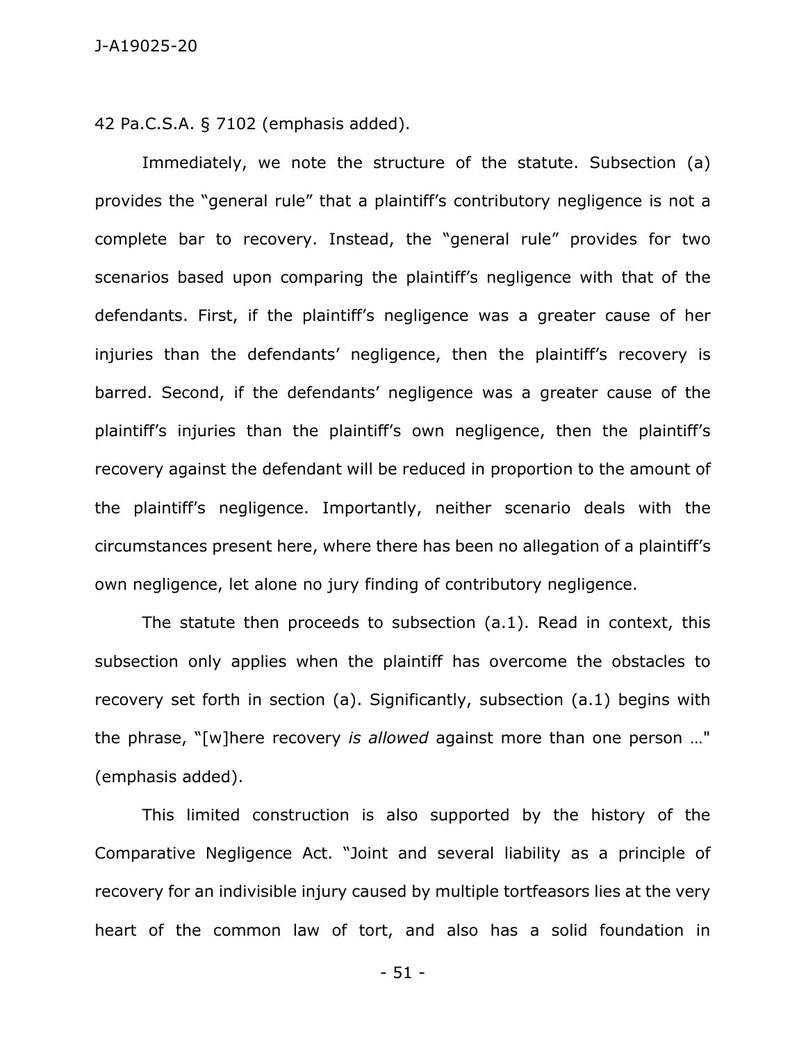42 Pa.C.S.A. § 7102 (emphasis added).

Immediately, we note the structure of the statute. Subsection (a) provides the "general rule" that a plaintiff's contributory negligence is not a complete bar to recovery. Instead, the "general rule" provides for two scenarios based upon comparing the plaintiff's negligence with that of the defendants. First, if the plaintiff's negligence was a greater cause of her injuries than the defendants' negligence, then the plaintiff's recovery is barred. Second, if the defendants' negligence was a greater cause of the plaintiff's injuries than the plaintiff's own negligence, then the plaintiff's recovery against the defendant will be reduced in proportion to the amount of the plaintiff's negligence. Importantly, neither scenario deals with the circumstances present here, where there has been no allegation of a plaintiff's own negligence, let alone no jury finding of contributory negligence.

The statute then proceeds to subsection (a.1). Read in context, this subsection only applies when the plaintiff has overcome the obstacles to recovery set forth in section (a). Significantly, subsection (a.1) begins with the phrase, "[w]here recovery *is allowed* against more than one person …" (emphasis added).

This limited construction is also supported by the history of the Comparative Negligence Act. "Joint and several liability as a principle of recovery for an indivisible injury caused by multiple tortfeasors lies at the very heart of the common law of tort, and also has a solid foundation in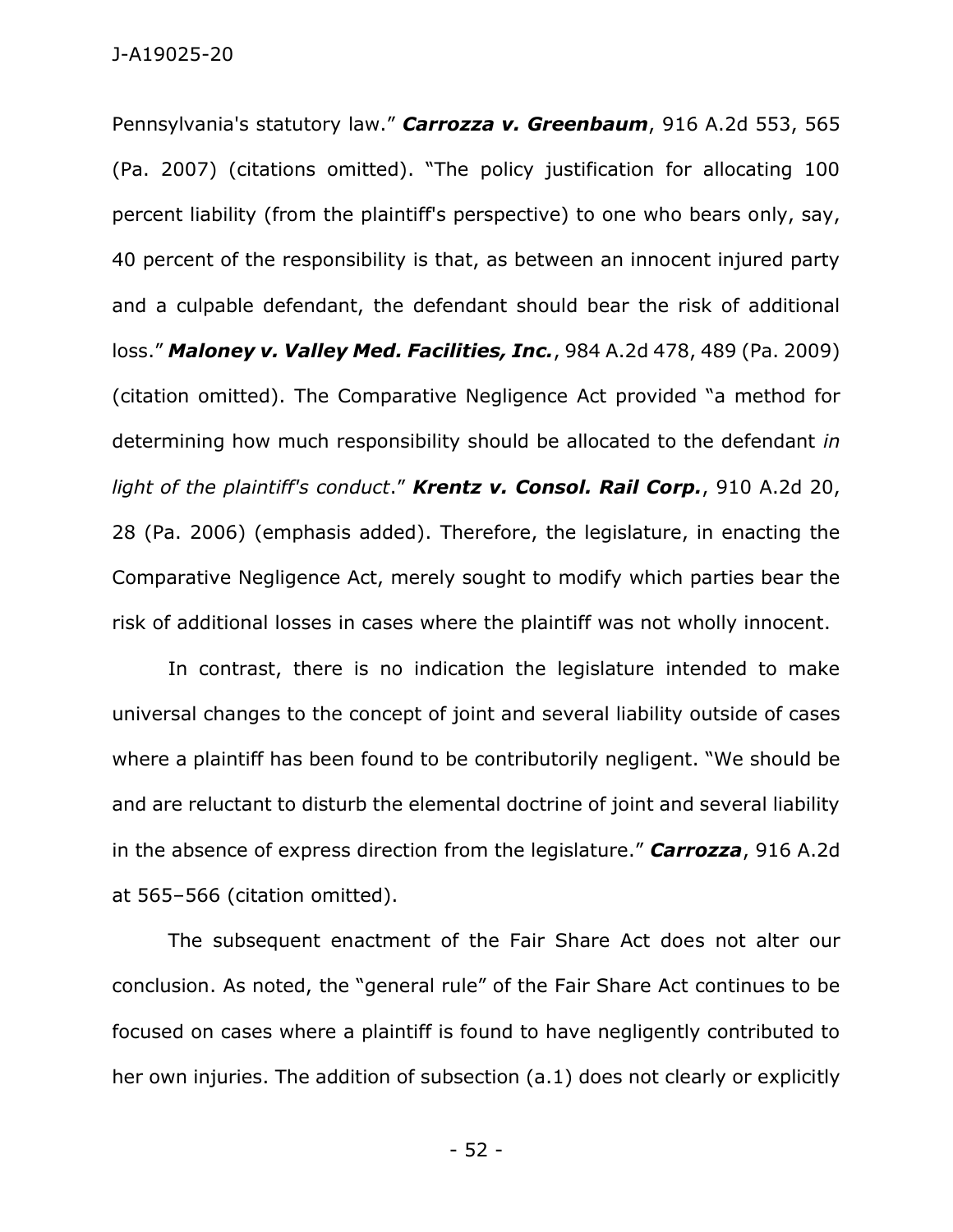Pennsylvania's statutory law." ***Carrozza v. Greenbaum***, 916 A.2d 553, 565 (Pa. 2007) (citations omitted). "The policy justification for allocating 100 percent liability (from the plaintiff's perspective) to one who bears only, say, 40 percent of the responsibility is that, as between an innocent injured party and a culpable defendant, the defendant should bear the risk of additional loss." ***Maloney v. Valley Med. Facilities, Inc.***, 984 A.2d 478, 489 (Pa. 2009) (citation omitted). The Comparative Negligence Act provided "a method for determining how much responsibility should be allocated to the defendant *in light of the plaintiff's conduct*." ***Krentz v. Consol. Rail Corp.***, 910 A.2d 20, 28 (Pa. 2006) (emphasis added). Therefore, the legislature, in enacting the Comparative Negligence Act, merely sought to modify which parties bear the risk of additional losses in cases where the plaintiff was not wholly innocent.

In contrast, there is no indication the legislature intended to make universal changes to the concept of joint and several liability outside of cases where a plaintiff has been found to be contributorily negligent. "We should be and are reluctant to disturb the elemental doctrine of joint and several liability in the absence of express direction from the legislature." ***Carrozza***, 916 A.2d at 565–566 (citation omitted).

The subsequent enactment of the Fair Share Act does not alter our conclusion. As noted, the "general rule" of the Fair Share Act continues to be focused on cases where a plaintiff is found to have negligently contributed to her own injuries. The addition of subsection (a.1) does not clearly or explicitly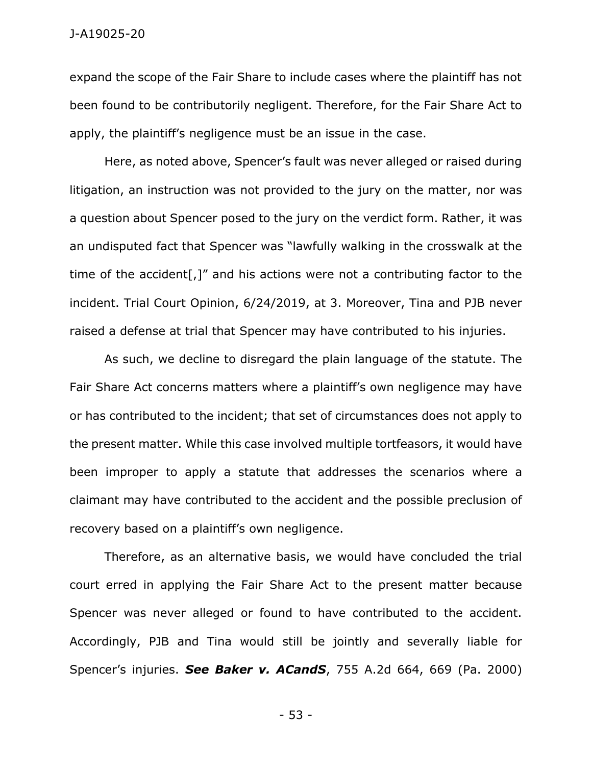expand the scope of the Fair Share to include cases where the plaintiff has not been found to be contributorily negligent. Therefore, for the Fair Share Act to apply, the plaintiff's negligence must be an issue in the case.

Here, as noted above, Spencer's fault was never alleged or raised during litigation, an instruction was not provided to the jury on the matter, nor was a question about Spencer posed to the jury on the verdict form. Rather, it was an undisputed fact that Spencer was "lawfully walking in the crosswalk at the time of the accident[,]" and his actions were not a contributing factor to the incident. Trial Court Opinion, 6/24/2019, at 3. Moreover, Tina and PJB never raised a defense at trial that Spencer may have contributed to his injuries.

As such, we decline to disregard the plain language of the statute. The Fair Share Act concerns matters where a plaintiff's own negligence may have or has contributed to the incident; that set of circumstances does not apply to the present matter. While this case involved multiple tortfeasors, it would have been improper to apply a statute that addresses the scenarios where a claimant may have contributed to the accident and the possible preclusion of recovery based on a plaintiff's own negligence.

Therefore, as an alternative basis, we would have concluded the trial court erred in applying the Fair Share Act to the present matter because Spencer was never alleged or found to have contributed to the accident. Accordingly, PJB and Tina would still be jointly and severally liable for Spencer's injuries. ***See Baker v. ACandS***, 755 A.2d 664, 669 (Pa. 2000)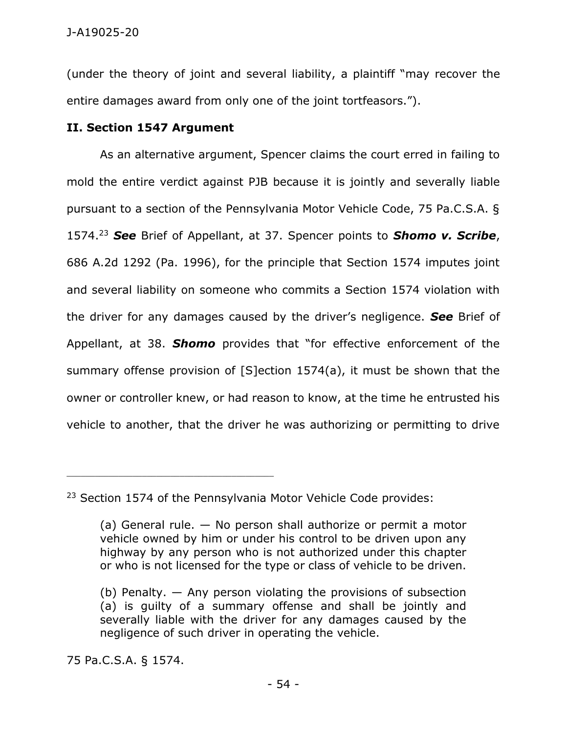(under the theory of joint and several liability, a plaintiff "may recover the entire damages award from only one of the joint tortfeasors.").

**II. Section 1547 Argument**

As an alternative argument, Spencer claims the court erred in failing to mold the entire verdict against PJB because it is jointly and severally liable pursuant to a section of the Pennsylvania Motor Vehicle Code, 75 Pa.C.S.A. § 1574.[23] ***See*** Brief of Appellant, at 37. Spencer points to ***Shomo v. Scribe***, 686 A.2d 1292 (Pa. 1996), for the principle that Section 1574 imputes joint and several liability on someone who commits a Section 1574 violation with the driver for any damages caused by the driver's negligence. ***See*** Brief of Appellant, at 38. ***Shomo*** provides that "for effective enforcement of the summary offense provision of [S]ection 1574(a), it must be shown that the owner or controller knew, or had reason to know, at the time he entrusted his vehicle to another, that the driver he was authorizing or permitting to drive

---

[23] Section 1574 of the Pennsylvania Motor Vehicle Code provides:

> (a) General rule. — No person shall authorize or permit a motor vehicle owned by him or under his control to be driven upon any highway by any person who is not authorized under this chapter or who is not licensed for the type or class of vehicle to be driven.
>
> (b) Penalty. — Any person violating the provisions of subsection (a) is guilty of a summary offense and shall be jointly and severally liable with the driver for any damages caused by the negligence of such driver in operating the vehicle.

75 Pa.C.S.A. § 1574.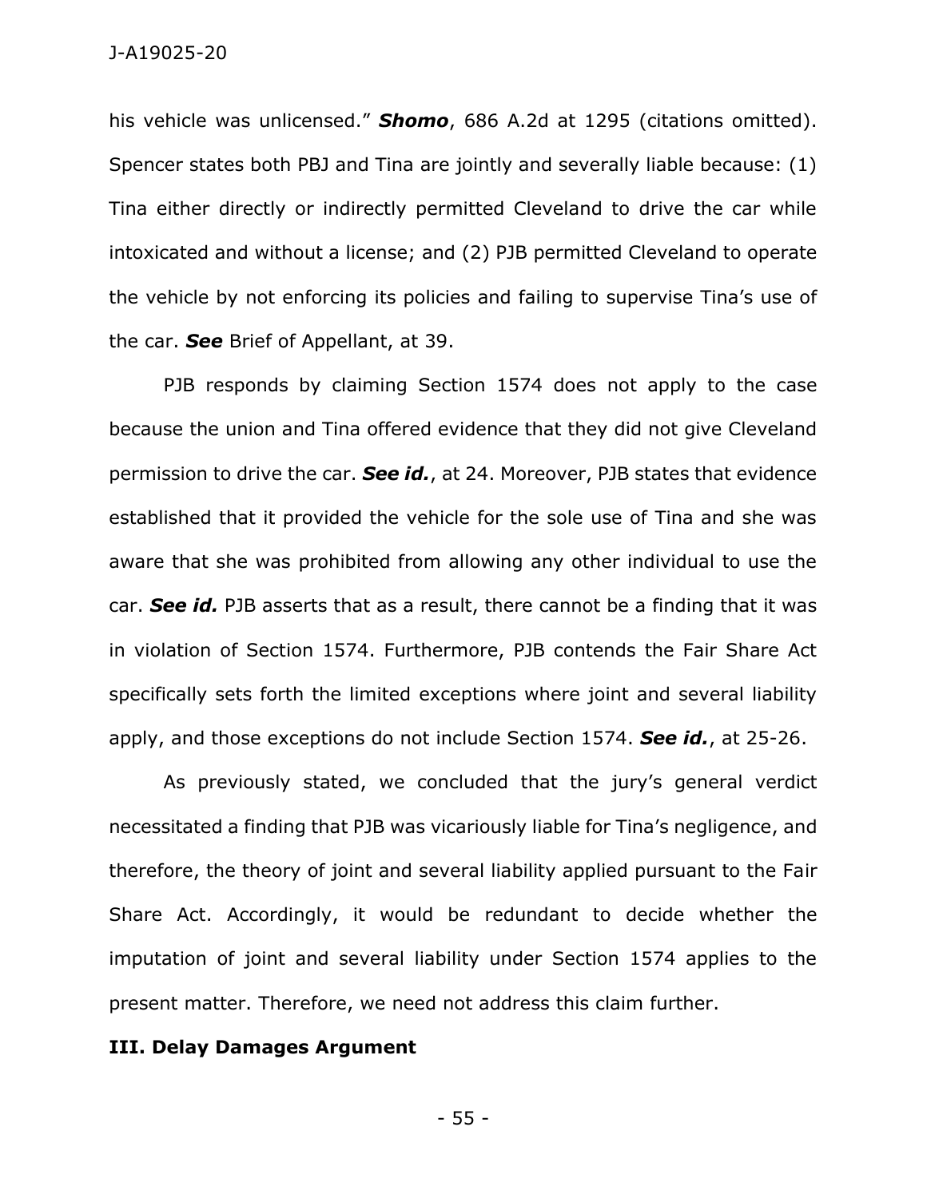his vehicle was unlicensed." ***Shomo***, 686 A.2d at 1295 (citations omitted). Spencer states both PBJ and Tina are jointly and severally liable because: (1) Tina either directly or indirectly permitted Cleveland to drive the car while intoxicated and without a license; and (2) PJB permitted Cleveland to operate the vehicle by not enforcing its policies and failing to supervise Tina's use of the car. ***See*** Brief of Appellant, at 39.

PJB responds by claiming Section 1574 does not apply to the case because the union and Tina offered evidence that they did not give Cleveland permission to drive the car. ***See id.***, at 24. Moreover, PJB states that evidence established that it provided the vehicle for the sole use of Tina and she was aware that she was prohibited from allowing any other individual to use the car. ***See id.*** PJB asserts that as a result, there cannot be a finding that it was in violation of Section 1574. Furthermore, PJB contends the Fair Share Act specifically sets forth the limited exceptions where joint and several liability apply, and those exceptions do not include Section 1574. ***See id.***, at 25-26.

As previously stated, we concluded that the jury's general verdict necessitated a finding that PJB was vicariously liable for Tina's negligence, and therefore, the theory of joint and several liability applied pursuant to the Fair Share Act. Accordingly, it would be redundant to decide whether the imputation of joint and several liability under Section 1574 applies to the present matter. Therefore, we need not address this claim further.

### III. Delay Damages Argument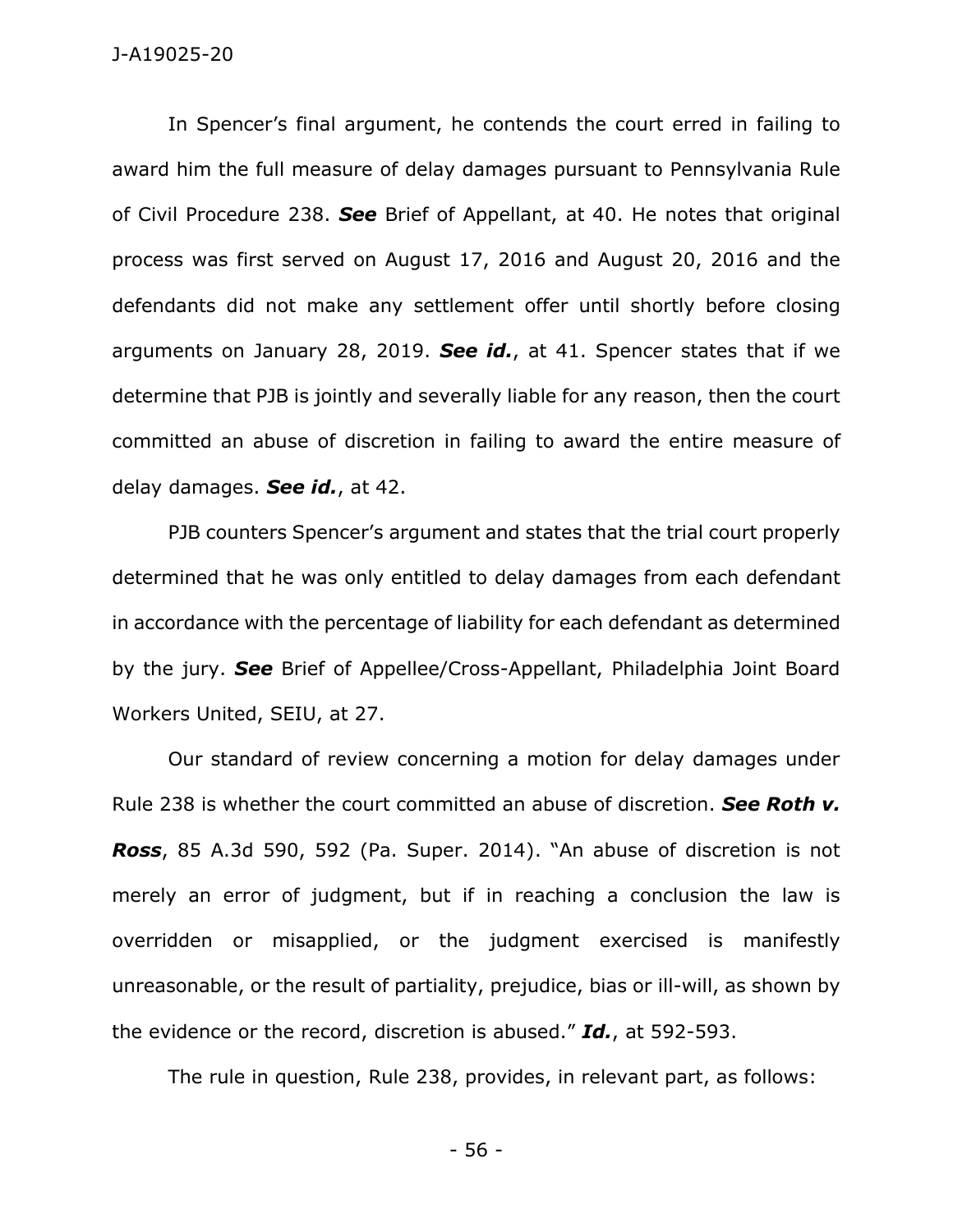In Spencer's final argument, he contends the court erred in failing to award him the full measure of delay damages pursuant to Pennsylvania Rule of Civil Procedure 238. ***See*** Brief of Appellant, at 40. He notes that original process was first served on August 17, 2016 and August 20, 2016 and the defendants did not make any settlement offer until shortly before closing arguments on January 28, 2019. ***See id.***, at 41. Spencer states that if we determine that PJB is jointly and severally liable for any reason, then the court committed an abuse of discretion in failing to award the entire measure of delay damages. ***See id.***, at 42.

PJB counters Spencer's argument and states that the trial court properly determined that he was only entitled to delay damages from each defendant in accordance with the percentage of liability for each defendant as determined by the jury. ***See*** Brief of Appellee/Cross-Appellant, Philadelphia Joint Board Workers United, SEIU, at 27.

Our standard of review concerning a motion for delay damages under Rule 238 is whether the court committed an abuse of discretion. ***See Roth v. Ross***, 85 A.3d 590, 592 (Pa. Super. 2014). "An abuse of discretion is not merely an error of judgment, but if in reaching a conclusion the law is overridden or misapplied, or the judgment exercised is manifestly unreasonable, or the result of partiality, prejudice, bias or ill-will, as shown by the evidence or the record, discretion is abused." ***Id.***, at 592-593.

The rule in question, Rule 238, provides, in relevant part, as follows: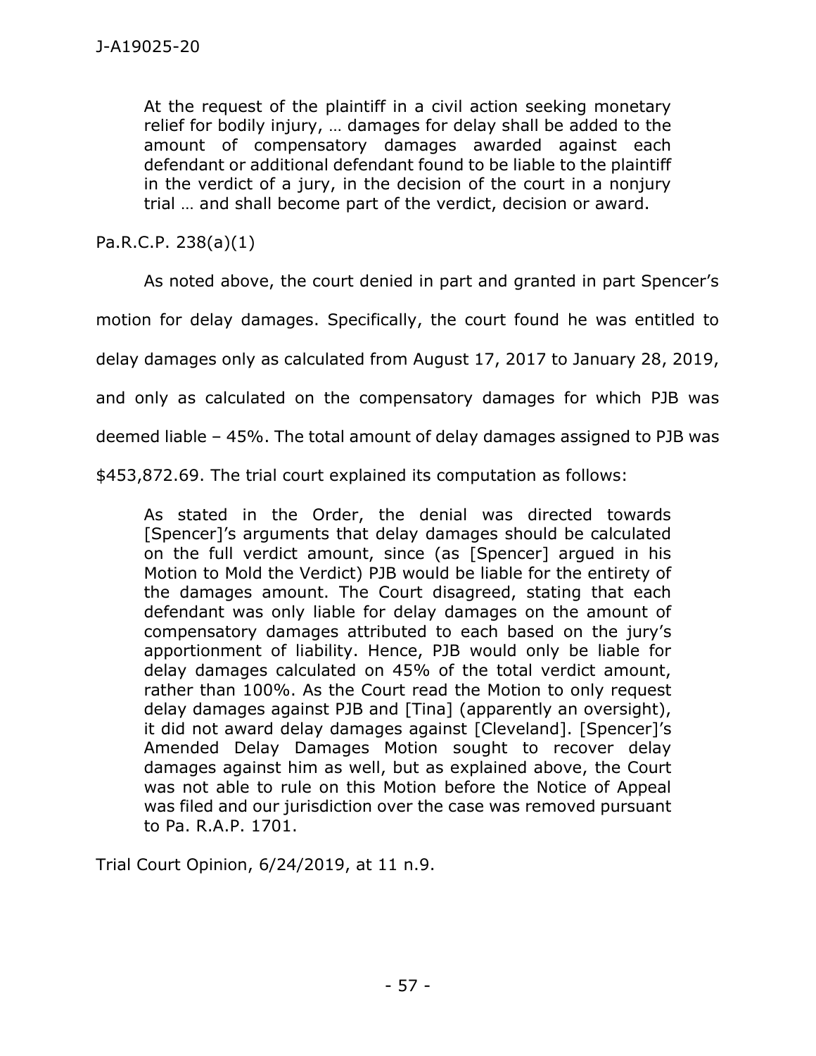> At the request of the plaintiff in a civil action seeking monetary relief for bodily injury, … damages for delay shall be added to the amount of compensatory damages awarded against each defendant or additional defendant found to be liable to the plaintiff in the verdict of a jury, in the decision of the court in a nonjury trial … and shall become part of the verdict, decision or award.

Pa.R.C.P. 238(a)(1)

As noted above, the court denied in part and granted in part Spencer's motion for delay damages. Specifically, the court found he was entitled to delay damages only as calculated from August 17, 2017 to January 28, 2019, and only as calculated on the compensatory damages for which PJB was deemed liable – 45%. The total amount of delay damages assigned to PJB was $453,872.69. The trial court explained its computation as follows:

> As stated in the Order, the denial was directed towards [Spencer]'s arguments that delay damages should be calculated on the full verdict amount, since (as [Spencer] argued in his Motion to Mold the Verdict) PJB would be liable for the entirety of the damages amount. The Court disagreed, stating that each defendant was only liable for delay damages on the amount of compensatory damages attributed to each based on the jury's apportionment of liability. Hence, PJB would only be liable for delay damages calculated on 45% of the total verdict amount, rather than 100%. As the Court read the Motion to only request delay damages against PJB and [Tina] (apparently an oversight), it did not award delay damages against [Cleveland]. [Spencer]'s Amended Delay Damages Motion sought to recover delay damages against him as well, but as explained above, the Court was not able to rule on this Motion before the Notice of Appeal was filed and our jurisdiction over the case was removed pursuant to Pa. R.A.P. 1701.

Trial Court Opinion, 6/24/2019, at 11 n.9.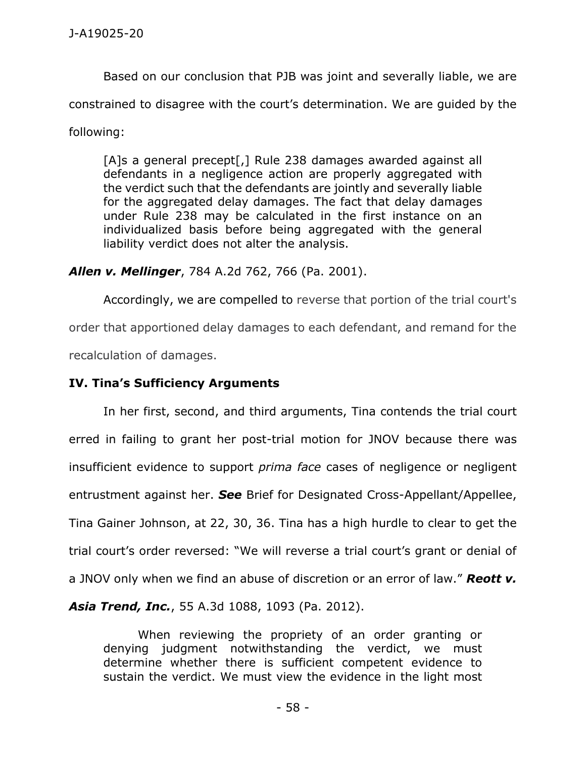Based on our conclusion that PJB was joint and severally liable, we are constrained to disagree with the court's determination. We are guided by the following:

> [A]s a general precept[,] Rule 238 damages awarded against all defendants in a negligence action are properly aggregated with the verdict such that the defendants are jointly and severally liable for the aggregated delay damages. The fact that delay damages under Rule 238 may be calculated in the first instance on an individualized basis before being aggregated with the general liability verdict does not alter the analysis.

***Allen v. Mellinger***, 784 A.2d 762, 766 (Pa. 2001).

Accordingly, we are compelled to reverse that portion of the trial court's order that apportioned delay damages to each defendant, and remand for the recalculation of damages.

**IV. Tina's Sufficiency Arguments**

In her first, second, and third arguments, Tina contends the trial court erred in failing to grant her post-trial motion for JNOV because there was insufficient evidence to support *prima face* cases of negligence or negligent entrustment against her. ***See*** Brief for Designated Cross-Appellant/Appellee, Tina Gainer Johnson, at 22, 30, 36. Tina has a high hurdle to clear to get the trial court's order reversed: "We will reverse a trial court's grant or denial of a JNOV only when we find an abuse of discretion or an error of law." ***Reott v. Asia Trend, Inc.***, 55 A.3d 1088, 1093 (Pa. 2012).

> When reviewing the propriety of an order granting or denying judgment notwithstanding the verdict, we must determine whether there is sufficient competent evidence to sustain the verdict. We must view the evidence in the light most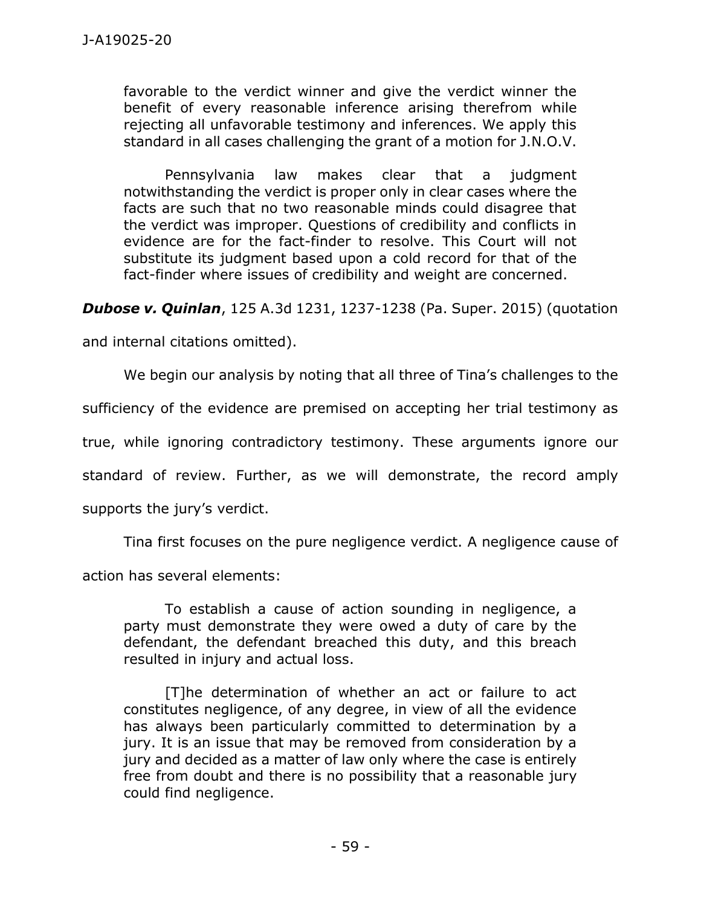> favorable to the verdict winner and give the verdict winner the benefit of every reasonable inference arising therefrom while rejecting all unfavorable testimony and inferences. We apply this standard in all cases challenging the grant of a motion for J.N.O.V.
>
> Pennsylvania law makes clear that a judgment notwithstanding the verdict is proper only in clear cases where the facts are such that no two reasonable minds could disagree that the verdict was improper. Questions of credibility and conflicts in evidence are for the fact-finder to resolve. This Court will not substitute its judgment based upon a cold record for that of the fact-finder where issues of credibility and weight are concerned.

***Dubose v. Quinlan***, 125 A.3d 1231, 1237-1238 (Pa. Super. 2015) (quotation and internal citations omitted).

We begin our analysis by noting that all three of Tina's challenges to the sufficiency of the evidence are premised on accepting her trial testimony as true, while ignoring contradictory testimony. These arguments ignore our standard of review. Further, as we will demonstrate, the record amply supports the jury's verdict.

Tina first focuses on the pure negligence verdict. A negligence cause of action has several elements:

> To establish a cause of action sounding in negligence, a party must demonstrate they were owed a duty of care by the defendant, the defendant breached this duty, and this breach resulted in injury and actual loss.
>
> [T]he determination of whether an act or failure to act constitutes negligence, of any degree, in view of all the evidence has always been particularly committed to determination by a jury. It is an issue that may be removed from consideration by a jury and decided as a matter of law only where the case is entirely free from doubt and there is no possibility that a reasonable jury could find negligence.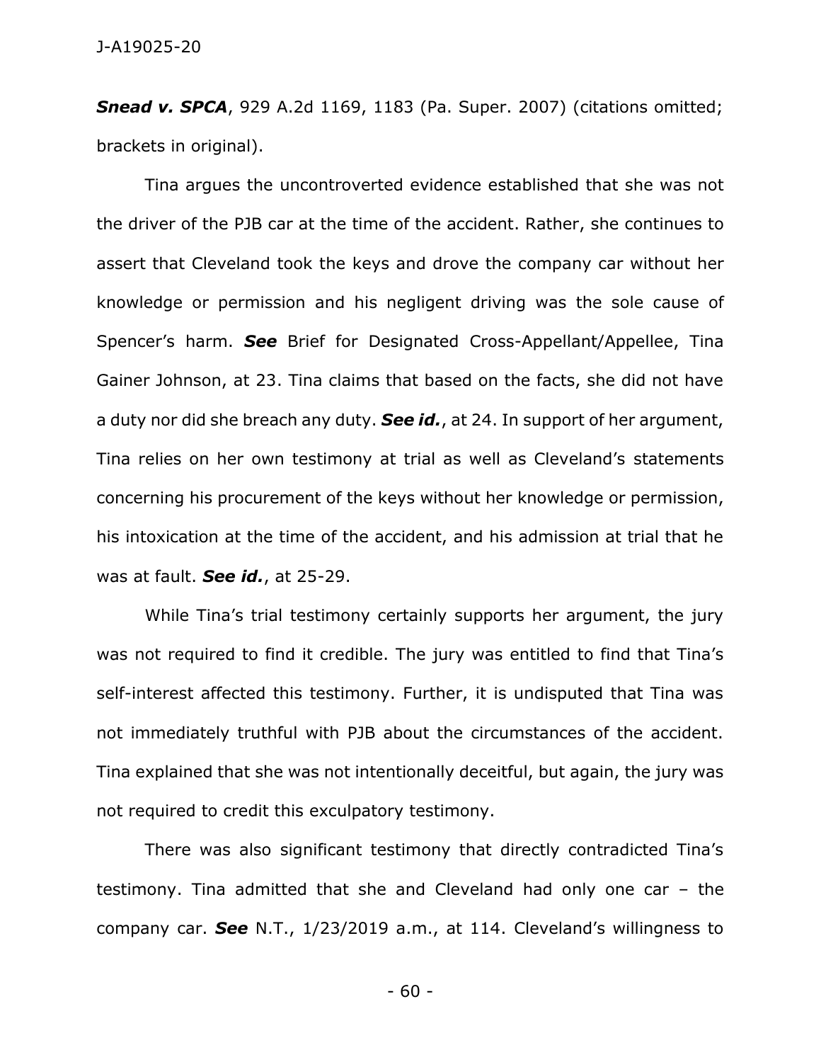***Snead v. SPCA***, 929 A.2d 1169, 1183 (Pa. Super. 2007) (citations omitted; brackets in original).

Tina argues the uncontroverted evidence established that she was not the driver of the PJB car at the time of the accident. Rather, she continues to assert that Cleveland took the keys and drove the company car without her knowledge or permission and his negligent driving was the sole cause of Spencer's harm. ***See*** Brief for Designated Cross-Appellant/Appellee, Tina Gainer Johnson, at 23. Tina claims that based on the facts, she did not have a duty nor did she breach any duty. ***See id.***, at 24. In support of her argument, Tina relies on her own testimony at trial as well as Cleveland's statements concerning his procurement of the keys without her knowledge or permission, his intoxication at the time of the accident, and his admission at trial that he was at fault. ***See id.***, at 25-29.

While Tina's trial testimony certainly supports her argument, the jury was not required to find it credible. The jury was entitled to find that Tina's self-interest affected this testimony. Further, it is undisputed that Tina was not immediately truthful with PJB about the circumstances of the accident. Tina explained that she was not intentionally deceitful, but again, the jury was not required to credit this exculpatory testimony.

There was also significant testimony that directly contradicted Tina's testimony. Tina admitted that she and Cleveland had only one car – the company car. ***See*** N.T., 1/23/2019 a.m., at 114. Cleveland's willingness to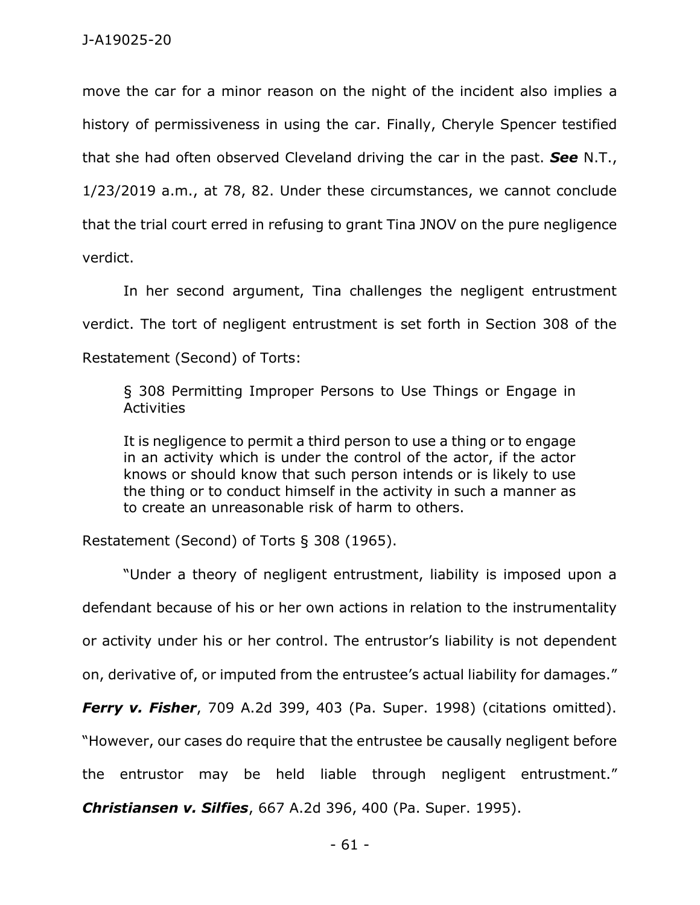move the car for a minor reason on the night of the incident also implies a history of permissiveness in using the car. Finally, Cheryle Spencer testified that she had often observed Cleveland driving the car in the past. ***See*** N.T., 1/23/2019 a.m., at 78, 82. Under these circumstances, we cannot conclude that the trial court erred in refusing to grant Tina JNOV on the pure negligence verdict.

In her second argument, Tina challenges the negligent entrustment verdict. The tort of negligent entrustment is set forth in Section 308 of the Restatement (Second) of Torts:

> § 308 Permitting Improper Persons to Use Things or Engage in Activities
>
> It is negligence to permit a third person to use a thing or to engage in an activity which is under the control of the actor, if the actor knows or should know that such person intends or is likely to use the thing or to conduct himself in the activity in such a manner as to create an unreasonable risk of harm to others.

Restatement (Second) of Torts § 308 (1965).

"Under a theory of negligent entrustment, liability is imposed upon a defendant because of his or her own actions in relation to the instrumentality or activity under his or her control. The entrustor's liability is not dependent on, derivative of, or imputed from the entrustee's actual liability for damages." ***Ferry v. Fisher***, 709 A.2d 399, 403 (Pa. Super. 1998) (citations omitted). "However, our cases do require that the entrustee be causally negligent before the entrustor may be held liable through negligent entrustment." ***Christiansen v. Silfies***, 667 A.2d 396, 400 (Pa. Super. 1995).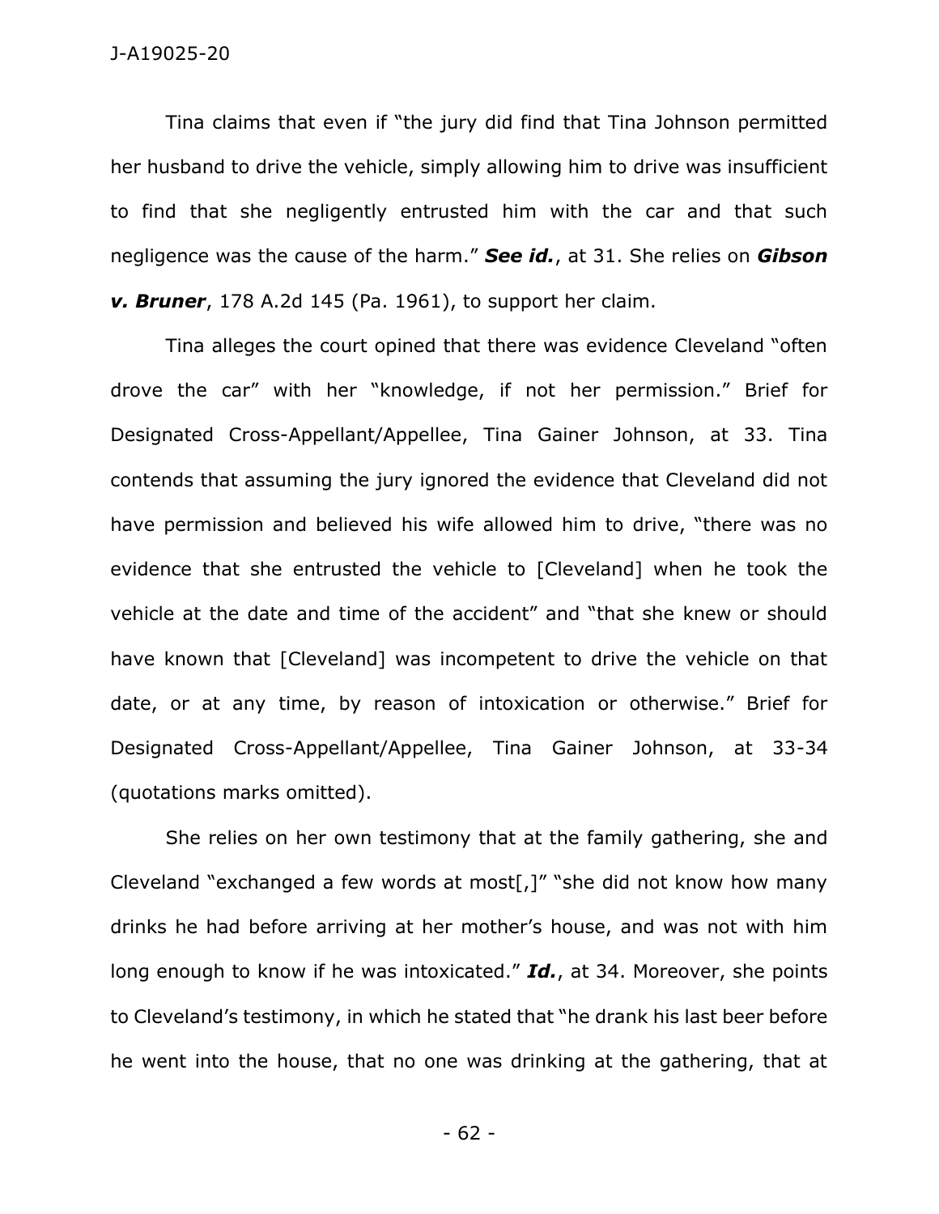Tina claims that even if "the jury did find that Tina Johnson permitted her husband to drive the vehicle, simply allowing him to drive was insufficient to find that she negligently entrusted him with the car and that such negligence was the cause of the harm." ***See id.***, at 31. She relies on ***Gibson v. Bruner***, 178 A.2d 145 (Pa. 1961), to support her claim.

Tina alleges the court opined that there was evidence Cleveland "often drove the car" with her "knowledge, if not her permission." Brief for Designated Cross-Appellant/Appellee, Tina Gainer Johnson, at 33. Tina contends that assuming the jury ignored the evidence that Cleveland did not have permission and believed his wife allowed him to drive, "there was no evidence that she entrusted the vehicle to [Cleveland] when he took the vehicle at the date and time of the accident" and "that she knew or should have known that [Cleveland] was incompetent to drive the vehicle on that date, or at any time, by reason of intoxication or otherwise." Brief for Designated Cross-Appellant/Appellee, Tina Gainer Johnson, at 33-34 (quotations marks omitted).

She relies on her own testimony that at the family gathering, she and Cleveland "exchanged a few words at most[,]" "she did not know how many drinks he had before arriving at her mother's house, and was not with him long enough to know if he was intoxicated." ***Id.***, at 34. Moreover, she points to Cleveland's testimony, in which he stated that "he drank his last beer before he went into the house, that no one was drinking at the gathering, that at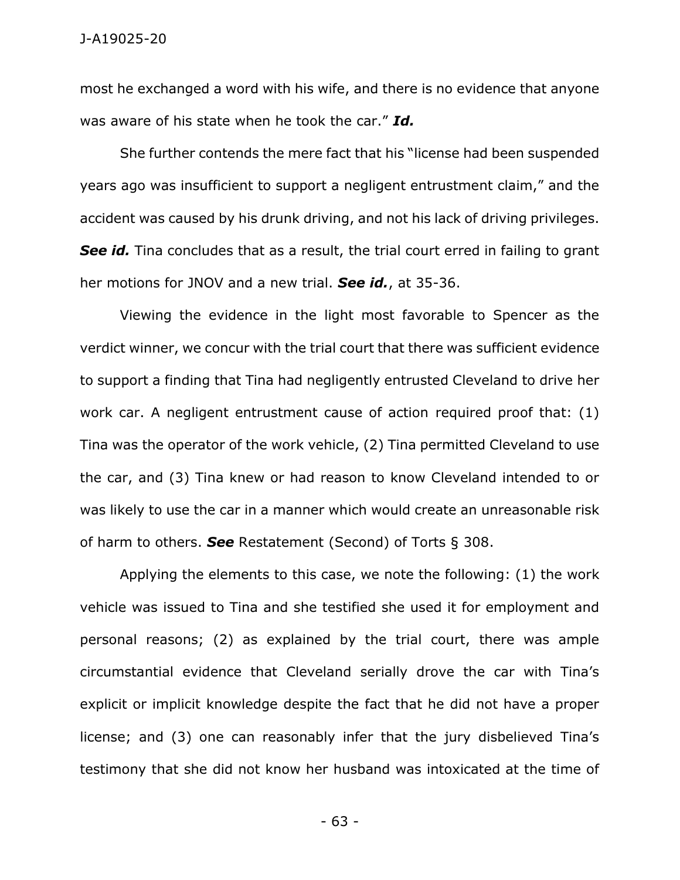most he exchanged a word with his wife, and there is no evidence that anyone was aware of his state when he took the car." ***Id.***

She further contends the mere fact that his "license had been suspended years ago was insufficient to support a negligent entrustment claim," and the accident was caused by his drunk driving, and not his lack of driving privileges. ***See id.*** Tina concludes that as a result, the trial court erred in failing to grant her motions for JNOV and a new trial. ***See id.***, at 35-36.

Viewing the evidence in the light most favorable to Spencer as the verdict winner, we concur with the trial court that there was sufficient evidence to support a finding that Tina had negligently entrusted Cleveland to drive her work car. A negligent entrustment cause of action required proof that: (1) Tina was the operator of the work vehicle, (2) Tina permitted Cleveland to use the car, and (3) Tina knew or had reason to know Cleveland intended to or was likely to use the car in a manner which would create an unreasonable risk of harm to others. ***See*** Restatement (Second) of Torts § 308.

Applying the elements to this case, we note the following: (1) the work vehicle was issued to Tina and she testified she used it for employment and personal reasons; (2) as explained by the trial court, there was ample circumstantial evidence that Cleveland serially drove the car with Tina's explicit or implicit knowledge despite the fact that he did not have a proper license; and (3) one can reasonably infer that the jury disbelieved Tina's testimony that she did not know her husband was intoxicated at the time of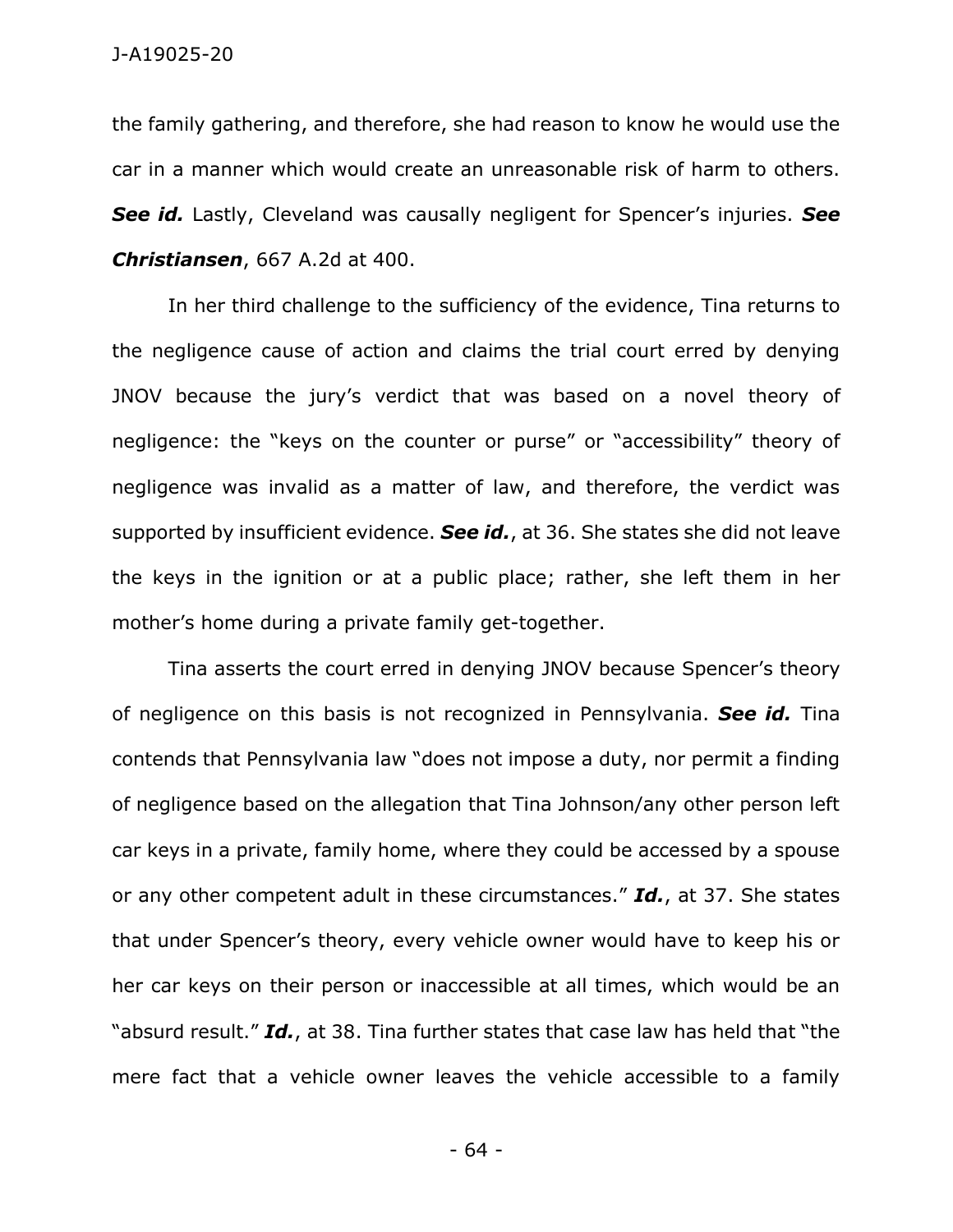the family gathering, and therefore, she had reason to know he would use the car in a manner which would create an unreasonable risk of harm to others. ***See id.*** Lastly, Cleveland was causally negligent for Spencer's injuries. ***See Christiansen***, 667 A.2d at 400.

In her third challenge to the sufficiency of the evidence, Tina returns to the negligence cause of action and claims the trial court erred by denying JNOV because the jury's verdict that was based on a novel theory of negligence: the "keys on the counter or purse" or "accessibility" theory of negligence was invalid as a matter of law, and therefore, the verdict was supported by insufficient evidence. ***See id.***, at 36. She states she did not leave the keys in the ignition or at a public place; rather, she left them in her mother's home during a private family get-together.

Tina asserts the court erred in denying JNOV because Spencer's theory of negligence on this basis is not recognized in Pennsylvania. ***See id.*** Tina contends that Pennsylvania law "does not impose a duty, nor permit a finding of negligence based on the allegation that Tina Johnson/any other person left car keys in a private, family home, where they could be accessed by a spouse or any other competent adult in these circumstances." ***Id.***, at 37. She states that under Spencer's theory, every vehicle owner would have to keep his or her car keys on their person or inaccessible at all times, which would be an "absurd result." ***Id.***, at 38. Tina further states that case law has held that "the mere fact that a vehicle owner leaves the vehicle accessible to a family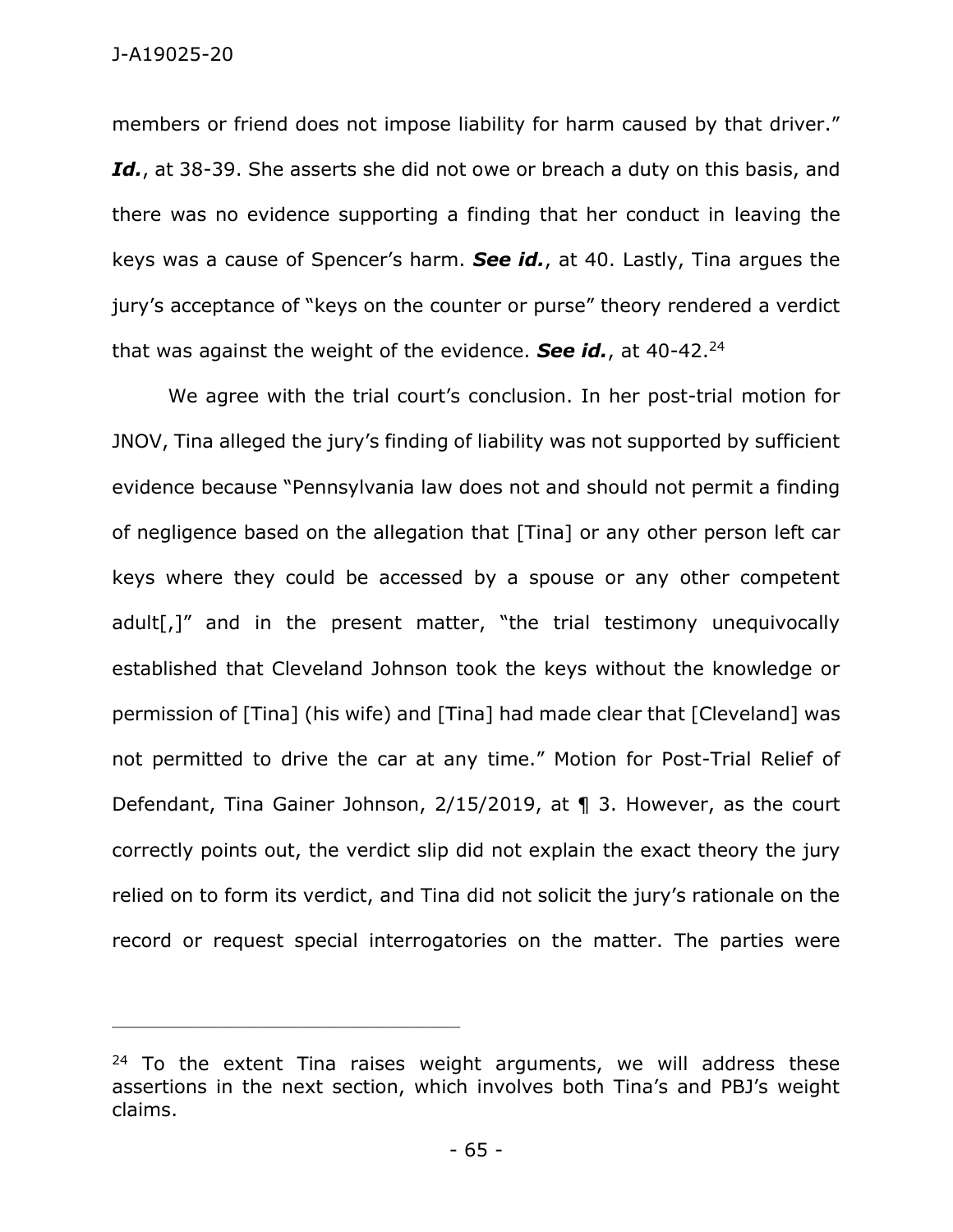members or friend does not impose liability for harm caused by that driver." ***Id.***, at 38-39. She asserts she did not owe or breach a duty on this basis, and there was no evidence supporting a finding that her conduct in leaving the keys was a cause of Spencer's harm. ***See id.***, at 40. Lastly, Tina argues the jury's acceptance of "keys on the counter or purse" theory rendered a verdict that was against the weight of the evidence. ***See id.***, at 40-42.[24]

We agree with the trial court's conclusion. In her post-trial motion for JNOV, Tina alleged the jury's finding of liability was not supported by sufficient evidence because "Pennsylvania law does not and should not permit a finding of negligence based on the allegation that [Tina] or any other person left car keys where they could be accessed by a spouse or any other competent adult[,]" and in the present matter, "the trial testimony unequivocally established that Cleveland Johnson took the keys without the knowledge or permission of [Tina] (his wife) and [Tina] had made clear that [Cleveland] was not permitted to drive the car at any time." Motion for Post-Trial Relief of Defendant, Tina Gainer Johnson, 2/15/2019, at ¶ 3. However, as the court correctly points out, the verdict slip did not explain the exact theory the jury relied on to form its verdict, and Tina did not solicit the jury's rationale on the record or request special interrogatories on the matter. The parties were

---

[24] To the extent Tina raises weight arguments, we will address these assertions in the next section, which involves both Tina's and PBJ's weight claims.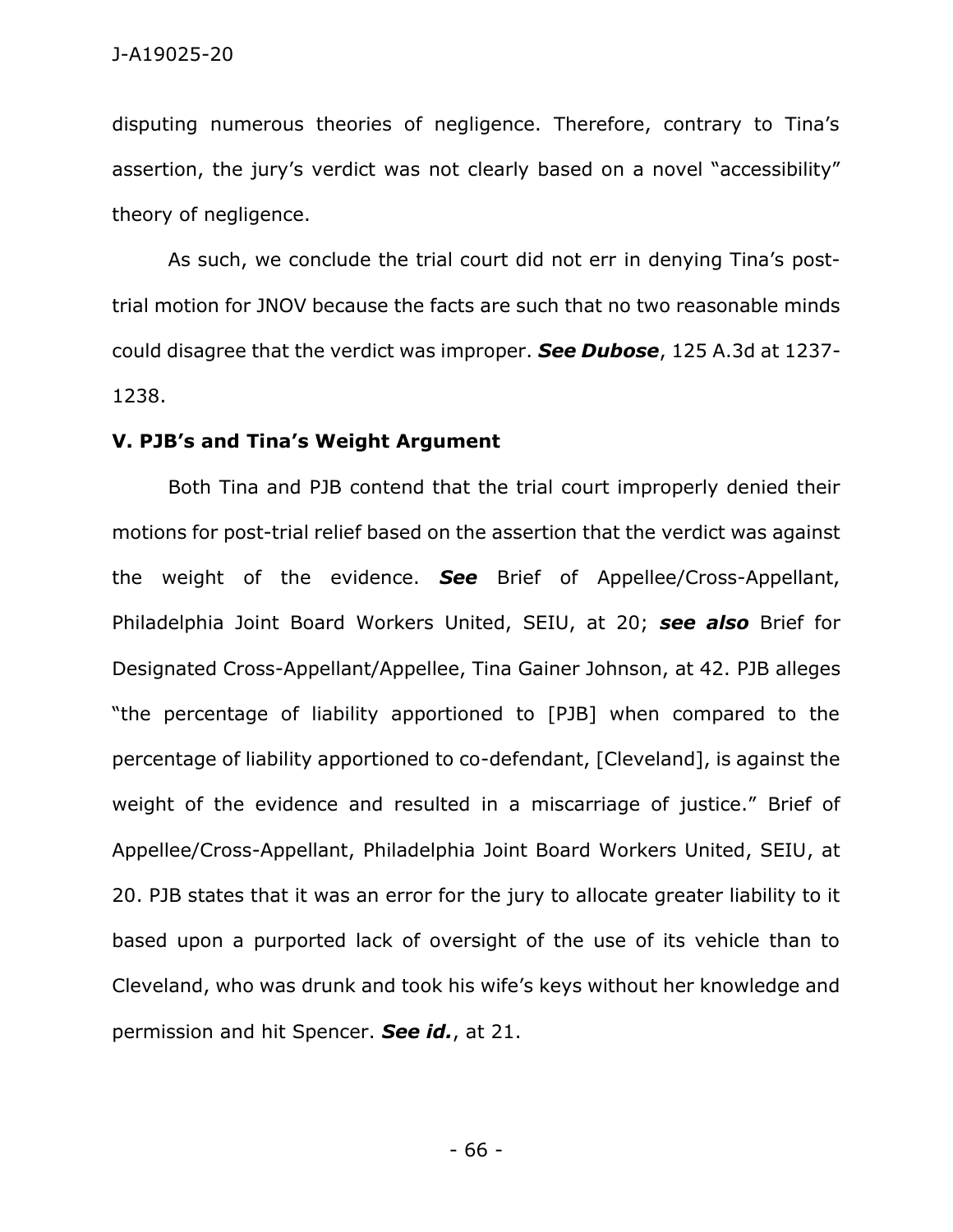disputing numerous theories of negligence. Therefore, contrary to Tina's assertion, the jury's verdict was not clearly based on a novel "accessibility" theory of negligence.

As such, we conclude the trial court did not err in denying Tina's post-trial motion for JNOV because the facts are such that no two reasonable minds could disagree that the verdict was improper. ***See Dubose***, 125 A.3d at 1237-1238.

**V. PJB's and Tina's Weight Argument**

Both Tina and PJB contend that the trial court improperly denied their motions for post-trial relief based on the assertion that the verdict was against the weight of the evidence. ***See*** Brief of Appellee/Cross-Appellant, Philadelphia Joint Board Workers United, SEIU, at 20; ***see also*** Brief for Designated Cross-Appellant/Appellee, Tina Gainer Johnson, at 42. PJB alleges "the percentage of liability apportioned to [PJB] when compared to the percentage of liability apportioned to co-defendant, [Cleveland], is against the weight of the evidence and resulted in a miscarriage of justice." Brief of Appellee/Cross-Appellant, Philadelphia Joint Board Workers United, SEIU, at 20. PJB states that it was an error for the jury to allocate greater liability to it based upon a purported lack of oversight of the use of its vehicle than to Cleveland, who was drunk and took his wife's keys without her knowledge and permission and hit Spencer. ***See id.***, at 21.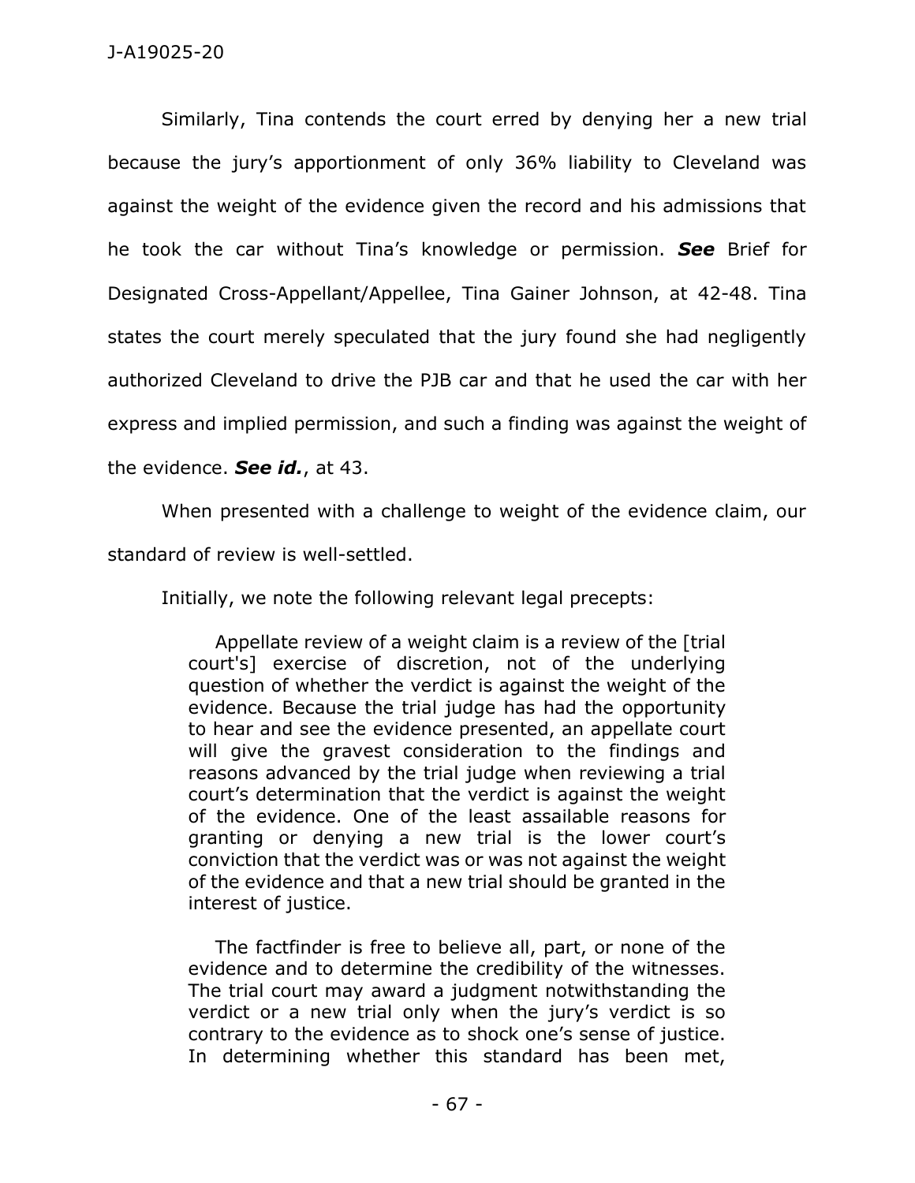Similarly, Tina contends the court erred by denying her a new trial because the jury's apportionment of only 36% liability to Cleveland was against the weight of the evidence given the record and his admissions that he took the car without Tina's knowledge or permission. ***See*** Brief for Designated Cross-Appellant/Appellee, Tina Gainer Johnson, at 42-48. Tina states the court merely speculated that the jury found she had negligently authorized Cleveland to drive the PJB car and that he used the car with her express and implied permission, and such a finding was against the weight of the evidence. ***See id.***, at 43.

When presented with a challenge to weight of the evidence claim, our standard of review is well-settled.

Initially, we note the following relevant legal precepts:

> Appellate review of a weight claim is a review of the [trial court's] exercise of discretion, not of the underlying question of whether the verdict is against the weight of the evidence. Because the trial judge has had the opportunity to hear and see the evidence presented, an appellate court will give the gravest consideration to the findings and reasons advanced by the trial judge when reviewing a trial court's determination that the verdict is against the weight of the evidence. One of the least assailable reasons for granting or denying a new trial is the lower court's conviction that the verdict was or was not against the weight of the evidence and that a new trial should be granted in the interest of justice.
>
> The factfinder is free to believe all, part, or none of the evidence and to determine the credibility of the witnesses. The trial court may award a judgment notwithstanding the verdict or a new trial only when the jury's verdict is so contrary to the evidence as to shock one's sense of justice. In determining whether this standard has been met,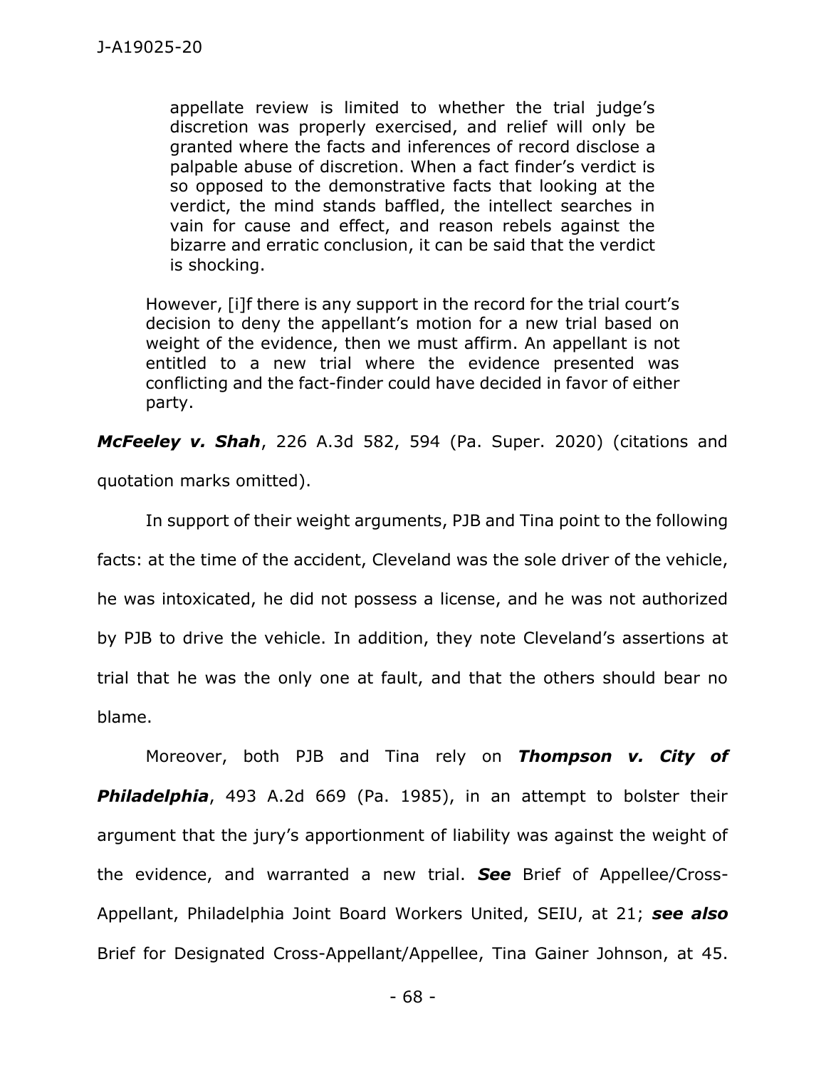> appellate review is limited to whether the trial judge's discretion was properly exercised, and relief will only be granted where the facts and inferences of record disclose a palpable abuse of discretion. When a fact finder's verdict is so opposed to the demonstrative facts that looking at the verdict, the mind stands baffled, the intellect searches in vain for cause and effect, and reason rebels against the bizarre and erratic conclusion, it can be said that the verdict is shocking.
>
> However, [i]f there is any support in the record for the trial court's decision to deny the appellant's motion for a new trial based on weight of the evidence, then we must affirm. An appellant is not entitled to a new trial where the evidence presented was conflicting and the fact-finder could have decided in favor of either party.

***McFeeley v. Shah***, 226 A.3d 582, 594 (Pa. Super. 2020) (citations and quotation marks omitted).

In support of their weight arguments, PJB and Tina point to the following facts: at the time of the accident, Cleveland was the sole driver of the vehicle, he was intoxicated, he did not possess a license, and he was not authorized by PJB to drive the vehicle. In addition, they note Cleveland's assertions at trial that he was the only one at fault, and that the others should bear no blame.

Moreover, both PJB and Tina rely on ***Thompson v. City of Philadelphia***, 493 A.2d 669 (Pa. 1985), in an attempt to bolster their argument that the jury's apportionment of liability was against the weight of the evidence, and warranted a new trial. ***See*** Brief of Appellee/Cross-Appellant, Philadelphia Joint Board Workers United, SEIU, at 21; ***see also*** Brief for Designated Cross-Appellant/Appellee, Tina Gainer Johnson, at 45.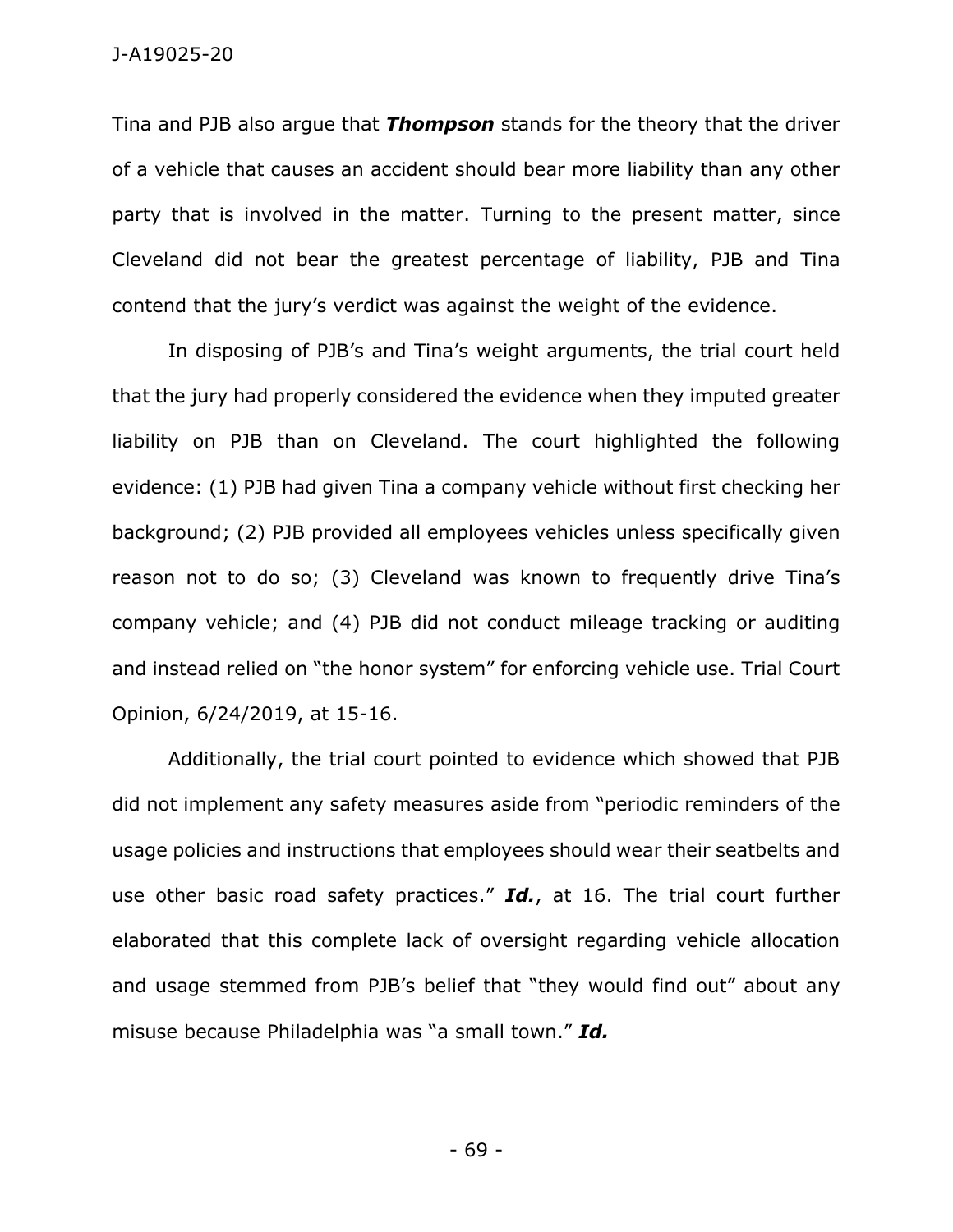Tina and PJB also argue that ***Thompson*** stands for the theory that the driver of a vehicle that causes an accident should bear more liability than any other party that is involved in the matter. Turning to the present matter, since Cleveland did not bear the greatest percentage of liability, PJB and Tina contend that the jury's verdict was against the weight of the evidence.

In disposing of PJB's and Tina's weight arguments, the trial court held that the jury had properly considered the evidence when they imputed greater liability on PJB than on Cleveland. The court highlighted the following evidence: (1) PJB had given Tina a company vehicle without first checking her background; (2) PJB provided all employees vehicles unless specifically given reason not to do so; (3) Cleveland was known to frequently drive Tina's company vehicle; and (4) PJB did not conduct mileage tracking or auditing and instead relied on "the honor system" for enforcing vehicle use. Trial Court Opinion, 6/24/2019, at 15-16.

Additionally, the trial court pointed to evidence which showed that PJB did not implement any safety measures aside from "periodic reminders of the usage policies and instructions that employees should wear their seatbelts and use other basic road safety practices." ***Id.***, at 16. The trial court further elaborated that this complete lack of oversight regarding vehicle allocation and usage stemmed from PJB's belief that "they would find out" about any misuse because Philadelphia was "a small town." ***Id.***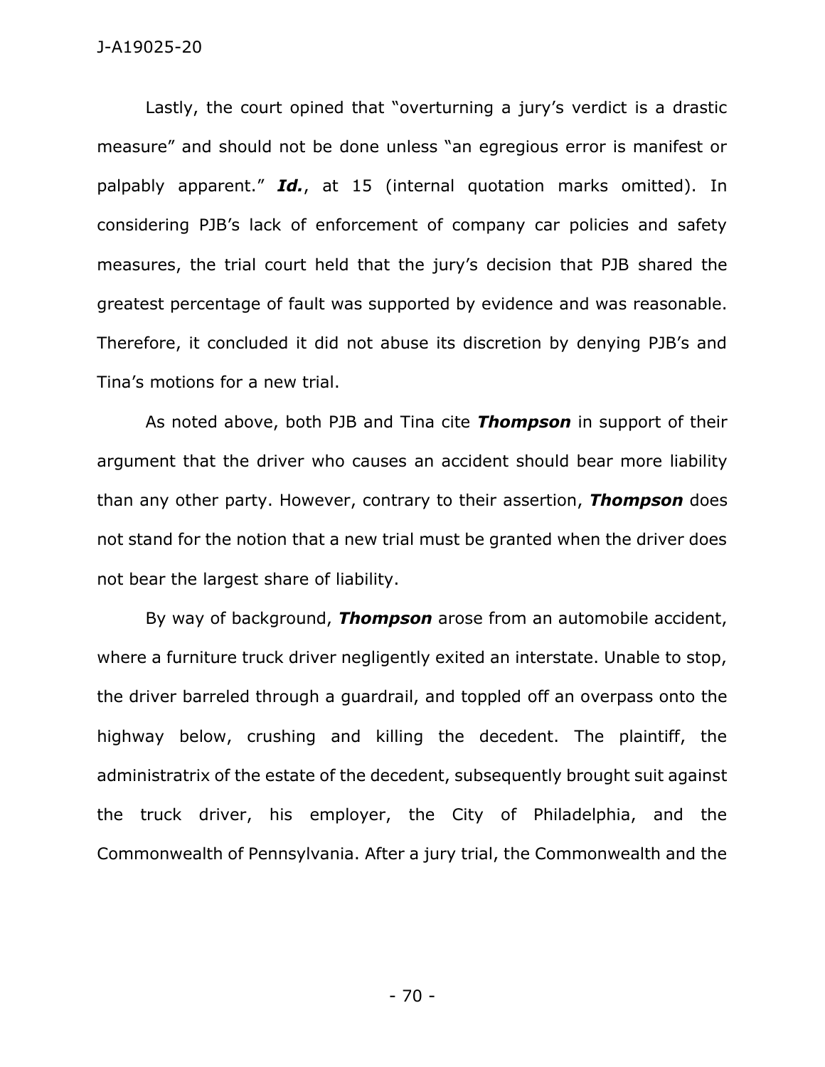Lastly, the court opined that "overturning a jury's verdict is a drastic measure" and should not be done unless "an egregious error is manifest or palpably apparent." ***Id.***, at 15 (internal quotation marks omitted). In considering PJB's lack of enforcement of company car policies and safety measures, the trial court held that the jury's decision that PJB shared the greatest percentage of fault was supported by evidence and was reasonable. Therefore, it concluded it did not abuse its discretion by denying PJB's and Tina's motions for a new trial.

As noted above, both PJB and Tina cite ***Thompson*** in support of their argument that the driver who causes an accident should bear more liability than any other party. However, contrary to their assertion, ***Thompson*** does not stand for the notion that a new trial must be granted when the driver does not bear the largest share of liability.

By way of background, ***Thompson*** arose from an automobile accident, where a furniture truck driver negligently exited an interstate. Unable to stop, the driver barreled through a guardrail, and toppled off an overpass onto the highway below, crushing and killing the decedent. The plaintiff, the administratrix of the estate of the decedent, subsequently brought suit against the truck driver, his employer, the City of Philadelphia, and the Commonwealth of Pennsylvania. After a jury trial, the Commonwealth and the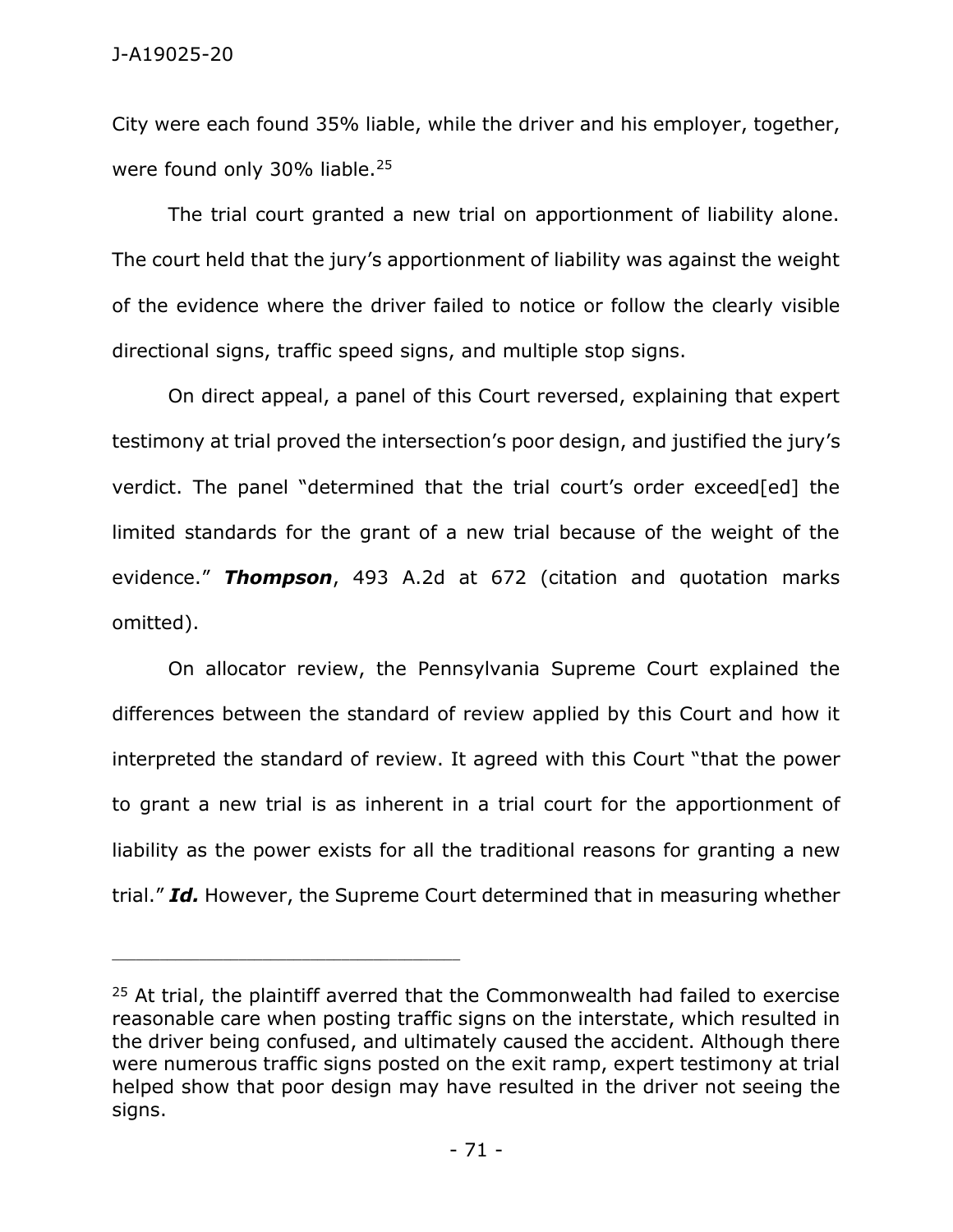City were each found 35% liable, while the driver and his employer, together, were found only 30% liable.[25]

The trial court granted a new trial on apportionment of liability alone. The court held that the jury's apportionment of liability was against the weight of the evidence where the driver failed to notice or follow the clearly visible directional signs, traffic speed signs, and multiple stop signs.

On direct appeal, a panel of this Court reversed, explaining that expert testimony at trial proved the intersection's poor design, and justified the jury's verdict. The panel "determined that the trial court's order exceed[ed] the limited standards for the grant of a new trial because of the weight of the evidence." ***Thompson***, 493 A.2d at 672 (citation and quotation marks omitted).

On allocator review, the Pennsylvania Supreme Court explained the differences between the standard of review applied by this Court and how it interpreted the standard of review. It agreed with this Court "that the power to grant a new trial is as inherent in a trial court for the apportionment of liability as the power exists for all the traditional reasons for granting a new trial." ***Id.*** However, the Supreme Court determined that in measuring whether

---

[25] At trial, the plaintiff averred that the Commonwealth had failed to exercise reasonable care when posting traffic signs on the interstate, which resulted in the driver being confused, and ultimately caused the accident. Although there were numerous traffic signs posted on the exit ramp, expert testimony at trial helped show that poor design may have resulted in the driver not seeing the signs.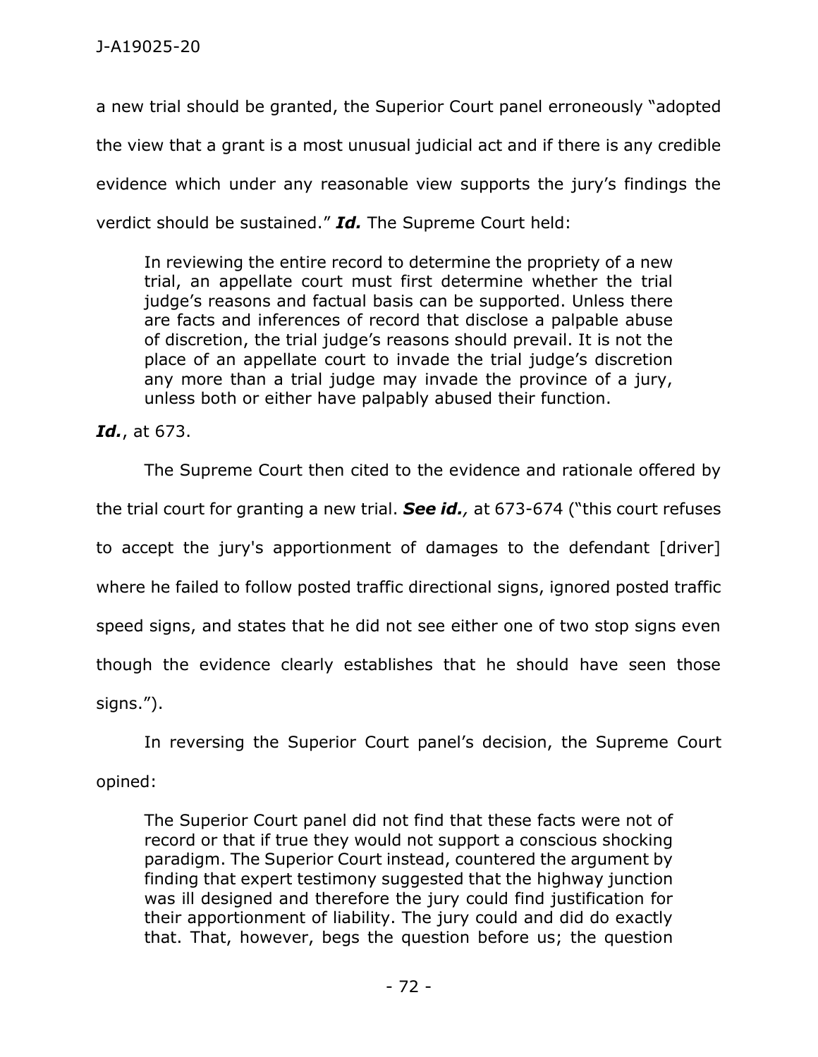a new trial should be granted, the Superior Court panel erroneously "adopted the view that a grant is a most unusual judicial act and if there is any credible evidence which under any reasonable view supports the jury's findings the verdict should be sustained." ***Id.*** The Supreme Court held:

> In reviewing the entire record to determine the propriety of a new trial, an appellate court must first determine whether the trial judge's reasons and factual basis can be supported. Unless there are facts and inferences of record that disclose a palpable abuse of discretion, the trial judge's reasons should prevail. It is not the place of an appellate court to invade the trial judge's discretion any more than a trial judge may invade the province of a jury, unless both or either have palpably abused their function.

***Id.***, at 673.

The Supreme Court then cited to the evidence and rationale offered by the trial court for granting a new trial. ***See id.,*** at 673-674 ("this court refuses to accept the jury's apportionment of damages to the defendant [driver] where he failed to follow posted traffic directional signs, ignored posted traffic speed signs, and states that he did not see either one of two stop signs even though the evidence clearly establishes that he should have seen those signs.").

In reversing the Superior Court panel's decision, the Supreme Court opined:

> The Superior Court panel did not find that these facts were not of record or that if true they would not support a conscious shocking paradigm. The Superior Court instead, countered the argument by finding that expert testimony suggested that the highway junction was ill designed and therefore the jury could find justification for their apportionment of liability. The jury could and did do exactly that. That, however, begs the question before us; the question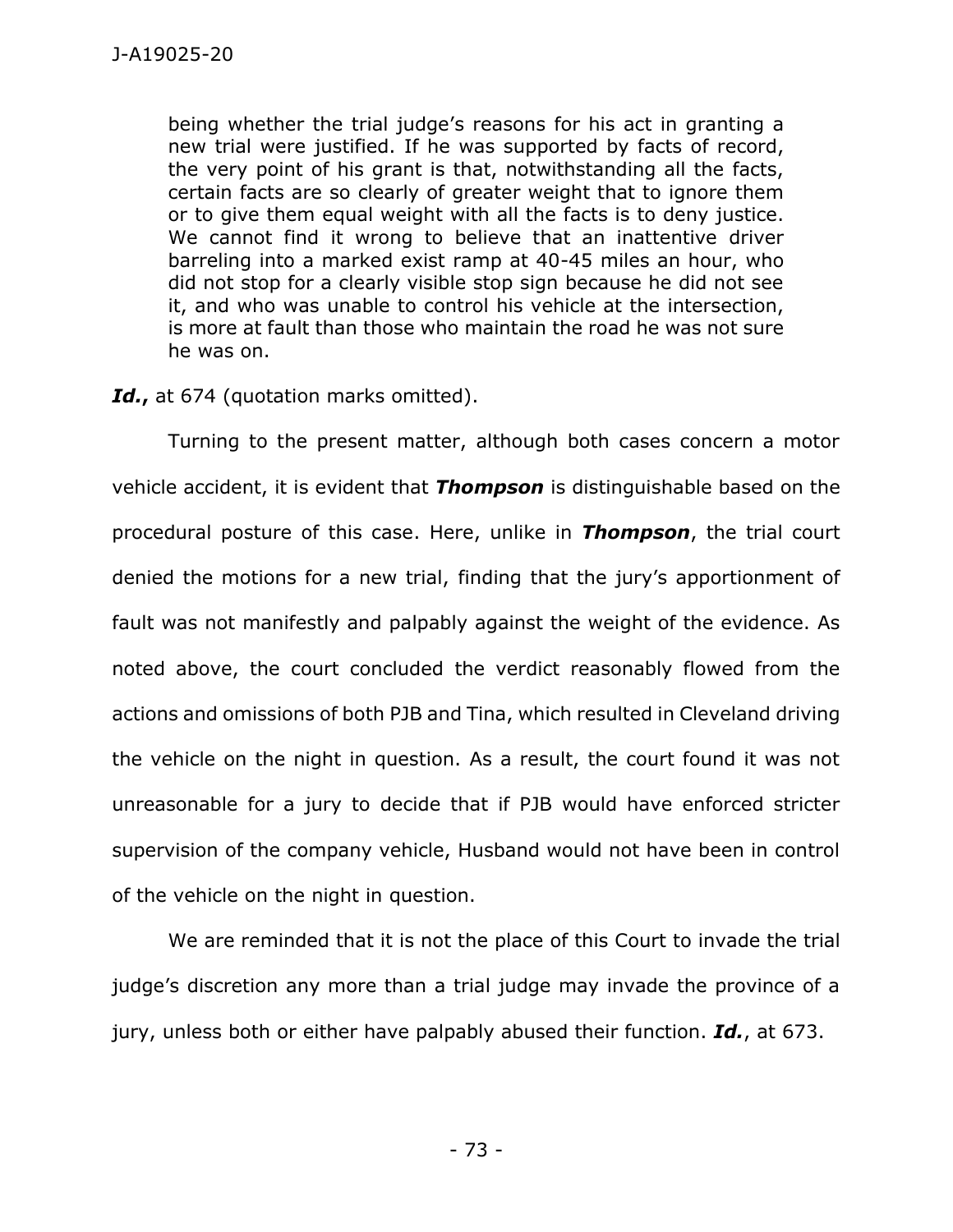> being whether the trial judge's reasons for his act in granting a new trial were justified. If he was supported by facts of record, the very point of his grant is that, notwithstanding all the facts, certain facts are so clearly of greater weight that to ignore them or to give them equal weight with all the facts is to deny justice. We cannot find it wrong to believe that an inattentive driver barreling into a marked exist ramp at 40-45 miles an hour, who did not stop for a clearly visible stop sign because he did not see it, and who was unable to control his vehicle at the intersection, is more at fault than those who maintain the road he was not sure he was on.

***Id.***, at 674 (quotation marks omitted).

Turning to the present matter, although both cases concern a motor vehicle accident, it is evident that ***Thompson*** is distinguishable based on the procedural posture of this case. Here, unlike in ***Thompson***, the trial court denied the motions for a new trial, finding that the jury's apportionment of fault was not manifestly and palpably against the weight of the evidence. As noted above, the court concluded the verdict reasonably flowed from the actions and omissions of both PJB and Tina, which resulted in Cleveland driving the vehicle on the night in question. As a result, the court found it was not unreasonable for a jury to decide that if PJB would have enforced stricter supervision of the company vehicle, Husband would not have been in control of the vehicle on the night in question.

We are reminded that it is not the place of this Court to invade the trial judge's discretion any more than a trial judge may invade the province of a jury, unless both or either have palpably abused their function. ***Id.***, at 673.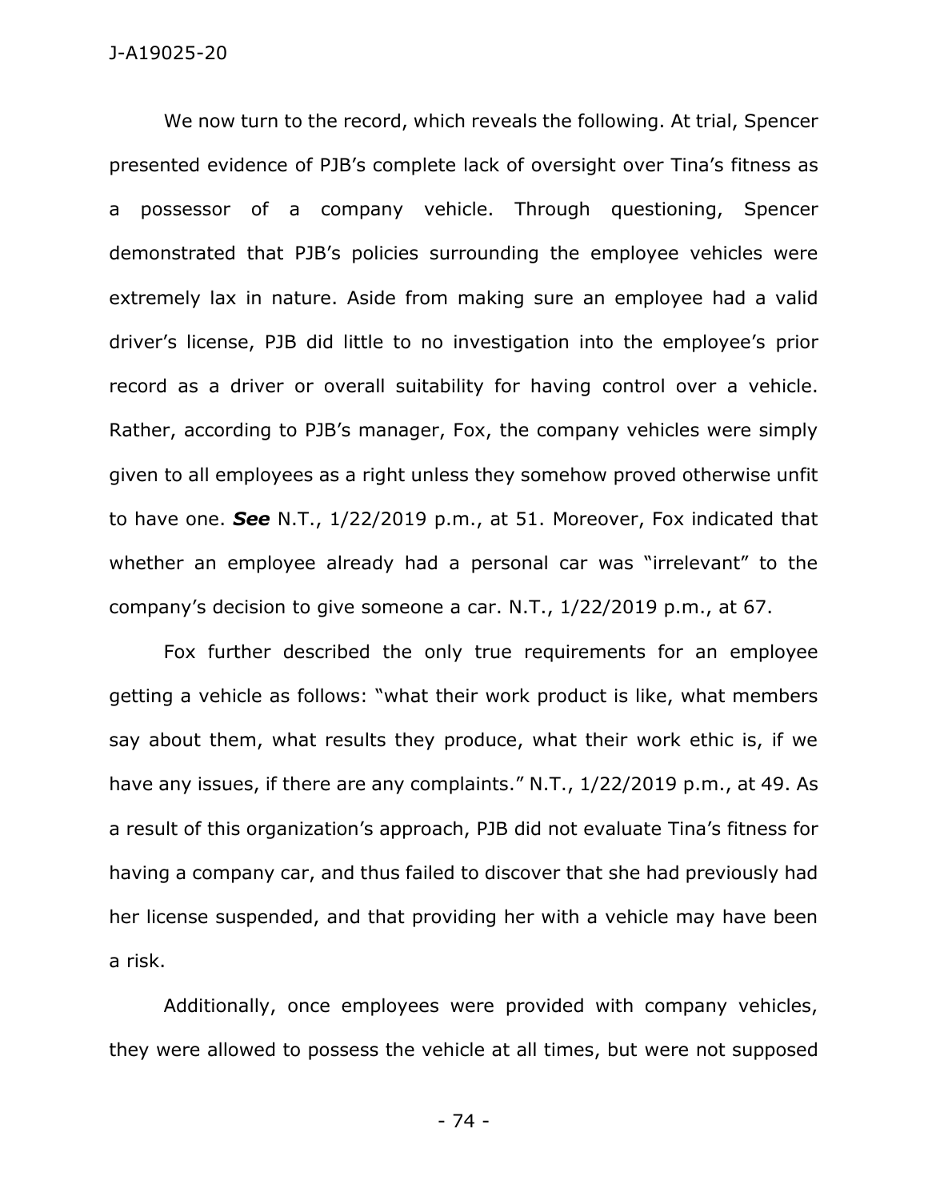We now turn to the record, which reveals the following. At trial, Spencer presented evidence of PJB's complete lack of oversight over Tina's fitness as a possessor of a company vehicle. Through questioning, Spencer demonstrated that PJB's policies surrounding the employee vehicles were extremely lax in nature. Aside from making sure an employee had a valid driver's license, PJB did little to no investigation into the employee's prior record as a driver or overall suitability for having control over a vehicle. Rather, according to PJB's manager, Fox, the company vehicles were simply given to all employees as a right unless they somehow proved otherwise unfit to have one. ***See*** N.T., 1/22/2019 p.m., at 51. Moreover, Fox indicated that whether an employee already had a personal car was "irrelevant" to the company's decision to give someone a car. N.T., 1/22/2019 p.m., at 67.

Fox further described the only true requirements for an employee getting a vehicle as follows: "what their work product is like, what members say about them, what results they produce, what their work ethic is, if we have any issues, if there are any complaints." N.T., 1/22/2019 p.m., at 49. As a result of this organization's approach, PJB did not evaluate Tina's fitness for having a company car, and thus failed to discover that she had previously had her license suspended, and that providing her with a vehicle may have been a risk.

Additionally, once employees were provided with company vehicles, they were allowed to possess the vehicle at all times, but were not supposed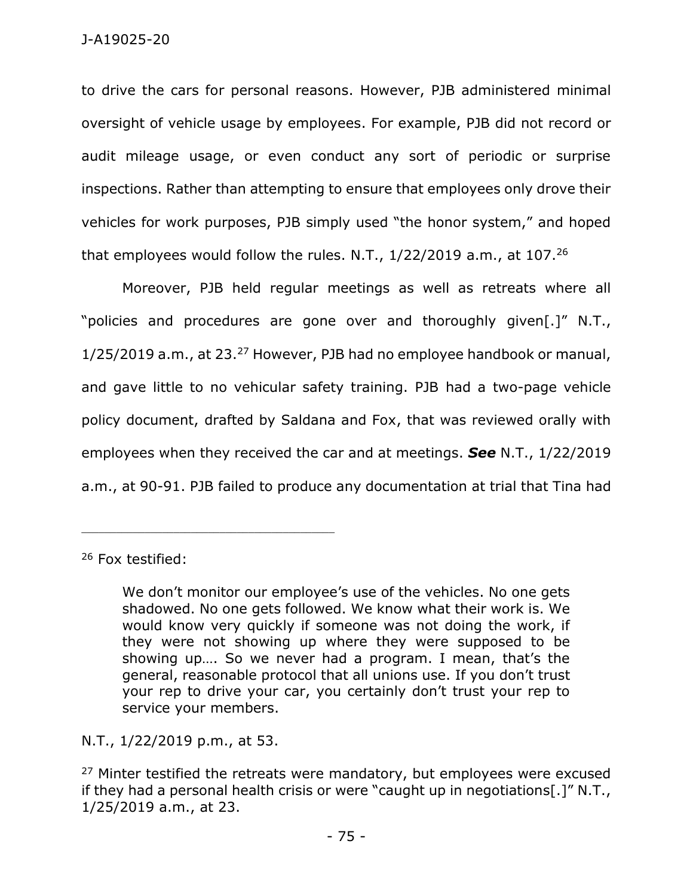to drive the cars for personal reasons. However, PJB administered minimal oversight of vehicle usage by employees. For example, PJB did not record or audit mileage usage, or even conduct any sort of periodic or surprise inspections. Rather than attempting to ensure that employees only drove their vehicles for work purposes, PJB simply used "the honor system," and hoped that employees would follow the rules. N.T., 1/22/2019 a.m., at 107.[26]

Moreover, PJB held regular meetings as well as retreats where all "policies and procedures are gone over and thoroughly given[.]" N.T., 1/25/2019 a.m., at 23.[27] However, PJB had no employee handbook or manual, and gave little to no vehicular safety training. PJB had a two-page vehicle policy document, drafted by Saldana and Fox, that was reviewed orally with employees when they received the car and at meetings. ***See*** N.T., 1/22/2019 a.m., at 90-91. PJB failed to produce any documentation at trial that Tina had

---

[26] Fox testified:

> We don't monitor our employee's use of the vehicles. No one gets shadowed. No one gets followed. We know what their work is. We would know very quickly if someone was not doing the work, if they were not showing up where they were supposed to be showing up…. So we never had a program. I mean, that's the general, reasonable protocol that all unions use. If you don't trust your rep to drive your car, you certainly don't trust your rep to service your members.

N.T., 1/22/2019 p.m., at 53.

[27] Minter testified the retreats were mandatory, but employees were excused if they had a personal health crisis or were "caught up in negotiations[.]" N.T., 1/25/2019 a.m., at 23.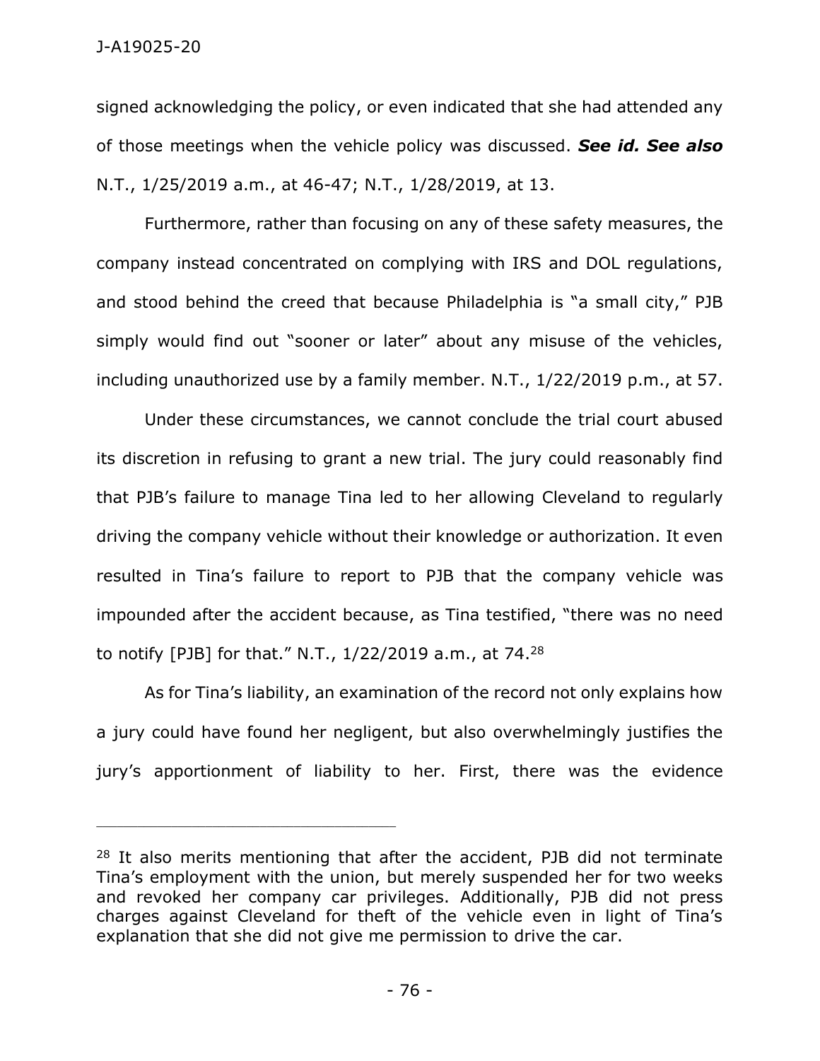signed acknowledging the policy, or even indicated that she had attended any of those meetings when the vehicle policy was discussed. ***See id. See also*** N.T., 1/25/2019 a.m., at 46-47; N.T., 1/28/2019, at 13.

Furthermore, rather than focusing on any of these safety measures, the company instead concentrated on complying with IRS and DOL regulations, and stood behind the creed that because Philadelphia is "a small city," PJB simply would find out "sooner or later" about any misuse of the vehicles, including unauthorized use by a family member. N.T., 1/22/2019 p.m., at 57.

Under these circumstances, we cannot conclude the trial court abused its discretion in refusing to grant a new trial. The jury could reasonably find that PJB's failure to manage Tina led to her allowing Cleveland to regularly driving the company vehicle without their knowledge or authorization. It even resulted in Tina's failure to report to PJB that the company vehicle was impounded after the accident because, as Tina testified, "there was no need to notify [PJB] for that." N.T., 1/22/2019 a.m., at 74.[28]

As for Tina's liability, an examination of the record not only explains how a jury could have found her negligent, but also overwhelmingly justifies the jury's apportionment of liability to her. First, there was the evidence

---

[28] It also merits mentioning that after the accident, PJB did not terminate Tina's employment with the union, but merely suspended her for two weeks and revoked her company car privileges. Additionally, PJB did not press charges against Cleveland for theft of the vehicle even in light of Tina's explanation that she did not give me permission to drive the car.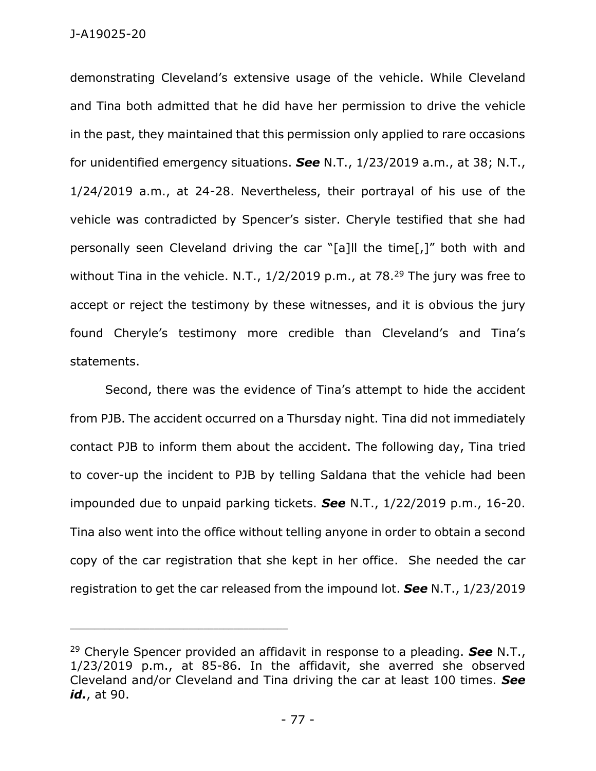demonstrating Cleveland's extensive usage of the vehicle. While Cleveland and Tina both admitted that he did have her permission to drive the vehicle in the past, they maintained that this permission only applied to rare occasions for unidentified emergency situations. ***See*** N.T., 1/23/2019 a.m., at 38; N.T., 1/24/2019 a.m., at 24-28. Nevertheless, their portrayal of his use of the vehicle was contradicted by Spencer's sister. Cheryle testified that she had personally seen Cleveland driving the car "[a]ll the time[,]" both with and without Tina in the vehicle. N.T., 1/2/2019 p.m., at 78.[29] The jury was free to accept or reject the testimony by these witnesses, and it is obvious the jury found Cheryle's testimony more credible than Cleveland's and Tina's statements.

Second, there was the evidence of Tina's attempt to hide the accident from PJB. The accident occurred on a Thursday night. Tina did not immediately contact PJB to inform them about the accident. The following day, Tina tried to cover-up the incident to PJB by telling Saldana that the vehicle had been impounded due to unpaid parking tickets. ***See*** N.T., 1/22/2019 p.m., 16-20. Tina also went into the office without telling anyone in order to obtain a second copy of the car registration that she kept in her office. She needed the car registration to get the car released from the impound lot. ***See*** N.T., 1/23/2019

---

[29] Cheryle Spencer provided an affidavit in response to a pleading. ***See*** N.T., 1/23/2019 p.m., at 85-86. In the affidavit, she averred she observed Cleveland and/or Cleveland and Tina driving the car at least 100 times. ***See id.***, at 90.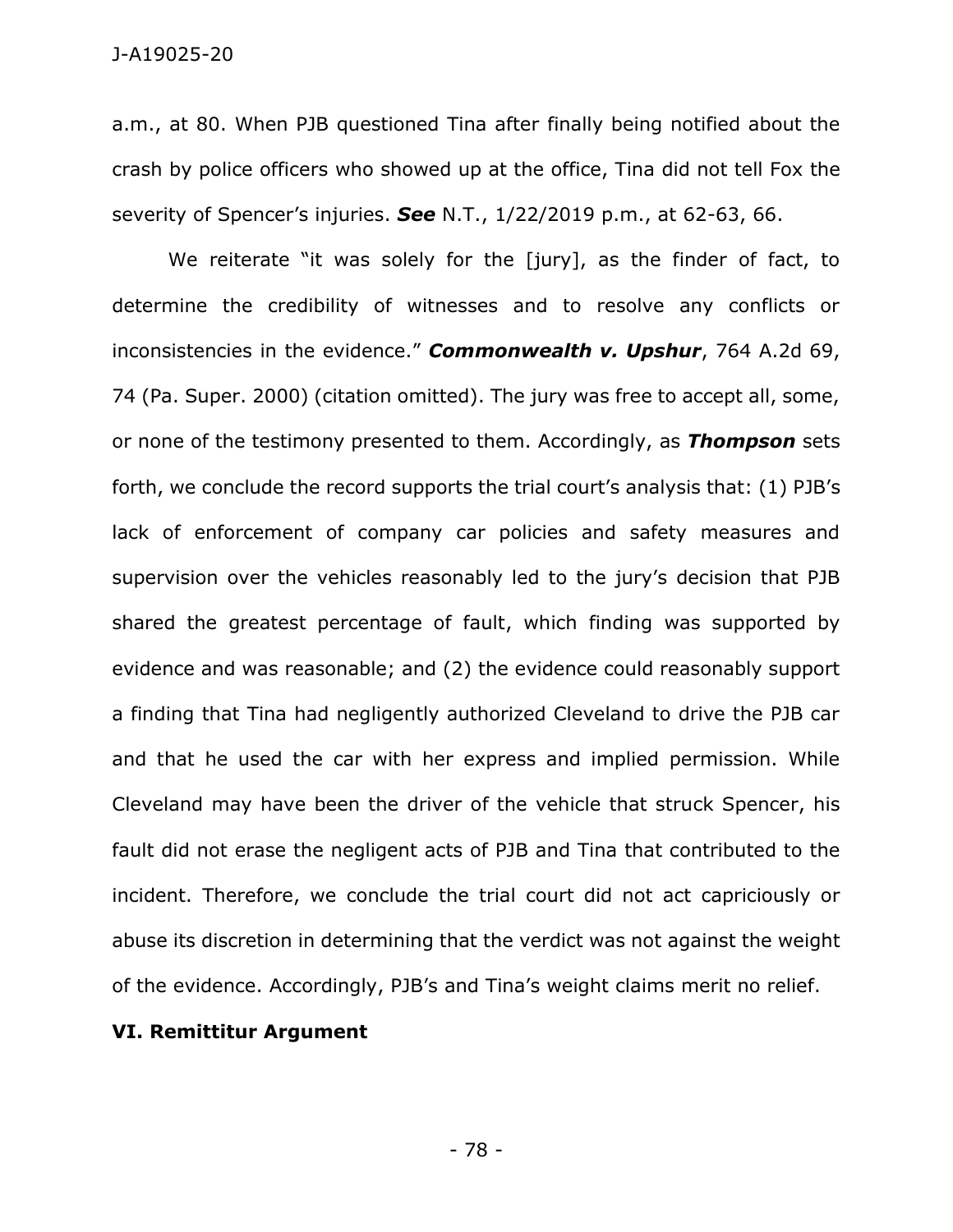a.m., at 80. When PJB questioned Tina after finally being notified about the crash by police officers who showed up at the office, Tina did not tell Fox the severity of Spencer's injuries. ***See*** N.T., 1/22/2019 p.m., at 62-63, 66.

We reiterate "it was solely for the [jury], as the finder of fact, to determine the credibility of witnesses and to resolve any conflicts or inconsistencies in the evidence." ***Commonwealth v. Upshur***, 764 A.2d 69, 74 (Pa. Super. 2000) (citation omitted). The jury was free to accept all, some, or none of the testimony presented to them. Accordingly, as ***Thompson*** sets forth, we conclude the record supports the trial court's analysis that: (1) PJB's lack of enforcement of company car policies and safety measures and supervision over the vehicles reasonably led to the jury's decision that PJB shared the greatest percentage of fault, which finding was supported by evidence and was reasonable; and (2) the evidence could reasonably support a finding that Tina had negligently authorized Cleveland to drive the PJB car and that he used the car with her express and implied permission. While Cleveland may have been the driver of the vehicle that struck Spencer, his fault did not erase the negligent acts of PJB and Tina that contributed to the incident. Therefore, we conclude the trial court did not act capriciously or abuse its discretion in determining that the verdict was not against the weight of the evidence. Accordingly, PJB's and Tina's weight claims merit no relief.

**VI. Remittitur Argument**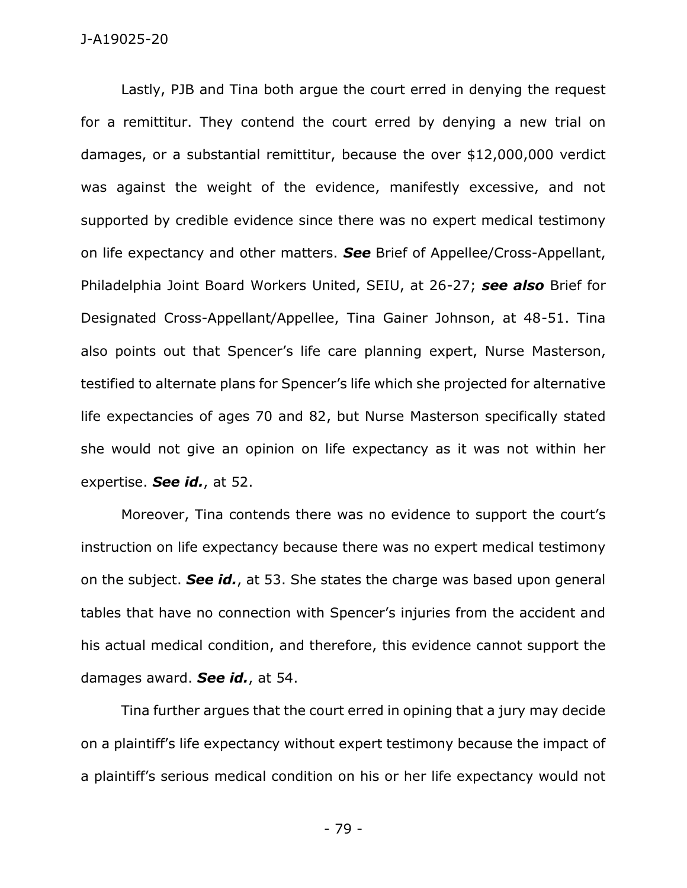Lastly, PJB and Tina both argue the court erred in denying the request for a remittitur. They contend the court erred by denying a new trial on damages, or a substantial remittitur, because the over $12,000,000 verdict was against the weight of the evidence, manifestly excessive, and not supported by credible evidence since there was no expert medical testimony on life expectancy and other matters. ***See*** Brief of Appellee/Cross-Appellant, Philadelphia Joint Board Workers United, SEIU, at 26-27; ***see also*** Brief for Designated Cross-Appellant/Appellee, Tina Gainer Johnson, at 48-51. Tina also points out that Spencer's life care planning expert, Nurse Masterson, testified to alternate plans for Spencer's life which she projected for alternative life expectancies of ages 70 and 82, but Nurse Masterson specifically stated she would not give an opinion on life expectancy as it was not within her expertise. ***See id.***, at 52.

Moreover, Tina contends there was no evidence to support the court's instruction on life expectancy because there was no expert medical testimony on the subject. ***See id.***, at 53. She states the charge was based upon general tables that have no connection with Spencer's injuries from the accident and his actual medical condition, and therefore, this evidence cannot support the damages award. ***See id.***, at 54.

Tina further argues that the court erred in opining that a jury may decide on a plaintiff's life expectancy without expert testimony because the impact of a plaintiff's serious medical condition on his or her life expectancy would not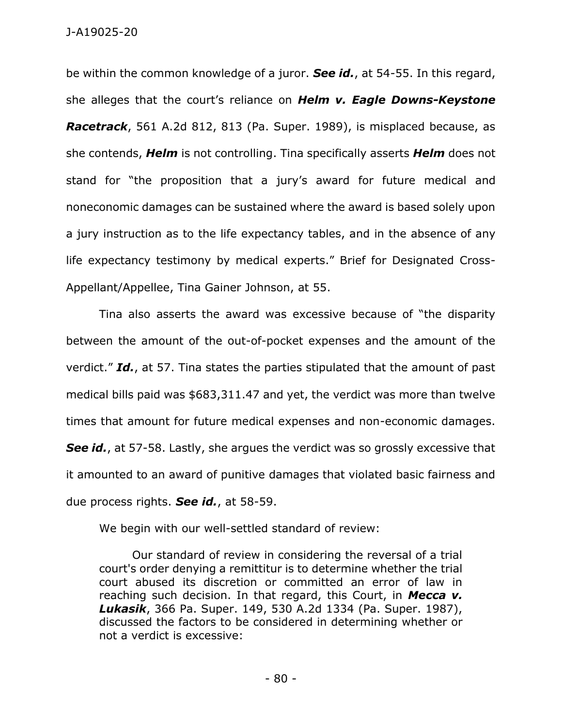be within the common knowledge of a juror. ***See id.***, at 54-55. In this regard, she alleges that the court's reliance on ***Helm v. Eagle Downs-Keystone Racetrack***, 561 A.2d 812, 813 (Pa. Super. 1989), is misplaced because, as she contends, ***Helm*** is not controlling. Tina specifically asserts ***Helm*** does not stand for "the proposition that a jury's award for future medical and noneconomic damages can be sustained where the award is based solely upon a jury instruction as to the life expectancy tables, and in the absence of any life expectancy testimony by medical experts." Brief for Designated Cross-Appellant/Appellee, Tina Gainer Johnson, at 55.

Tina also asserts the award was excessive because of "the disparity between the amount of the out-of-pocket expenses and the amount of the verdict." ***Id.***, at 57. Tina states the parties stipulated that the amount of past medical bills paid was $683,311.47 and yet, the verdict was more than twelve times that amount for future medical expenses and non-economic damages. ***See id.***, at 57-58. Lastly, she argues the verdict was so grossly excessive that it amounted to an award of punitive damages that violated basic fairness and due process rights. ***See id.***, at 58-59.

We begin with our well-settled standard of review:

> Our standard of review in considering the reversal of a trial court's order denying a remittitur is to determine whether the trial court abused its discretion or committed an error of law in reaching such decision. In that regard, this Court, in ***Mecca v. Lukasik***, 366 Pa. Super. 149, 530 A.2d 1334 (Pa. Super. 1987), discussed the factors to be considered in determining whether or not a verdict is excessive: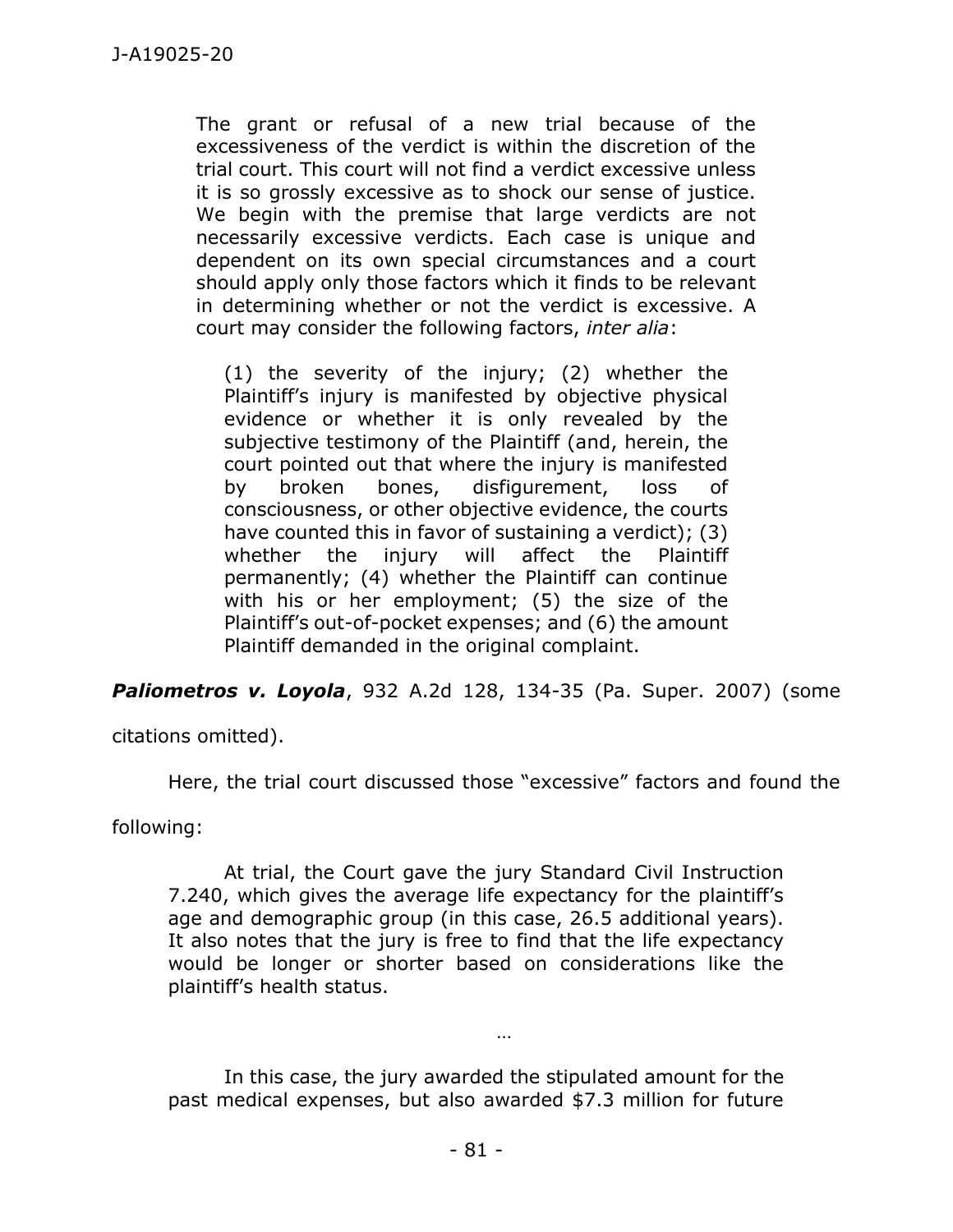> The grant or refusal of a new trial because of the excessiveness of the verdict is within the discretion of the trial court. This court will not find a verdict excessive unless it is so grossly excessive as to shock our sense of justice. We begin with the premise that large verdicts are not necessarily excessive verdicts. Each case is unique and dependent on its own special circumstances and a court should apply only those factors which it finds to be relevant in determining whether or not the verdict is excessive. A court may consider the following factors, *inter alia*:
>
> > (1) the severity of the injury; (2) whether the Plaintiff's injury is manifested by objective physical evidence or whether it is only revealed by the subjective testimony of the Plaintiff (and, herein, the court pointed out that where the injury is manifested by broken bones, disfigurement, loss of consciousness, or other objective evidence, the courts have counted this in favor of sustaining a verdict); (3) whether the injury will affect the Plaintiff permanently; (4) whether the Plaintiff can continue with his or her employment; (5) the size of the Plaintiff's out-of-pocket expenses; and (6) the amount Plaintiff demanded in the original complaint.

***Paliometros v. Loyola***, 932 A.2d 128, 134-35 (Pa. Super. 2007) (some citations omitted).

Here, the trial court discussed those "excessive" factors and found the following:

> At trial, the Court gave the jury Standard Civil Instruction 7.240, which gives the average life expectancy for the plaintiff's age and demographic group (in this case, 26.5 additional years). It also notes that the jury is free to find that the life expectancy would be longer or shorter based on considerations like the plaintiff's health status.
>
> …
>
> In this case, the jury awarded the stipulated amount for the past medical expenses, but also awarded $7.3 million for future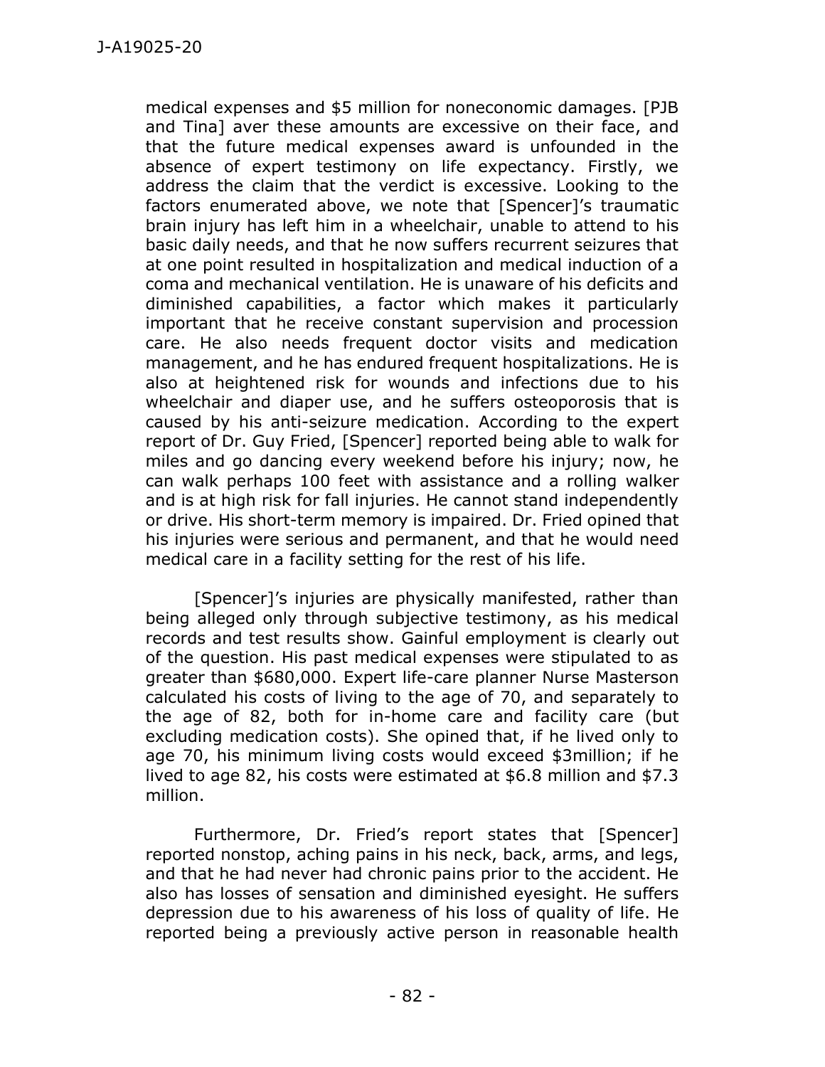medical expenses and $5 million for noneconomic damages. [PJB and Tina] aver these amounts are excessive on their face, and that the future medical expenses award is unfounded in the absence of expert testimony on life expectancy. Firstly, we address the claim that the verdict is excessive. Looking to the factors enumerated above, we note that [Spencer]'s traumatic brain injury has left him in a wheelchair, unable to attend to his basic daily needs, and that he now suffers recurrent seizures that at one point resulted in hospitalization and medical induction of a coma and mechanical ventilation. He is unaware of his deficits and diminished capabilities, a factor which makes it particularly important that he receive constant supervision and procession care. He also needs frequent doctor visits and medication management, and he has endured frequent hospitalizations. He is also at heightened risk for wounds and infections due to his wheelchair and diaper use, and he suffers osteoporosis that is caused by his anti-seizure medication. According to the expert report of Dr. Guy Fried, [Spencer] reported being able to walk for miles and go dancing every weekend before his injury; now, he can walk perhaps 100 feet with assistance and a rolling walker and is at high risk for fall injuries. He cannot stand independently or drive. His short-term memory is impaired. Dr. Fried opined that his injuries were serious and permanent, and that he would need medical care in a facility setting for the rest of his life.

[Spencer]'s injuries are physically manifested, rather than being alleged only through subjective testimony, as his medical records and test results show. Gainful employment is clearly out of the question. His past medical expenses were stipulated to as greater than $680,000. Expert life-care planner Nurse Masterson calculated his costs of living to the age of 70, and separately to the age of 82, both for in-home care and facility care (but excluding medication costs). She opined that, if he lived only to age 70, his minimum living costs would exceed $3million; if he lived to age 82, his costs were estimated at $6.8 million and $7.3 million.

Furthermore, Dr. Fried's report states that [Spencer] reported nonstop, aching pains in his neck, back, arms, and legs, and that he had never had chronic pains prior to the accident. He also has losses of sensation and diminished eyesight. He suffers depression due to his awareness of his loss of quality of life. He reported being a previously active person in reasonable health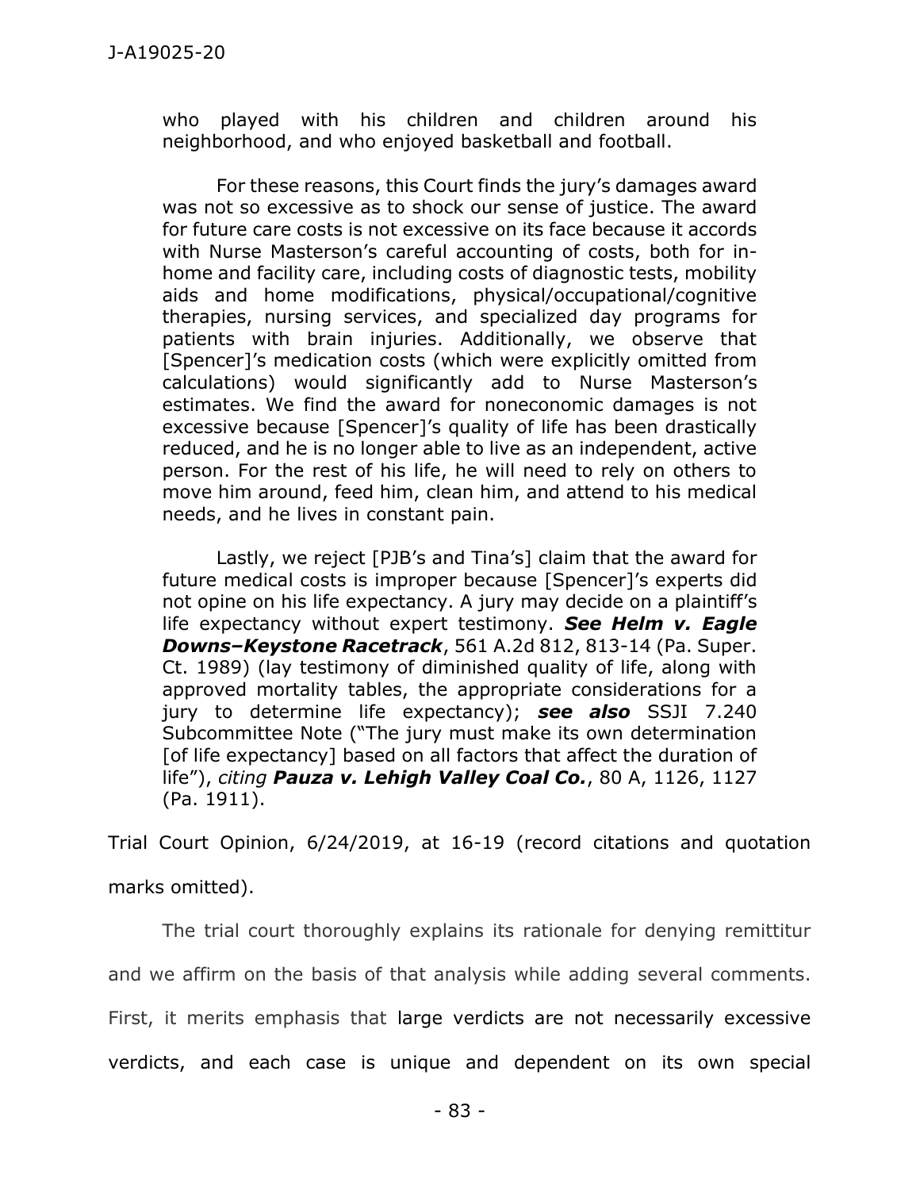> who played with his children and children around his neighborhood, and who enjoyed basketball and football.
>
> For these reasons, this Court finds the jury's damages award was not so excessive as to shock our sense of justice. The award for future care costs is not excessive on its face because it accords with Nurse Masterson's careful accounting of costs, both for in-home and facility care, including costs of diagnostic tests, mobility aids and home modifications, physical/occupational/cognitive therapies, nursing services, and specialized day programs for patients with brain injuries. Additionally, we observe that [Spencer]'s medication costs (which were explicitly omitted from calculations) would significantly add to Nurse Masterson's estimates. We find the award for noneconomic damages is not excessive because [Spencer]'s quality of life has been drastically reduced, and he is no longer able to live as an independent, active person. For the rest of his life, he will need to rely on others to move him around, feed him, clean him, and attend to his medical needs, and he lives in constant pain.
>
> Lastly, we reject [PJB's and Tina's] claim that the award for future medical costs is improper because [Spencer]'s experts did not opine on his life expectancy. A jury may decide on a plaintiff's life expectancy without expert testimony. ***See Helm v. Eagle Downs–Keystone Racetrack***, 561 A.2d 812, 813-14 (Pa. Super. Ct. 1989) (lay testimony of diminished quality of life, along with approved mortality tables, the appropriate considerations for a jury to determine life expectancy); ***see also*** SSJI 7.240 Subcommittee Note ("The jury must make its own determination [of life expectancy] based on all factors that affect the duration of life"), *citing* ***Pauza v. Lehigh Valley Coal Co.***, 80 A, 1126, 1127 (Pa. 1911).

Trial Court Opinion, 6/24/2019, at 16-19 (record citations and quotation marks omitted).

The trial court thoroughly explains its rationale for denying remittitur and we affirm on the basis of that analysis while adding several comments. First, it merits emphasis that large verdicts are not necessarily excessive verdicts, and each case is unique and dependent on its own special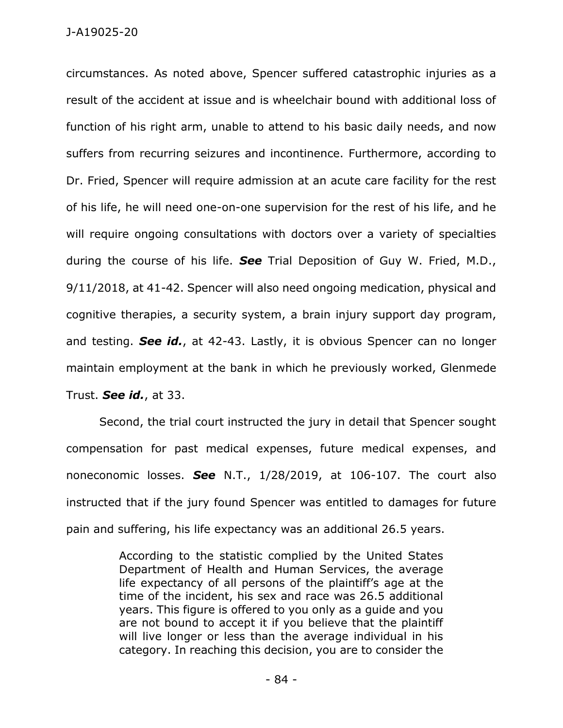circumstances. As noted above, Spencer suffered catastrophic injuries as a result of the accident at issue and is wheelchair bound with additional loss of function of his right arm, unable to attend to his basic daily needs, and now suffers from recurring seizures and incontinence. Furthermore, according to Dr. Fried, Spencer will require admission at an acute care facility for the rest of his life, he will need one-on-one supervision for the rest of his life, and he will require ongoing consultations with doctors over a variety of specialties during the course of his life. ***See*** Trial Deposition of Guy W. Fried, M.D., 9/11/2018, at 41-42. Spencer will also need ongoing medication, physical and cognitive therapies, a security system, a brain injury support day program, and testing. ***See id.***, at 42-43. Lastly, it is obvious Spencer can no longer maintain employment at the bank in which he previously worked, Glenmede Trust. ***See id.***, at 33.

Second, the trial court instructed the jury in detail that Spencer sought compensation for past medical expenses, future medical expenses, and noneconomic losses. ***See*** N.T., 1/28/2019, at 106-107. The court also instructed that if the jury found Spencer was entitled to damages for future pain and suffering, his life expectancy was an additional 26.5 years.

> According to the statistic complied by the United States Department of Health and Human Services, the average life expectancy of all persons of the plaintiff's age at the time of the incident, his sex and race was 26.5 additional years. This figure is offered to you only as a guide and you are not bound to accept it if you believe that the plaintiff will live longer or less than the average individual in his category. In reaching this decision, you are to consider the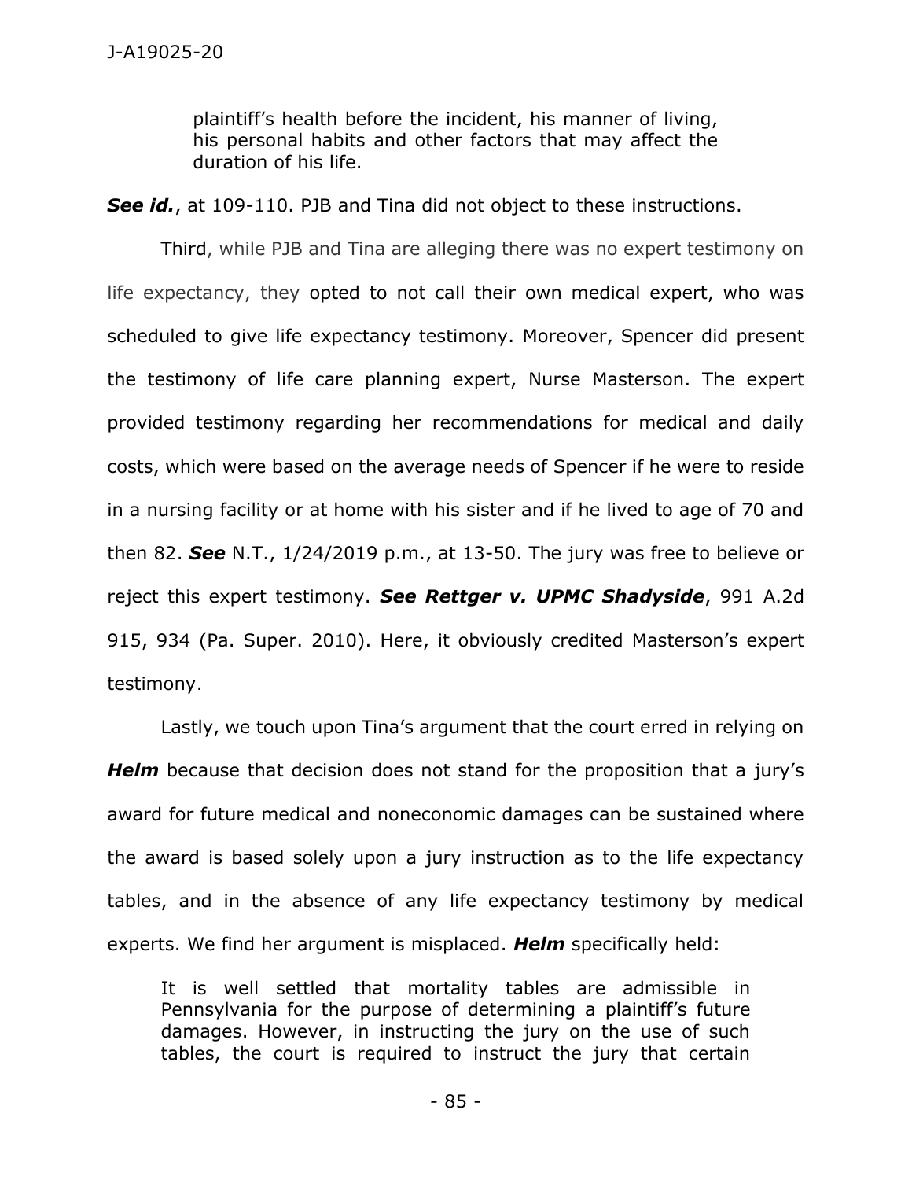> plaintiff's health before the incident, his manner of living, his personal habits and other factors that may affect the duration of his life.

***See id.***, at 109-110. PJB and Tina did not object to these instructions.

Third, while PJB and Tina are alleging there was no expert testimony on life expectancy, they opted to not call their own medical expert, who was scheduled to give life expectancy testimony. Moreover, Spencer did present the testimony of life care planning expert, Nurse Masterson. The expert provided testimony regarding her recommendations for medical and daily costs, which were based on the average needs of Spencer if he were to reside in a nursing facility or at home with his sister and if he lived to age of 70 and then 82. ***See*** N.T., 1/24/2019 p.m., at 13-50. The jury was free to believe or reject this expert testimony. ***See Rettger v. UPMC Shadyside***, 991 A.2d 915, 934 (Pa. Super. 2010). Here, it obviously credited Masterson's expert testimony.

Lastly, we touch upon Tina's argument that the court erred in relying on ***Helm*** because that decision does not stand for the proposition that a jury's award for future medical and noneconomic damages can be sustained where the award is based solely upon a jury instruction as to the life expectancy tables, and in the absence of any life expectancy testimony by medical experts. We find her argument is misplaced. ***Helm*** specifically held:

> It is well settled that mortality tables are admissible in Pennsylvania for the purpose of determining a plaintiff's future damages. However, in instructing the jury on the use of such tables, the court is required to instruct the jury that certain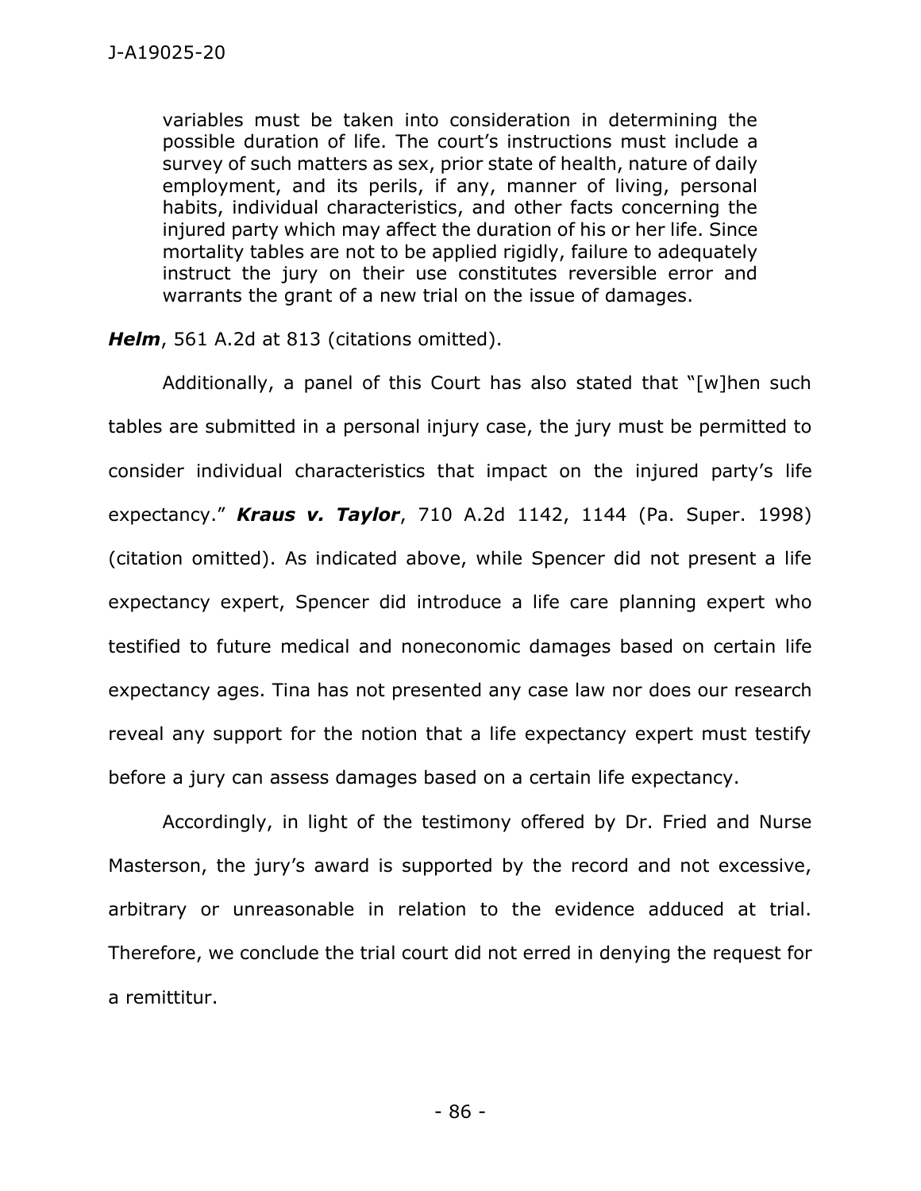> variables must be taken into consideration in determining the possible duration of life. The court's instructions must include a survey of such matters as sex, prior state of health, nature of daily employment, and its perils, if any, manner of living, personal habits, individual characteristics, and other facts concerning the injured party which may affect the duration of his or her life. Since mortality tables are not to be applied rigidly, failure to adequately instruct the jury on their use constitutes reversible error and warrants the grant of a new trial on the issue of damages.

***Helm***, 561 A.2d at 813 (citations omitted).

Additionally, a panel of this Court has also stated that "[w]hen such tables are submitted in a personal injury case, the jury must be permitted to consider individual characteristics that impact on the injured party's life expectancy." ***Kraus v. Taylor***, 710 A.2d 1142, 1144 (Pa. Super. 1998) (citation omitted). As indicated above, while Spencer did not present a life expectancy expert, Spencer did introduce a life care planning expert who testified to future medical and noneconomic damages based on certain life expectancy ages. Tina has not presented any case law nor does our research reveal any support for the notion that a life expectancy expert must testify before a jury can assess damages based on a certain life expectancy.

Accordingly, in light of the testimony offered by Dr. Fried and Nurse Masterson, the jury's award is supported by the record and not excessive, arbitrary or unreasonable in relation to the evidence adduced at trial. Therefore, we conclude the trial court did not erred in denying the request for a remittitur.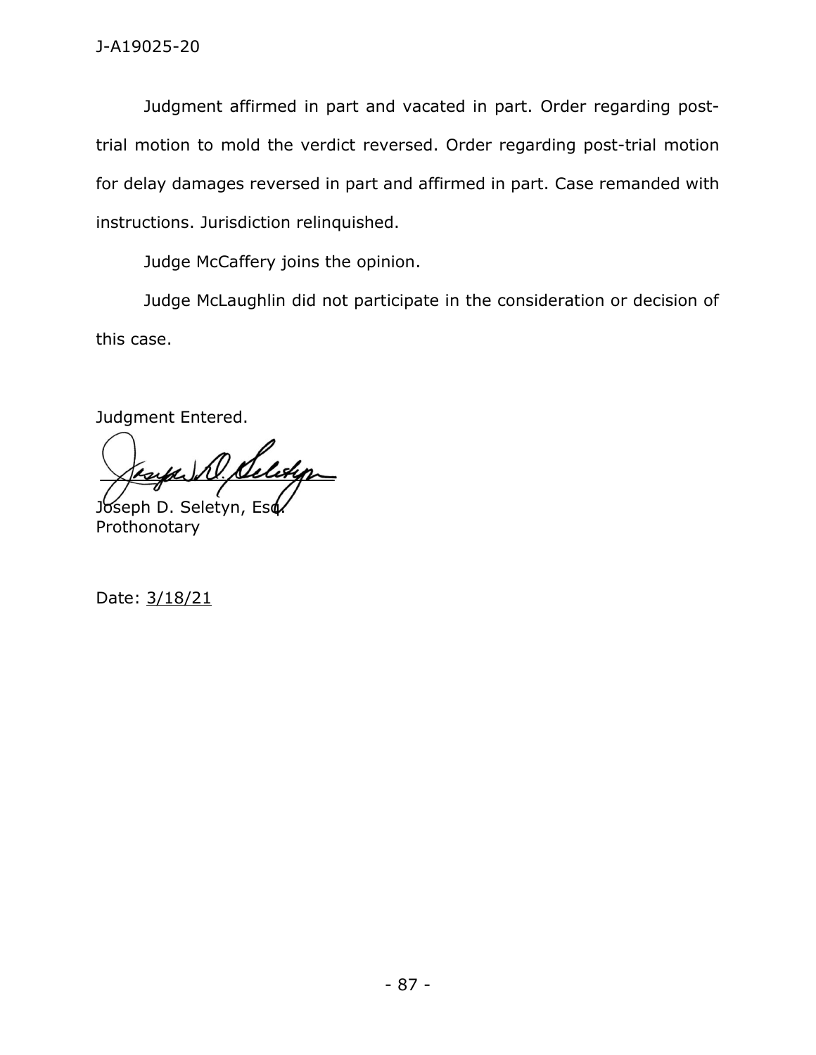Judgment affirmed in part and vacated in part. Order regarding post-trial motion to mold the verdict reversed. Order regarding post-trial motion for delay damages reversed in part and affirmed in part. Case remanded with instructions. Jurisdiction relinquished.

Judge McCaffery joins the opinion.

Judge McLaughlin did not participate in the consideration or decision of this case.

Judgment Entered.

Joseph D. Seletyn, Esq.
Prothonotary

Date: 3/18/21